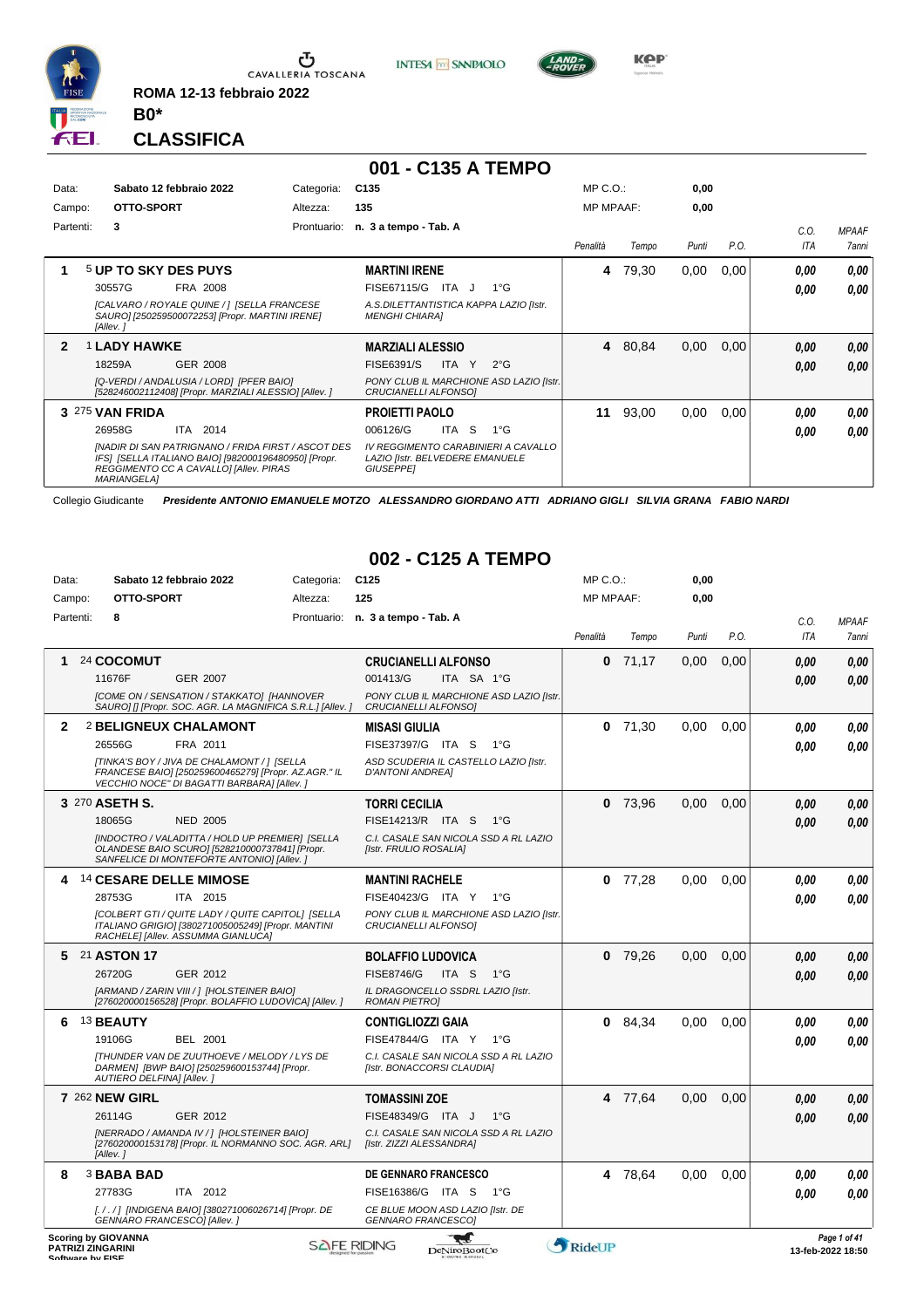ROMA 12-13 febbraio 2022

**B0***

# CLASSIFICA

## 001 - C135 A TEMPO

| Data: | Sabato 12 febbraio 2022 | Categoria: | C135 | MP C.O.: | 0,00 |
|---|---|---|---|---|---|
| Campo: | OTTO-SPORT | Altezza: | 135 | MP MPAAF: | 0,00 |
| Partenti: | 3 | Prontuario: | n. 3 a tempo - Tab. A | | |

| | Cavallo | Cavaliere | Penalità | Tempo | Punti | P.O. | C.O. ITA | MPAAF 7anni |
|---|---|---|---|---|---|---|---|---|
| 1 | 5 **UP TO SKY DES PUYS** 30557G FRA 2008 *[CALVARO / ROYALE QUINE / ] [SELLA FRANCESE SAURO] [250259500072253] [Propr. MARTINI IRENE] [Allev. ]* | **MARTINI IRENE** FISE67115/G ITA J 1°G *A.S.DILETTANTISTICA KAPPA LAZIO [Istr. MENGHI CHIARA]* | 4 | 79,30 | 0,00 | 0,00 | 0,00 / 0,00 | 0,00 / 0,00 |
| 2 | 1 **LADY HAWKE** 18259A GER 2008 *[Q-VERDI / ANDALUSIA / LORD] [PFER BAIO] [528246002112408] [Propr. MARZIALI ALESSIO] [Allev. ]* | **MARZIALI ALESSIO** FISE6391/S ITA Y 2°G *PONY CLUB IL MARCHIONE ASD LAZIO [Istr. CRUCIANELLI ALFONSO]* | 4 | 80,84 | 0,00 | 0,00 | 0,00 / 0,00 | 0,00 / 0,00 |
| 3 | 275 **VAN FRIDA** 26958G ITA 2014 *[NADIR DI SAN PATRIGNANO / FRIDA FIRST / ASCOT DES IFS] [SELLA ITALIANO BAIO] [982000196480950] [Propr. REGGIMENTO CC A CAVALLO] [Allev. PIRAS MARIANGELA]* | **PROIETTI PAOLO** 006126/G ITA S 1°G *IV REGGIMENTO CARABINIERI A CAVALLO LAZIO [Istr. BELVEDERE EMANUELE GIUSEPPE]* | 11 | 93,00 | 0,00 | 0,00 | 0,00 / 0,00 | 0,00 / 0,00 |

Collegio Giudicante *Presidente ANTONIO EMANUELE MOTZO ALESSANDRO GIORDANO ATTI ADRIANO GIGLI SILVIA GRANA FABIO NARDI*

## 002 - C125 A TEMPO

| Data: | Sabato 12 febbraio 2022 | Categoria: | C125 | MP C.O.: | 0,00 |
|---|---|---|---|---|---|
| Campo: | OTTO-SPORT | Altezza: | 125 | MP MPAAF: | 0,00 |
| Partenti: | 8 | Prontuario: | n. 3 a tempo - Tab. A | | |

| | Cavallo | Cavaliere | Penalità | Tempo | Punti | P.O. | C.O. ITA | MPAAF 7anni |
|---|---|---|---|---|---|---|---|---|
| 1 | 24 **COCOMUT** 11676F GER 2007 *[COME ON / SENSATION / STAKKATO] [HANNOVER SAURO] [] [Propr. SOC. AGR. LA MAGNIFICA S.R.L.] [Allev. ]* | **CRUCIANELLI ALFONSO** 001413/G ITA SA 1°G *PONY CLUB IL MARCHIONE ASD LAZIO [Istr. CRUCIANELLI ALFONSO]* | 0 | 71,17 | 0,00 | 0,00 | 0,00 / 0,00 | 0,00 / 0,00 |
| 2 | 2 **BELIGNEUX CHALAMONT** 26556G FRA 2011 *[TINKA'S BOY / JIVA DE CHALAMONT / ] [SELLA FRANCESE BAIO] [250259600465279] [Propr. AZ.AGR." IL VECCHIO NOCE" DI BAGATTI BARBARA] [Allev. ]* | **MISASI GIULIA** FISE37397/G ITA S 1°G *ASD SCUDERIA IL CASTELLO LAZIO [Istr. D'ANTONI ANDREA]* | 0 | 71,30 | 0,00 | 0,00 | 0,00 / 0,00 | 0,00 / 0,00 |
| 3 | 270 **ASETH S.** 18065G NED 2005 *[INDOCTRO / VALADITTA / HOLD UP PREMIER] [SELLA OLANDESE BAIO SCURO] [528210000737841] [Propr. SANFELICE DI MONTEFORTE ANTONIO] [Allev. ]* | **TORRI CECILIA** FISE14213/R ITA S 1°G *C.I. CASALE SAN NICOLA SSD A RL LAZIO [Istr. FRULIO ROSALIA]* | 0 | 73,96 | 0,00 | 0,00 | 0,00 / 0,00 | 0,00 / 0,00 |
| 4 | 14 **CESARE DELLE MIMOSE** 28753G ITA 2015 *[COLBERT GTI / QUITE LADY / QUITE CAPITOL] [SELLA ITALIANO GRIGIO] [380271005005249] [Propr. MANTINI RACHELE] [Allev. ASSUMMA GIANLUCA]* | **MANTINI RACHELE** FISE40423/G ITA Y 1°G *PONY CLUB IL MARCHIONE ASD LAZIO [Istr. CRUCIANELLI ALFONSO]* | 0 | 77,28 | 0,00 | 0,00 | 0,00 / 0,00 | 0,00 / 0,00 |
| 5 | 21 **ASTON 17** 26720G GER 2012 *[ARMAND / ZARIN VIII / ] [HOLSTEINER BAIO] [276020000156528] [Propr. BOLAFFIO LUDOVICA] [Allev. ]* | **BOLAFFIO LUDOVICA** FISE8746/G ITA S 1°G *IL DRAGONCELLO SSDRL LAZIO [Istr. ROMAN PIETRO]* | 0 | 79,26 | 0,00 | 0,00 | 0,00 / 0,00 | 0,00 / 0,00 |
| 6 | 13 **BEAUTY** 19106G BEL 2001 *[THUNDER VAN DE ZUUTHOEVE / MELODY / LYS DE DARMEN] [BWP BAIO] [250259600153744] [Propr. AUTIERO DELFINA] [Allev. ]* | **CONTIGLIOZZI GAIA** FISE47844/G ITA Y 1°G *C.I. CASALE SAN NICOLA SSD A RL LAZIO [Istr. BONACCORSI CLAUDIA]* | 0 | 84,34 | 0,00 | 0,00 | 0,00 / 0,00 | 0,00 / 0,00 |
| 7 | 262 **NEW GIRL** 26114G GER 2012 *[NERRADO / AMANDA IV / ] [HOLSTEINER BAIO] [276020000153178] [Propr. IL NORMANNO SOC. AGR. ARL] [Allev. ]* | **TOMASSINI ZOE** FISE48349/G ITA J 1°G *C.I. CASALE SAN NICOLA SSD A RL LAZIO [Istr. ZIZZI ALESSANDRA]* | 4 | 77,64 | 0,00 | 0,00 | 0,00 / 0,00 | 0,00 / 0,00 |
| 8 | 3 **BABA BAD** 27783G ITA 2012 *[. / . / ] [INDIGENA BAIO] [380271006026714] [Propr. DE GENNARO FRANCESCO] [Allev. ]* | **DE GENNARO FRANCESCO** FISE16386/G ITA S 1°G *CE BLUE MOON ASD LAZIO [Istr. DE GENNARO FRANCESCO]* | 4 | 78,64 | 0,00 | 0,00 | 0,00 / 0,00 | 0,00 / 0,00 |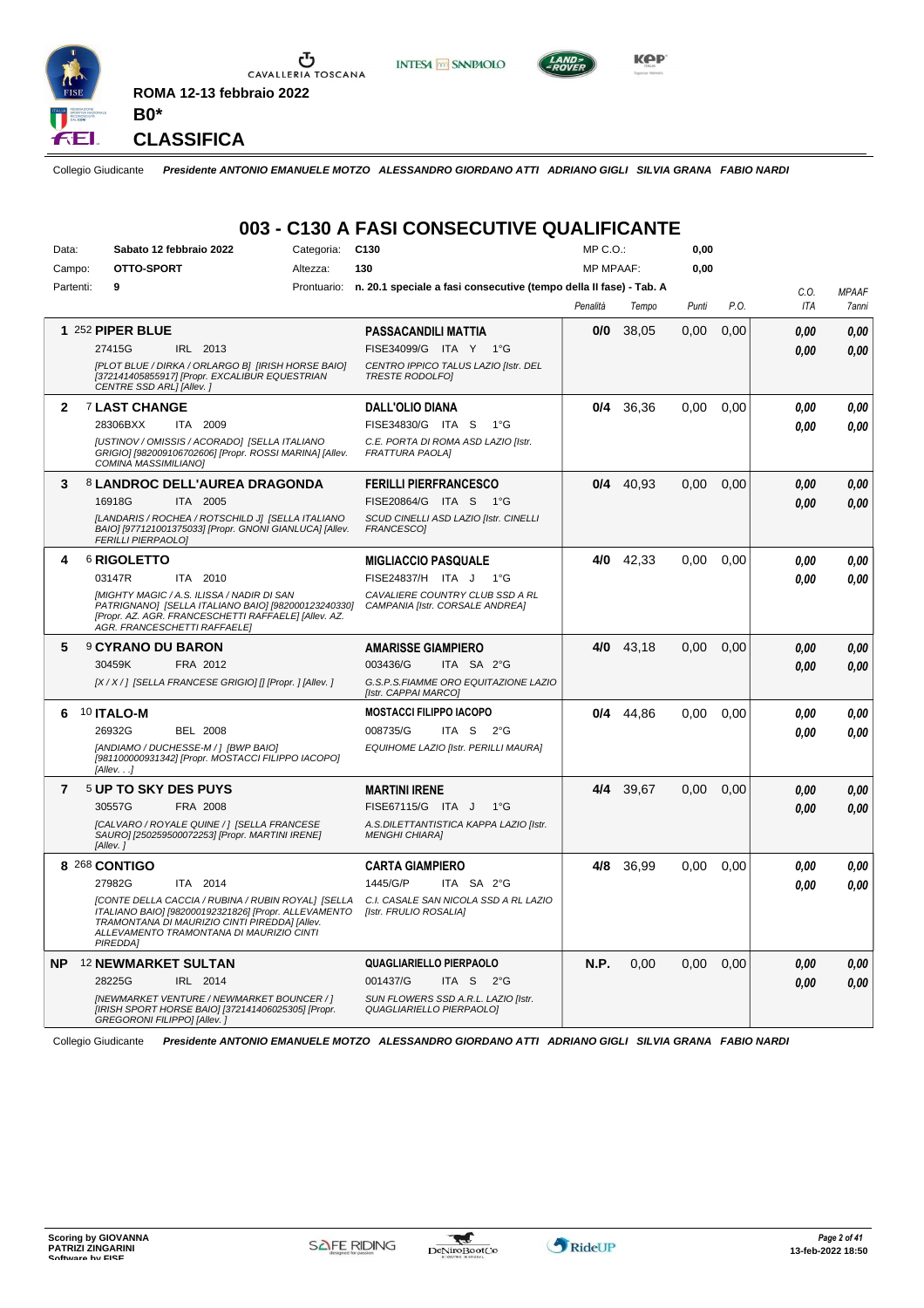**ROMA 12-13 febbraio 2022**

**B0***

# CLASSIFICA

Collegio Giudicante *Presidente ANTONIO EMANUELE MOTZO ALESSANDRO GIORDANO ATTI ADRIANO GIGLI SILVIA GRANA FABIO NARDI*

## 003 - C130 A FASI CONSECUTIVE QUALIFICANTE

Data: **Sabato 12 febbraio 2022** Categoria: **C130** MP C.O.: **0,00**

Campo: **OTTO-SPORT** Altezza: **130** MP MPAAF: **0,00**

Partenti: **9** Prontuario: **n. 20.1 speciale a fasi consecutive (tempo della II fase) - Tab. A**

| | Cavallo | Cavaliere | Penalità | Tempo | Punti | P.O. | C.O. ITA | MPAAF 7anni |
|---|---|---|---|---|---|---|---|---|
| **1** | 252 **PIPER BLUE**<br>27415G IRL 2013<br>*[PLOT BLUE / DIRKA / ORLARGO B] [IRISH HORSE BAIO] [372141405855917] [Propr. EXCALIBUR EQUESTRIAN CENTRE SSD ARL] [Allev. ]* | **PASSACANDILI MATTIA**<br>FISE34099/G ITA Y 1°G<br>*CENTRO IPPICO TALUS LAZIO [Istr. DEL TRESTE RODOLFO]* | **0/0** | 38,05 | 0,00 | 0,00 | ***0,00***<br>***0,00*** | ***0,00***<br>***0,00*** |
| **2** | 7 **LAST CHANGE**<br>28306BXX ITA 2009<br>*[USTINOV / OMISSIS / ACORADO] [SELLA ITALIANO GRIGIO] [982009106702606] [Propr. ROSSI MARINA] [Allev. COMINA MASSIMILIANO]* | **DALL'OLIO DIANA**<br>FISE34830/G ITA S 1°G<br>*C.E. PORTA DI ROMA ASD LAZIO [Istr. FRATTURA PAOLA]* | **0/4** | 36,36 | 0,00 | 0,00 | ***0,00***<br>***0,00*** | ***0,00***<br>***0,00*** |
| **3** | 8 **LANDROC DELL'AUREA DRAGONDA**<br>16918G ITA 2005<br>*[LANDARIS / ROCHEA / ROTSCHILD J] [SELLA ITALIANO BAIO] [977121001375033] [Propr. GNONI GIANLUCA] [Allev. FERILLI PIERPAOLO]* | **FERILLI PIERFRANCESCO**<br>FISE20864/G ITA S 1°G<br>*SCUD CINELLI ASD LAZIO [Istr. CINELLI FRANCESCO]* | **0/4** | 40,93 | 0,00 | 0,00 | ***0,00***<br>***0,00*** | ***0,00***<br>***0,00*** |
| **4** | 6 **RIGOLETTO**<br>03147R ITA 2010<br>*[MIGHTY MAGIC / A.S. ILISSA / NADIR DI SAN PATRIGNANO] [SELLA ITALIANO BAIO] [982000123240330] [Propr. AZ. AGR. FRANCESCHETTI RAFFAELE] [Allev. AZ. AGR. FRANCESCHETTI RAFFAELE]* | **MIGLIACCIO PASQUALE**<br>FISE24837/H ITA J 1°G<br>*CAVALIERE COUNTRY CLUB SSD A RL CAMPANIA [Istr. CORSALE ANDREA]* | **4/0** | 42,33 | 0,00 | 0,00 | ***0,00***<br>***0,00*** | ***0,00***<br>***0,00*** |
| **5** | 9 **CYRANO DU BARON**<br>30459K FRA 2012<br>*[X / X / ] [SELLA FRANCESE GRIGIO] [] [Propr. ] [Allev. ]* | **AMARISSE GIAMPIERO**<br>003436/G ITA SA 2°G<br>*G.S.P.S.FIAMME ORO EQUITAZIONE LAZIO [Istr. CAPPAI MARCO]* | **4/0** | 43,18 | 0,00 | 0,00 | ***0,00***<br>***0,00*** | ***0,00***<br>***0,00*** |
| **6** | 10 **ITALO-M**<br>26932G BEL 2008<br>*[ANDIAMO / DUCHESSE-M / ] [BWP BAIO] [981100000931342] [Propr. MOSTACCI FILIPPO IACOPO] [Allev. . . .]* | **MOSTACCI FILIPPO IACOPO**<br>008735/G ITA S 2°G<br>*EQUIHOME LAZIO [Istr. PERILLI MAURA]* | **0/4** | 44,86 | 0,00 | 0,00 | ***0,00***<br>***0,00*** | ***0,00***<br>***0,00*** |
| **7** | 5 **UP TO SKY DES PUYS**<br>30557G FRA 2008<br>*[CALVARO / ROYALE QUINE / ] [SELLA FRANCESE SAURO] [250259500072253] [Propr. MARTINI IRENE] [Allev. ]* | **MARTINI IRENE**<br>FISE67115/G ITA J 1°G<br>*A.S.DILETTANTISTICA KAPPA LAZIO [Istr. MENGHI CHIARA]* | **4/4** | 39,67 | 0,00 | 0,00 | ***0,00***<br>***0,00*** | ***0,00***<br>***0,00*** |
| **8** | 268 **CONTIGO**<br>27982G ITA 2014<br>*[CONTE DELLA CACCIA / RUBINA / RUBIN ROYAL] [SELLA ITALIANO BAIO] [982000192321826] [Propr. ALLEVAMENTO TRAMONTANA DI MAURIZIO CINTI PIREDDA] [Allev. ALLEVAMENTO TRAMONTANA DI MAURIZIO CINTI PIREDDA]* | **CARTA GIAMPIERO**<br>1445/G/P ITA SA 2°G<br>*C.I. CASALE SAN NICOLA SSD A RL LAZIO [Istr. FRULIO ROSALIA]* | **4/8** | 36,99 | 0,00 | 0,00 | ***0,00***<br>***0,00*** | ***0,00***<br>***0,00*** |
| **NP** | 12 **NEWMARKET SULTAN**<br>28225G IRL 2014<br>*[NEWMARKET VENTURE / NEWMARKET BOUNCER / ] [IRISH SPORT HORSE BAIO] [372141406025305] [Propr. GREGORONI FILIPPO] [Allev. ]* | **QUAGLIARIELLO PIERPAOLO**<br>001437/G ITA S 2°G<br>*SUN FLOWERS SSD A.R.L. LAZIO [Istr. QUAGLIARIELLO PIERPAOLO]* | **N.P.** | 0,00 | 0,00 | 0,00 | ***0,00***<br>***0,00*** | ***0,00***<br>***0,00*** |

Collegio Giudicante *Presidente ANTONIO EMANUELE MOTZO ALESSANDRO GIORDANO ATTI ADRIANO GIGLI SILVIA GRANA FABIO NARDI*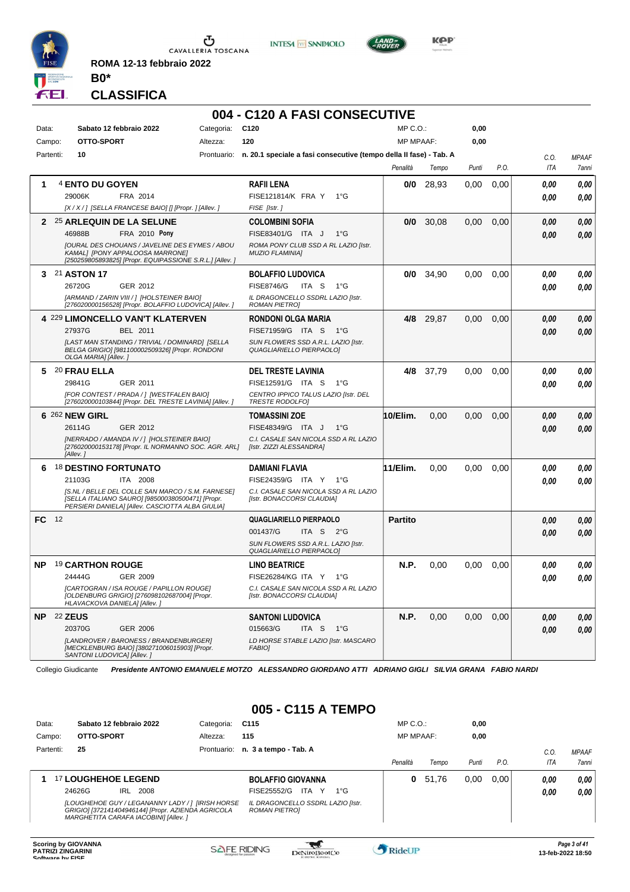**ROMA 12-13 febbraio 2022**

**B0***

**CLASSIFICA**

## 004 - C120 A FASI CONSECUTIVE

| | | | | | |
|---|---|---|---|---|---|
| Data: | Sabato 12 febbraio 2022 | Categoria: | C120 | MP C.O.: | 0,00 |
| Campo: | OTTO-SPORT | Altezza: | 120 | MP MPAAF: | 0,00 |
| Partenti: | 10 | Prontuario: | n. 20.1 speciale a fasi consecutive (tempo della II fase) - Tab. A | | |

| | Cavallo | Cavaliere | Penalità | Tempo | Punti | P.O. | C.O. ITA | MPAAF 7anni |
|---|---|---|---|---|---|---|---|---|
| 1 | 4 **ENTO DU GOYEN**<br>29006K FRA 2014<br>[X / X / ] [SELLA FRANCESE BAIO] [] [Propr. ] [Allev. ] | **RAFII LENA**<br>FISE121814/K FRA Y 1°G<br>FISE [Istr. ] | 0/0 | 28,93 | 0,00 | 0,00 | 0,00<br>0,00 | 0,00<br>0,00 |
| 2 | 25 **ARLEQUIN DE LA SELUNE**<br>46988B FRA 2010 **Pony**<br>[OURAL DES CHOUANS / JAVELINE DES EYMES / ABOU KAMAL] [PONY APPALOOSA MARRONE] [250259805893825] [Propr. EQUIPASSIONE S.R.L.] [Allev. ] | **COLOMBINI SOFIA**<br>FISE83401/G ITA J 1°G<br>ROMA PONY CLUB SSD A RL LAZIO [Istr. MUZIO FLAMINIA] | 0/0 | 30,08 | 0,00 | 0,00 | 0,00<br>0,00 | 0,00<br>0,00 |
| 3 | 21 **ASTON 17**<br>26720G GER 2012<br>[ARMAND / ZARIN VIII / ] [HOLSTEINER BAIO] [276020000156528] [Propr. BOLAFFIO LUDOVICA] [Allev. ] | **BOLAFFIO LUDOVICA**<br>FISE8746/G ITA S 1°G<br>IL DRAGONCELLO SSDRL LAZIO [Istr. ROMAN PIETRO] | 0/0 | 34,90 | 0,00 | 0,00 | 0,00<br>0,00 | 0,00<br>0,00 |
| 4 | 229 **LIMONCELLO VAN'T KLATERVEN**<br>27937G BEL 2011<br>[LAST MAN STANDING / TRIVIAL / DOMINARD] [SELLA BELGA GRIGIO] [981100002509326] [Propr. RONDONI OLGA MARIA] [Allev. ] | **RONDONI OLGA MARIA**<br>FISE71959/G ITA S 1°G<br>SUN FLOWERS SSD A.R.L. LAZIO [Istr. QUAGLIARIELLO PIERPAOLO] | 4/8 | 29,87 | 0,00 | 0,00 | 0,00<br>0,00 | 0,00<br>0,00 |
| 5 | 20 **FRAU ELLA**<br>29841G GER 2011<br>[FOR CONTEST / PRADA / ] [WESTFALEN BAIO] [276020000103844] [Propr. DEL TRESTE LAVINIA] [Allev. ] | **DEL TRESTE LAVINIA**<br>FISE12591/G ITA S 1°G<br>CENTRO IPPICO TALUS LAZIO [Istr. DEL TRESTE RODOLFO] | 4/8 | 37,79 | 0,00 | 0,00 | 0,00<br>0,00 | 0,00<br>0,00 |
| 6 | 262 **NEW GIRL**<br>26114G GER 2012<br>[NERRADO / AMANDA IV / ] [HOLSTEINER BAIO] [276020000153178] [Propr. IL NORMANNO SOC. AGR. ARL] [Allev. ] | **TOMASSINI ZOE**<br>FISE48349/G ITA J 1°G<br>C.I. CASALE SAN NICOLA SSD A RL LAZIO [Istr. ZIZZI ALESSANDRA] | 10/Elim. | 0,00 | 0,00 | 0,00 | 0,00<br>0,00 | 0,00<br>0,00 |
| 6 | 18 **DESTINO FORTUNATO**<br>21103G ITA 2008<br>[S.NL / BELLE DEL COLLE SAN MARCO / S.M. FARNESE] [SELLA ITALIANO SAURO] [985000380500471] [Propr. PERSIERI DANIELA] [Allev. CASCIOTTA ALBA GIULIA] | **DAMIANI FLAVIA**<br>FISE24359/G ITA Y 1°G<br>C.I. CASALE SAN NICOLA SSD A RL LAZIO [Istr. BONACCORSI CLAUDIA] | 11/Elim. | 0,00 | 0,00 | 0,00 | 0,00<br>0,00 | 0,00<br>0,00 |
| FC | 12 | **QUAGLIARIELLO PIERPAOLO**<br>001437/G ITA S 2°G<br>SUN FLOWERS SSD A.R.L. LAZIO [Istr. QUAGLIARIELLO PIERPAOLO] | Partito | | | | 0,00<br>0,00 | 0,00<br>0,00 |
| NP | 19 **CARTHON ROUGE**<br>24444G GER 2009<br>[CARTOGRAN / ISA ROUGE / PAPILLON ROUGE] [OLDENBURG GRIGIO] [276098102687004] [Propr. HLAVACKOVA DANIELA] [Allev. ] | **LINO BEATRICE**<br>FISE26284/KG ITA Y 1°G<br>C.I. CASALE SAN NICOLA SSD A RL LAZIO [Istr. BONACCORSI CLAUDIA] | N.P. | 0,00 | 0,00 | 0,00 | 0,00<br>0,00 | 0,00<br>0,00 |
| NP | 22 **ZEUS**<br>20370G GER 2006<br>[LANDROVER / BARONESS / BRANDENBURGER] [MECKLENBURG BAIO] [380271006015903] [Propr. SANTONI LUDOVICA] [Allev. ] | **SANTONI LUDOVICA**<br>015663/G ITA S 1°G<br>LD HORSE STABLE LAZIO [Istr. MASCARO FABIO] | N.P. | 0,00 | 0,00 | 0,00 | 0,00<br>0,00 | 0,00<br>0,00 |

Collegio Giudicante *Presidente ANTONIO EMANUELE MOTZO ALESSANDRO GIORDANO ATTI ADRIANO GIGLI SILVIA GRANA FABIO NARDI*

## 005 - C115 A TEMPO

| | | | | | |
|---|---|---|---|---|---|
| Data: | Sabato 12 febbraio 2022 | Categoria: | C115 | MP C.O.: | 0,00 |
| Campo: | OTTO-SPORT | Altezza: | 115 | MP MPAAF: | 0,00 |
| Partenti: | 25 | Prontuario: | n. 3 a tempo - Tab. A | | |

| | Cavallo | Cavaliere | Penalità | Tempo | Punti | P.O. | C.O. ITA | MPAAF 7anni |
|---|---|---|---|---|---|---|---|---|
| 1 | 17 **LOUGHEHOE LEGEND**<br>24626G IRL 2008<br>[LOUGHEHOE GUY / LEGANANNY LADY / ] [IRISH HORSE GRIGIO] [372141404946144] [Propr. AZIENDA AGRICOLA MARGHETITA CARAFA IACOBINI] [Allev. ] | **BOLAFFIO GIOVANNA**<br>FISE25552/G ITA Y 1°G<br>IL DRAGONCELLO SSDRL LAZIO [Istr. ROMAN PIETRO] | 0 | 51,76 | 0,00 | 0,00 | 0,00<br>0,00 | 0,00<br>0,00 |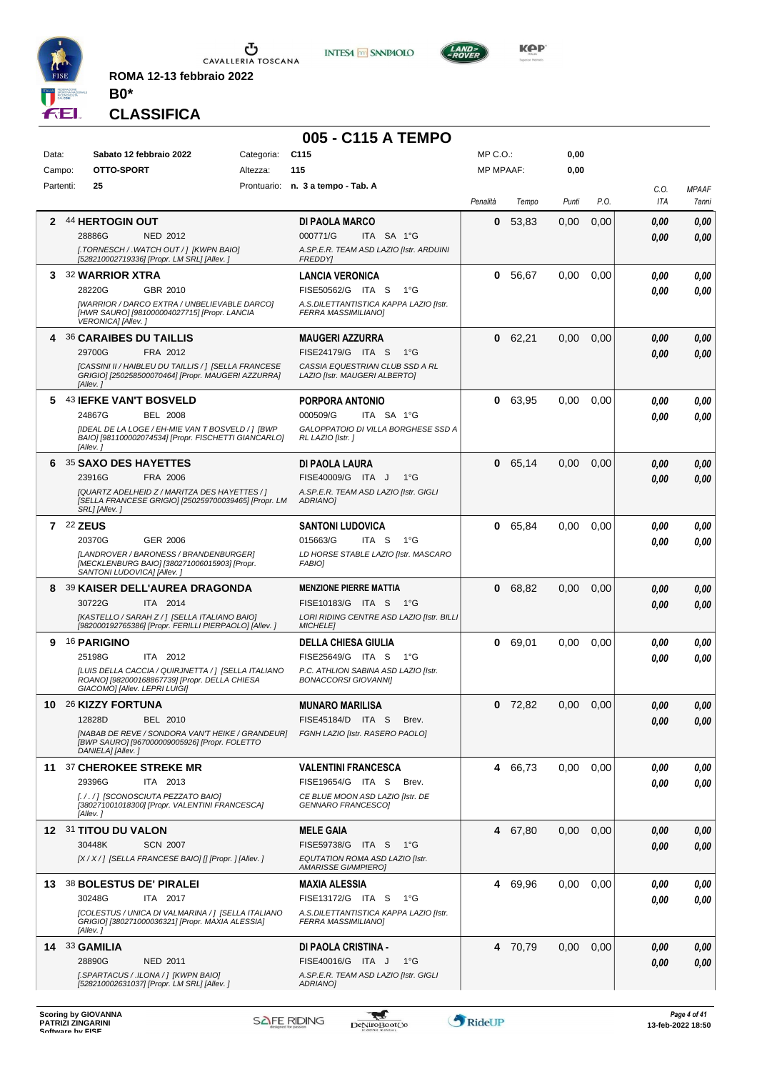CAVALLERIA TOSCANA

**ROMA 12-13 febbraio 2022**

**B0***

## CLASSIFICA

# 005 - C115 A TEMPO

| | | | | | |
|---|---|---|---|---|---|
| Data: | Sabato 12 febbraio 2022 | Categoria: | C115 | MP C.O.: | 0,00 |
| Campo: | OTTO-SPORT | Altezza: | 115 | MP MPAAF: | 0,00 |
| Partenti: | 25 | Prontuario: | n. 3 a tempo - Tab. A | | |

| Pos. | Cavallo | Cavaliere | Penalità | Tempo | Punti | P.O. | C.O. ITA | MPAAF 7anni |
|---|---|---|---|---|---|---|---|---|
| 2 | 44 **HERTOGIN OUT** 28886G NED 2012 *[.TORNESCH / .WATCH OUT / ] [KWPN BAIO] [528210002719336] [Propr. LM SRL] [Allev. ]* | **DI PAOLA MARCO** 000771/G ITA SA 1°G *A.SP.E.R. TEAM ASD LAZIO [Istr. ARDUINI FREDDY]* | 0 | 53,83 | 0,00 | 0,00 | 0,00 / 0,00 | 0,00 / 0,00 |
| 3 | 32 **WARRIOR XTRA** 28220G GBR 2010 *[WARRIOR / DARCO EXTRA / UNBELIEVABLE DARCO] [HWR SAURO] [981000004027715] [Propr. LANCIA VERONICA] [Allev. ]* | **LANCIA VERONICA** FISE50562/G ITA S 1°G *A.S.DILETTANTISTICA KAPPA LAZIO [Istr. FERRA MASSIMILIANO]* | 0 | 56,67 | 0,00 | 0,00 | 0,00 / 0,00 | 0,00 / 0,00 |
| 4 | 36 **CARAIBES DU TAILLIS** 29700G FRA 2012 *[CASSINI II / HAIBLEU DU TAILLIS / ] [SELLA FRANCESE GRIGIO] [250258500070464] [Propr. MAUGERI AZZURRA] [Allev. ]* | **MAUGERI AZZURRA** FISE24179/G ITA S 1°G *CASSIA EQUESTRIAN CLUB SSD A RL LAZIO [Istr. MAUGERI ALBERTO]* | 0 | 62,21 | 0,00 | 0,00 | 0,00 / 0,00 | 0,00 / 0,00 |
| 5 | 43 **IEFKE VAN'T BOSVELD** 24867G BEL 2008 *[IDEAL DE LA LOGE / EH-MIE VAN T BOSVELD / ] [BWP BAIO] [981100002074534] [Propr. FISCHETTI GIANCARLO] [Allev. ]* | **PORPORA ANTONIO** 000509/G ITA SA 1°G *GALOPPATOIO DI VILLA BORGHESE SSD A RL LAZIO [Istr. ]* | 0 | 63,95 | 0,00 | 0,00 | 0,00 / 0,00 | 0,00 / 0,00 |
| 6 | 35 **SAXO DES HAYETTES** 23916G FRA 2006 *[QUARTZ ADELHEID Z / MARITZA DES HAYETTES / ] [SELLA FRANCESE GRIGIO] [250259700039465] [Propr. LM SRL] [Allev. ]* | **DI PAOLA LAURA** FISE40009/G ITA J 1°G *A.SP.E.R. TEAM ASD LAZIO [Istr. GIGLI ADRIANO]* | 0 | 65,14 | 0,00 | 0,00 | 0,00 / 0,00 | 0,00 / 0,00 |
| 7 | 22 **ZEUS** 20370G GER 2006 *[LANDROVER / BARONESS / BRANDENBURGER] [MECKLENBURG BAIO] [380271006015903] [Propr. SANTONI LUDOVICA] [Allev. ]* | **SANTONI LUDOVICA** 015663/G ITA S 1°G *LD HORSE STABLE LAZIO [Istr. MASCARO FABIO]* | 0 | 65,84 | 0,00 | 0,00 | 0,00 / 0,00 | 0,00 / 0,00 |
| 8 | 39 **KAISER DELL'AUREA DRAGONDA** 30722G ITA 2014 *[KASTELLO / SARAH Z / ] [SELLA ITALIANO BAIO] [982000192765386] [Propr. FERILLI PIERPAOLO] [Allev. ]* | **MENZIONE PIERRE MATTIA** FISE10183/G ITA S 1°G *LORI RIDING CENTRE ASD LAZIO [Istr. BILLI MICHELE]* | 0 | 68,82 | 0,00 | 0,00 | 0,00 / 0,00 | 0,00 / 0,00 |
| 9 | 16 **PARIGINO** 25198G ITA 2012 *[LUIS DELLA CACCIA / QUIRJNETTA / ] [SELLA ITALIANO ROANO] [982000168867739] [Propr. DELLA CHIESA GIACOMO] [Allev. LEPRI LUIGI]* | **DELLA CHIESA GIULIA** FISE25649/G ITA S 1°G *P.C. ATHLION SABINA ASD LAZIO [Istr. BONACCORSI GIOVANNI]* | 0 | 69,01 | 0,00 | 0,00 | 0,00 / 0,00 | 0,00 / 0,00 |
| 10 | 26 **KIZZY FORTUNA** 12828D BEL 2010 *[NABAB DE REVE / SONDORA VAN'T HEIKE / GRANDEUR] [BWP SAURO] [967000009005926] [Propr. FOLETTO DANIELA] [Allev. ]* | **MUNARO MARILISA** FISE45184/D ITA S Brev. *FGNH LAZIO [Istr. RASERO PAOLO]* | 0 | 72,82 | 0,00 | 0,00 | 0,00 / 0,00 | 0,00 / 0,00 |
| 11 | 37 **CHEROKEE STREKE MR** 29396G ITA 2013 *[. / . / ] [SCONOSCIUTA PEZZATO BAIO] [380271001018300] [Propr. VALENTINI FRANCESCA] [Allev. ]* | **VALENTINI FRANCESCA** FISE19654/G ITA S Brev. *CE BLUE MOON ASD LAZIO [Istr. DE GENNARO FRANCESCO]* | 4 | 66,73 | 0,00 | 0,00 | 0,00 / 0,00 | 0,00 / 0,00 |
| 12 | 31 **TITOU DU VALON** 30448K SCN 2007 *[X / X / ] [SELLA FRANCESE BAIO] [] [Propr. ] [Allev. ]* | **MELE GAIA** FISE59738/G ITA S 1°G *EQUTATION ROMA ASD LAZIO [Istr. AMARISSE GIAMPIERO]* | 4 | 67,80 | 0,00 | 0,00 | 0,00 / 0,00 | 0,00 / 0,00 |
| 13 | 38 **BOLESTUS DE' PIRALEI** 30248G ITA 2017 *[COLESTUS / UNICA DI VALMARINA / ] [SELLA ITALIANO GRIGIO] [380271000036321] [Propr. MAXIA ALESSIA] [Allev. ]* | **MAXIA ALESSIA** FISE13172/G ITA S 1°G *A.S.DILETTANTISTICA KAPPA LAZIO [Istr. FERRA MASSIMILIANO]* | 4 | 69,96 | 0,00 | 0,00 | 0,00 / 0,00 | 0,00 / 0,00 |
| 14 | 33 **GAMILIA** 28890G NED 2011 *[.SPARTACUS / .ILONA / ] [KWPN BAIO] [528210002631037] [Propr. LM SRL] [Allev. ]* | **DI PAOLA CRISTINA -** FISE40016/G ITA J 1°G *A.SP.E.R. TEAM ASD LAZIO [Istr. GIGLI ADRIANO]* | 4 | 70,79 | 0,00 | 0,00 | 0,00 / 0,00 | 0,00 / 0,00 |

Scoring by GIOVANNA PATRIZI ZINGARINI
Software by FISE

13-feb-2022 18:50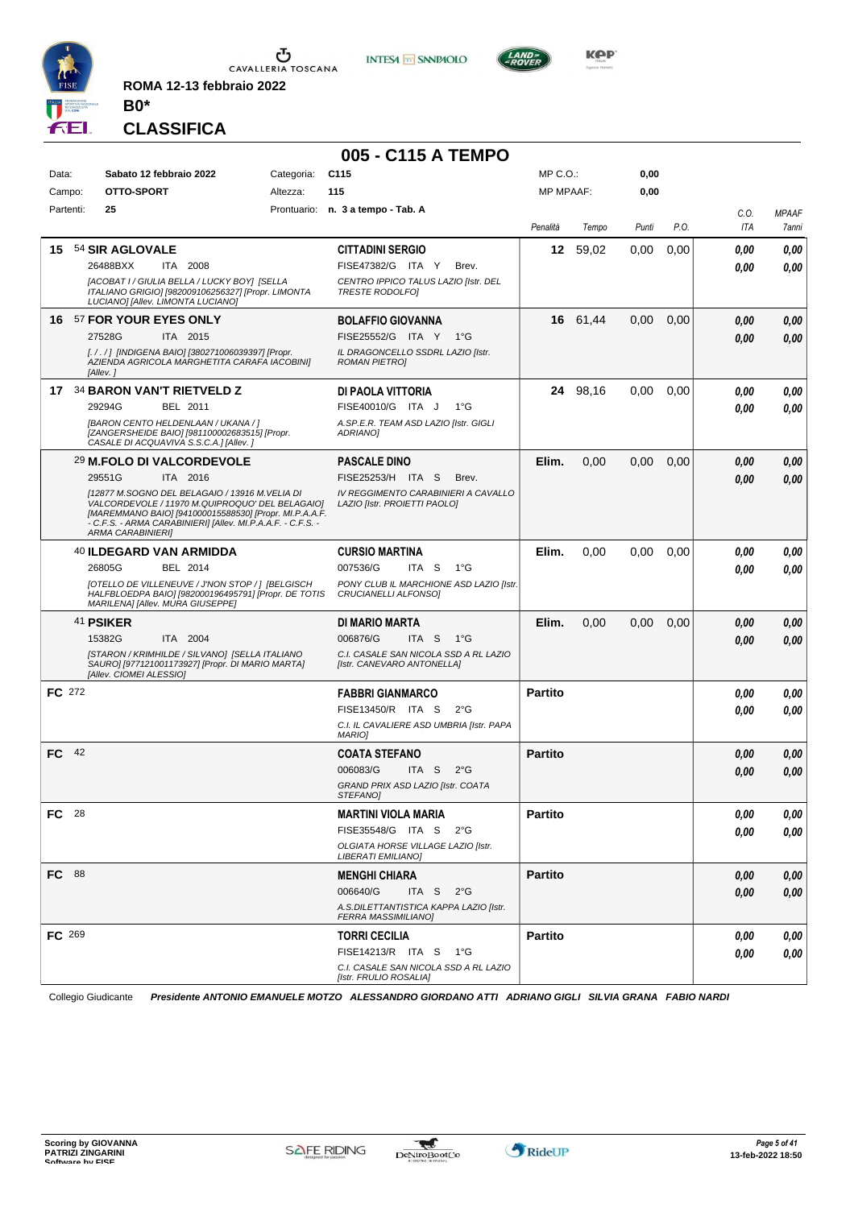ROMA 12-13 febbraio 2022

**B0***

## CLASSIFICA

# 005 - C115 A TEMPO

| Data: | Sabato 12 febbraio 2022 | Categoria: | C115 | MP C.O.: | 0,00 |
|---|---|---|---|---|---|
| Campo: | OTTO-SPORT | Altezza: | 115 | MP MPAAF: | 0,00 |
| Partenti: | 25 | Prontuario: | n. 3 a tempo - Tab. A | | |

| Pos. | Cavallo | Cavaliere | Penalità | Tempo | Punti | P.O. | C.O. ITA | MPAAF 7anni |
|---|---|---|---|---|---|---|---|---|
| 15 | 54 **SIR AGLOVALE** 26488BXX ITA 2008 *[ACOBAT I / GIULIA BELLA / LUCKY BOY] [SELLA ITALIANO GRIGIO] [982009106256327] [Propr. LIMONTA LUCIANO] [Allev. LIMONTA LUCIANO]* | **CITTADINI SERGIO** FISE47382/G ITA Y Brev. *CENTRO IPPICO TALUS LAZIO [Istr. DEL TRESTE RODOLFO]* | 12 | 59,02 | 0,00 | 0,00 | 0,00 / 0,00 | 0,00 / 0,00 |
| 16 | 57 **FOR YOUR EYES ONLY** 27528G ITA 2015 *[. / . / ] [INDIGENA BAIO] [380271006039397] [Propr. AZIENDA AGRICOLA MARGHETITA CARAFA IACOBINI] [Allev. ]* | **BOLAFFIO GIOVANNA** FISE25552/G ITA Y 1°G *IL DRAGONCELLO SSDRL LAZIO [Istr. ROMAN PIETRO]* | 16 | 61,44 | 0,00 | 0,00 | 0,00 / 0,00 | 0,00 / 0,00 |
| 17 | 34 **BARON VAN'T RIETVELD Z** 29294G BEL 2011 *[BARON CENTO HELDENLAAN / UKANA / ] [ZANGERSHEIDE BAIO] [981100002683515] [Propr. CASALE DI ACQUAVIVA S.S.C.A.] [Allev. ]* | **DI PAOLA VITTORIA** FISE40010/G ITA J 1°G *A.SP.E.R. TEAM ASD LAZIO [Istr. GIGLI ADRIANO]* | 24 | 98,16 | 0,00 | 0,00 | 0,00 / 0,00 | 0,00 / 0,00 |
| | 29 **M.FOLO DI VALCORDEVOLE** 29551G ITA 2016 *[12877 M.SOGNO DEL BELAGAIO / 13916 M.VELIA DI VALCORDEVOLE / 11970 M.QUIPROQUO' DEL BELAGAIO] [MAREMMANO BAIO] [941000015588530] [Propr. MI.P.A.A.F. - C.F.S. - ARMA CARABINIERI] [Allev. MI.P.A.A.F. - C.F.S. - ARMA CARABINIERI]* | **PASCALE DINO** FISE25253/H ITA S Brev. *IV REGGIMENTO CARABINIERI A CAVALLO LAZIO [Istr. PROIETTI PAOLO]* | Elim. | 0,00 | 0,00 | 0,00 | 0,00 / 0,00 | 0,00 / 0,00 |
| | 40 **ILDEGARD VAN ARMIDDA** 26805G BEL 2014 *[OTELLO DE VILLENEUVE / J'NON STOP / ] [BELGISCH HALFBLOEDPA BAIO] [982000196495791] [Propr. DE TOTIS MARILENA] [Allev. MURA GIUSEPPE]* | **CURSIO MARTINA** 007536/G ITA S 1°G *PONY CLUB IL MARCHIONE ASD LAZIO [Istr. CRUCIANELLI ALFONSO]* | Elim. | 0,00 | 0,00 | 0,00 | 0,00 / 0,00 | 0,00 / 0,00 |
| | 41 **PSIKER** 15382G ITA 2004 *[STARON / KRIMHILDE / SILVANO] [SELLA ITALIANO SAURO] [977121001173927] [Propr. DI MARIO MARTA] [Allev. CIOMEI ALESSIO]* | **DI MARIO MARTA** 006876/G ITA S 1°G *C.I. CASALE SAN NICOLA SSD A RL LAZIO [Istr. CANEVARO ANTONELLA]* | Elim. | 0,00 | 0,00 | 0,00 | 0,00 / 0,00 | 0,00 / 0,00 |
| FC | 272 | **FABBRI GIANMARCO** FISE13450/R ITA S 2°G *C.I. IL CAVALIERE ASD UMBRIA [Istr. PAPA MARIO]* | Partito | | | | 0,00 / 0,00 | 0,00 / 0,00 |
| FC | 42 | **COATA STEFANO** 006083/G ITA S 2°G *GRAND PRIX ASD LAZIO [Istr. COATA STEFANO]* | Partito | | | | 0,00 / 0,00 | 0,00 / 0,00 |
| FC | 28 | **MARTINI VIOLA MARIA** FISE35548/G ITA S 2°G *OLGIATA HORSE VILLAGE LAZIO [Istr. LIBERATI EMILIANO]* | Partito | | | | 0,00 / 0,00 | 0,00 / 0,00 |
| FC | 88 | **MENGHI CHIARA** 006640/G ITA S 2°G *A.S.DILETTANTISTICA KAPPA LAZIO [Istr. FERRA MASSIMILIANO]* | Partito | | | | 0,00 / 0,00 | 0,00 / 0,00 |
| FC | 269 | **TORRI CECILIA** FISE14213/R ITA S 1°G *C.I. CASALE SAN NICOLA SSD A RL LAZIO [Istr. FRULIO ROSALIA]* | Partito | | | | 0,00 / 0,00 | 0,00 / 0,00 |

Collegio Giudicante *Presidente ANTONIO EMANUELE MOTZO ALESSANDRO GIORDANO ATTI ADRIANO GIGLI SILVIA GRANA FABIO NARDI*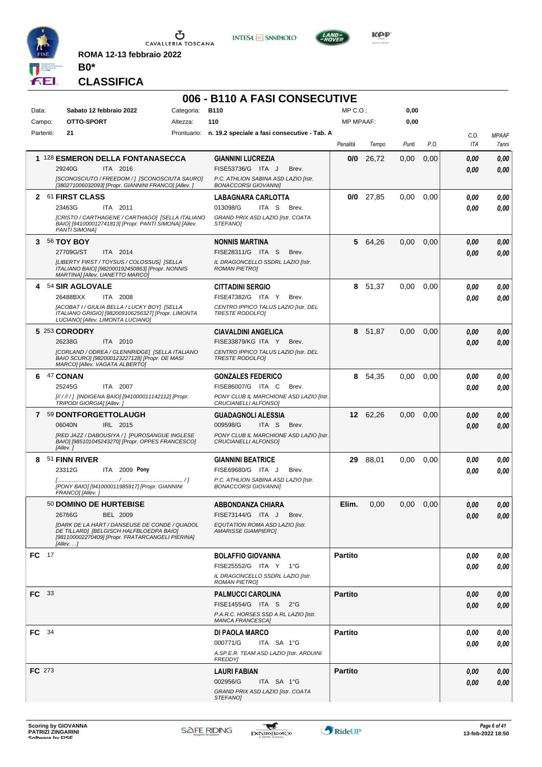ROMA 12-13 febbraio 2022

**B0***

## CLASSIFICA

# 006 - B110 A FASI CONSECUTIVE

| Data: | Sabato 12 febbraio 2022 | Categoria: | B110 | MP C.O.: | 0,00 |
|---|---|---|---|---|---|
| Campo: | OTTO-SPORT | Altezza: | 110 | MP MPAAF: | 0,00 |
| Partenti: | 21 | Prontuario: | n. 19.2 speciale a fasi consecutive - Tab. A | | |

| Pos. | Cavallo | Cavaliere | Penalità | Tempo | Punti | P.O. | C.O. ITA | MPAAF 7anni |
|---|---|---|---|---|---|---|---|---|
| 1 | 128 **ESMERON DELLA FONTANASECCA** 29240G ITA 2016 *[SCONOSCIUTO / FREEDOM / ] [SCONOSCIUTA SAURO] [380271006032093] [Propr. GIANNINI FRANCO] [Allev. ]* | **GIANNINI LUCREZIA** FISE53736/G ITA J Brev. *P.C. ATHLON SABINA ASD LAZIO [Istr. BONACCORSI GIOVANNI]* | 0/0 | 26,72 | 0,00 | 0,00 | 0,00 / 0,00 | 0,00 / 0,00 |
| 2 | 61 **FIRST CLASS** 23463G ITA 2011 *[CRISTO / CARTHAGENE / CARTHAGO] [SELLA ITALIANO BAIO] [941000012741813] [Propr. PANTI SIMONA] [Allev. STEFANO]* | **LABAGNARA CARLOTTA** 013098/G ITA S Brev. *GRAND PRIX ASD LAZIO [Istr. COATA STEFANO]* | 0/0 | 27,85 | 0,00 | 0,00 | 0,00 / 0,00 | 0,00 / 0,00 |
| 3 | 56 **TOY BOY** 27709G/ST ITA 2014 *[LIBERTY FIRST / TOYSUS / COLOSSUS] [SELLA ITALIANO BAIO] [982000192450863] [Propr. NONNIS MARTINA] [Allev. UANETTO MARCO]* | **NONNIS MARTINA** FISE28311/G ITA S Brev. *IL DRAGONCELLO SSDRL LAZIO [Istr. ROMAN PIETRO]* | 5 | 64,26 | 0,00 | 0,00 | 0,00 / 0,00 | 0,00 / 0,00 |
| 4 | 54 **SIR AGLOVALE** 26488BXX ITA 2008 *[ACOBAT I / GIULIA BELLA / LUCKY BOY] [SELLA ITALIANO GRIGIO] [982009106256327] [Propr. LIMONTA LUCIANO] [Allev. LIMONTA LUCIANO]* | **CITTADINI SERGIO** FISE47382/G ITA Y Brev. *CENTRO IPPICO TALUS LAZIO [Istr. DEL TRESTE RODOLFO]* | 8 | 51,37 | 0,00 | 0,00 | 0,00 / 0,00 | 0,00 / 0,00 |
| 5 | 253 **CORODRY** 26238G ITA 2010 *[CORLAND / ODREA / GLENNRIDGE] [SELLA ITALIANO BAIO SCURO] [982000123227128] [Propr. DE MASI MARCO] [Allev. VAGATA ALBERTO]* | **CIAVALDINI ANGELICA** FISE33879/KG ITA Y Brev. *CENTRO IPPICO TALUS LAZIO [Istr. DEL TRESTE RODOLFO]* | 8 | 51,87 | 0,00 | 0,00 | 0,00 / 0,00 | 0,00 / 0,00 |
| 6 | 47 **CONAN** 25245G ITA 2007 *[// / // / ] [INDIGENA BAIO] [941000011142112] [Propr. TRIPODI GIORGIA] [Allev. ]* | **GONZALES FEDERICO** FISE86007/G ITA C Brev. *PONY CLUB IL MARCHIONE ASD LAZIO [Istr. CRUCIANELLI ALFONSO]* | 8 | 54,35 | 0,00 | 0,00 | 0,00 / 0,00 | 0,00 / 0,00 |
| 7 | 59 **DONTFORGETTOLAUGH** 06040N IRL 2015 *[RED JAZZ / DABOUSIYA / ] [PUROSANGUE INGLESE BAIO] [985101045243270] [Propr. OPPES FRANCESCO] [Allev. ]* | **GUADAGNOLI ALESSIA** 009598/G ITA S Brev. *PONY CLUB IL MARCHIONE ASD LAZIO [Istr. CRUCIANELLI ALFONSO]* | 12 | 62,26 | 0,00 | 0,00 | 0,00 / 0,00 | 0,00 / 0,00 |
| 8 | 51 **FINN RIVER** 23312G ITA 2009 **Pony** *[......................................... / ......................................... / ] [PONY BAIO] [941000011985917] [Propr. GIANNINI FRANCO] [Allev. ]* | **GIANNINI BEATRICE** FISE69680/G ITA J Brev. *P.C. ATHLON SABINA ASD LAZIO [Istr. BONACCORSI GIOVANNI]* | 29 | 88,01 | 0,00 | 0,00 | 0,00 / 0,00 | 0,00 / 0,00 |
| | 50 **DOMINO DE HURTEBISE** 26766G BEL 2009 *[DARK DE LA HART / DANSEUSE DE CONDE / QUADOL DE TILLARD] [BELGISCH HALFBLOEDPA BAIO] [981100002270409] [Propr. FRATARCANGELI PIERINA] [Allev. . .]* | **ABBONDANZA CHIARA** FISE73144/G ITA J Brev. *EQUTATION ROMA ASD LAZIO [Istr. AMARISSE GIAMPIERO]* | Elim. | 0,00 | 0,00 | 0,00 | 0,00 / 0,00 | 0,00 / 0,00 |
| FC | 17 | **BOLAFFIO GIOVANNA** FISE25552/G ITA Y 1°G *IL DRAGONCELLO SSDRL LAZIO [Istr. ROMAN PIETRO]* | Partito | | | | 0,00 / 0,00 | 0,00 / 0,00 |
| FC | 33 | **PALMUCCI CAROLINA** FISE14554/G ITA S 2°G *P.A.R.C. HORSES SSD A RL LAZIO [Istr. MANCA FRANCESCA]* | Partito | | | | 0,00 / 0,00 | 0,00 / 0,00 |
| FC | 34 | **DI PAOLA MARCO** 000771/G ITA SA 1°G *A.SP.E.R. TEAM ASD LAZIO [Istr. ARDUINI FREDDY]* | Partito | | | | 0,00 / 0,00 | 0,00 / 0,00 |
| FC | 273 | **LAURI FABIAN** 002956/G ITA SA 1°G *GRAND PRIX ASD LAZIO [Istr. COATA STEFANO]* | Partito | | | | 0,00 / 0,00 | 0,00 / 0,00 |

Scoring by GIOVANNA PATRIZI ZINGARINI

13-feb-2022 18:50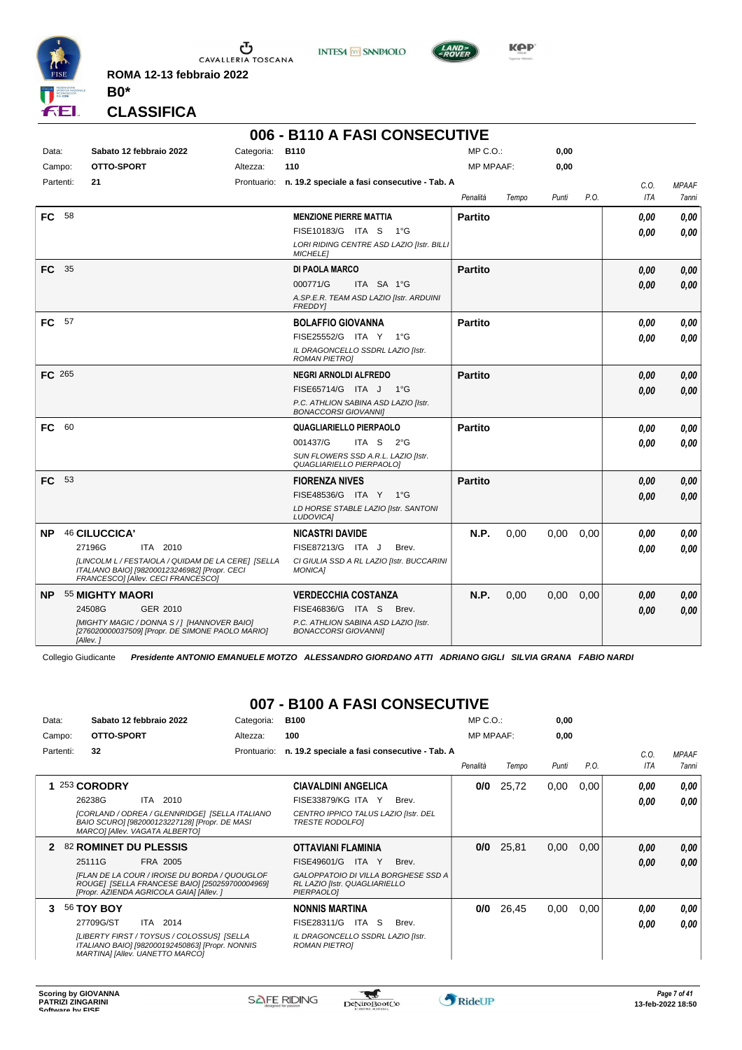ROMA 12-13 febbraio 2022

**B0***

# CLASSIFICA

## 006 - B110 A FASI CONSECUTIVE

| | | | | | |
|---|---|---|---|---|---|
| Data: | Sabato 12 febbraio 2022 | Categoria: | B110 | MP C.O.: | 0,00 |
| Campo: | OTTO-SPORT | Altezza: | 110 | MP MPAAF: | 0,00 |
| Partenti: | 21 | Prontuario: | n. 19.2 speciale a fasi consecutive - Tab. A | | |

| Pos. | Cavallo | Cavaliere | Penalità | Tempo | Punti | P.O. | C.O. ITA | MPAAF 7anni |
|---|---|---|---|---|---|---|---|---|
| FC | 58 | **MENZIONE PIERRE MATTIA** FISE10183/G ITA S 1°G *LORI RIDING CENTRE ASD LAZIO [Istr. BILLI MICHELE]* | **Partito** | | | | 0,00 / 0,00 | 0,00 / 0,00 |
| FC | 35 | **DI PAOLA MARCO** 000771/G ITA SA 1°G *A.SP.E.R. TEAM ASD LAZIO [Istr. ARDUINI FREDDY]* | **Partito** | | | | 0,00 / 0,00 | 0,00 / 0,00 |
| FC | 57 | **BOLAFFIO GIOVANNA** FISE25552/G ITA Y 1°G *IL DRAGONCELLO SSDRL LAZIO [Istr. ROMAN PIETRO]* | **Partito** | | | | 0,00 / 0,00 | 0,00 / 0,00 |
| FC | 265 | **NEGRI ARNOLDI ALFREDO** FISE65714/G ITA J 1°G *P.C. ATHLION SABINA ASD LAZIO [Istr. BONACCORSI GIOVANNI]* | **Partito** | | | | 0,00 / 0,00 | 0,00 / 0,00 |
| FC | 60 | **QUAGLIARIELLO PIERPAOLO** 001437/G ITA S 2°G *SUN FLOWERS SSD A.R.L. LAZIO [Istr. QUAGLIARIELLO PIERPAOLO]* | **Partito** | | | | 0,00 / 0,00 | 0,00 / 0,00 |
| FC | 53 | **FIORENZA NIVES** FISE48536/G ITA Y 1°G *LD HORSE STABLE LAZIO [Istr. SANTONI LUDOVICA]* | **Partito** | | | | 0,00 / 0,00 | 0,00 / 0,00 |
| NP | 46 **CILUCCICA'** 27196G ITA 2010 *[LINCOLM L / FESTAIOLA / QUIDAM DE LA CERE] [SELLA ITALIANO BAIO] [982000123246982] [Propr. CECI FRANCESCO] [Allev. CECI FRANCESCO]* | **NICASTRI DAVIDE** FISE87213/G ITA J Brev. *CI GIULIA SSD A RL LAZIO [Istr. BUCCARINI MONICA]* | **N.P.** | 0,00 | 0,00 | 0,00 | 0,00 / 0,00 | 0,00 / 0,00 |
| NP | 55 **MIGHTY MAORI** 24508G GER 2010 *[MIGHTY MAGIC / DONNA S / ] [HANNOVER BAIO] [276020000037509] [Propr. DE SIMONE PAOLO MARIO] [Allev. ]* | **VERDECCHIA COSTANZA** FISE46836/G ITA S Brev. *P.C. ATHLION SABINA ASD LAZIO [Istr. BONACCORSI GIOVANNI]* | **N.P.** | 0,00 | 0,00 | 0,00 | 0,00 / 0,00 | 0,00 / 0,00 |

Collegio Giudicante *Presidente ANTONIO EMANUELE MOTZO ALESSANDRO GIORDANO ATTI ADRIANO GIGLI SILVIA GRANA FABIO NARDI*

## 007 - B100 A FASI CONSECUTIVE

| | | | | | |
|---|---|---|---|---|---|
| Data: | Sabato 12 febbraio 2022 | Categoria: | B100 | MP C.O.: | 0,00 |
| Campo: | OTTO-SPORT | Altezza: | 100 | MP MPAAF: | 0,00 |
| Partenti: | 32 | Prontuario: | n. 19.2 speciale a fasi consecutive - Tab. A | | |

| Pos. | Cavallo | Cavaliere | Penalità | Tempo | Punti | P.O. | C.O. ITA | MPAAF 7anni |
|---|---|---|---|---|---|---|---|---|
| 1 | 253 **CORODRY** 26238G ITA 2010 *[CORLAND / ODREA / GLENNRIDGE] [SELLA ITALIANO BAIO SCURO] [982000123227128] [Propr. DE MASI MARCO] [Allev. VAGATA ALBERTO]* | **CIAVALDINI ANGELICA** FISE33879/KG ITA Y Brev. *CENTRO IPPICO TALUS LAZIO [Istr. DEL TRESTE RODOLFO]* | **0/0** | 25,72 | 0,00 | 0,00 | 0,00 / 0,00 | 0,00 / 0,00 |
| 2 | 82 **ROMINET DU PLESSIS** 25111G FRA 2005 *[FLAN DE LA COUR / IROISE DU BORDA / QUOUGLOF ROUGE] [SELLA FRANCESE BAIO] [250259700004969] [Propr. AZIENDA AGRICOLA GAIA] [Allev. ]* | **OTTAVIANI FLAMINIA** FISE49601/G ITA Y Brev. *GALOPPATOIO DI VILLA BORGHESE SSD A RL LAZIO [Istr. QUAGLIARIELLO PIERPAOLO]* | **0/0** | 25,81 | 0,00 | 0,00 | 0,00 / 0,00 | 0,00 / 0,00 |
| 3 | 56 **TOY BOY** 27709G/ST ITA 2014 *[LIBERTY FIRST / TOYSUS / COLOSSUS] [SELLA ITALIANO BAIO] [982000192450863] [Propr. NONNIS MARTINA] [Allev. UANETTO MARCO]* | **NONNIS MARTINA** FISE28311/G ITA S Brev. *IL DRAGONCELLO SSDRL LAZIO [Istr. ROMAN PIETRO]* | **0/0** | 26,45 | 0,00 | 0,00 | 0,00 / 0,00 | 0,00 / 0,00 |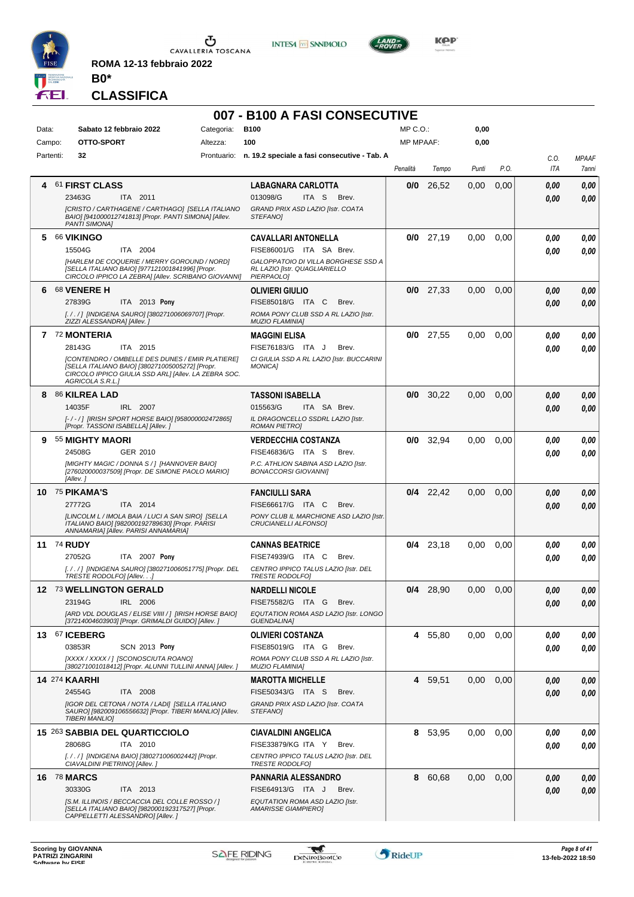ROMA 12-13 febbraio 2022

**B0***

## CLASSIFICA

# 007 - B100 A FASI CONSECUTIVE

| | | | | | |
|---|---|---|---|---|---|
| Data: | Sabato 12 febbraio 2022 | Categoria: | B100 | MP C.O.: | 0,00 |
| Campo: | OTTO-SPORT | Altezza: | 100 | MP MPAAF: | 0,00 |
| Partenti: | 32 | Prontuario: | n. 19.2 speciale a fasi consecutive - Tab. A | | |

| Cl. | Cavallo | Cavaliere | Penalità | Tempo | Punti | P.O. | C.O. ITA | MPAAF 7anni |
|---|---|---|---|---|---|---|---|---|
| 4 | 61 **FIRST CLASS** 23463G ITA 2011 *[CRISTO / CARTHAGENE / CARTHAGO] [SELLA ITALIANO BAIO] [941000012741813] [Propr. PANTI SIMONA] [Allev. PANTI SIMONA]* | **LABAGNARA CARLOTTA** 013098/G ITA S Brev. *GRAND PRIX ASD LAZIO [Istr. COATA STEFANO]* | 0/0 | 26,52 | 0,00 | 0,00 | 0,00 0,00 | 0,00 0,00 |
| 5 | 66 **VIKINGO** 15504G ITA 2004 *[HARLEM DE COQUERIE / MERRY GOROUND / NORD] [SELLA ITALIANO BAIO] [977121001841996] [Propr. CIRCOLO IPPICO LA ZEBRA] [Allev. SCRIBANO GIOVANNI]* | **CAVALLARI ANTONELLA** FISE86001/G ITA SA Brev. *GALOPPATOIO DI VILLA BORGHESE SSD A RL LAZIO [Istr. QUAGLIARIELLO PIERPAOLO]* | 0/0 | 27,19 | 0,00 | 0,00 | 0,00 0,00 | 0,00 0,00 |
| 6 | 68 **VENERE H** 27839G ITA 2013 **Pony** *[. / . / ] [INDIGENA SAURO] [380271006069707] [Propr. ZIZZI ALESSANDRA] [Allev. ]* | **OLIVIERI GIULIO** FISE85018/G ITA C Brev. *ROMA PONY CLUB SSD A RL LAZIO [Istr. MUZIO FLAMINIA]* | 0/0 | 27,33 | 0,00 | 0,00 | 0,00 0,00 | 0,00 0,00 |
| 7 | 72 **MONTERIA** 28143G ITA 2015 *[CONTENDRO / OMBELLE DES DUNES / EMIR PLATIERE] [SELLA ITALIANO BAIO] [380271005005272] [Propr. CIRCOLO IPPICO GIULIA SSD ARL] [Allev. LA ZEBRA SOC. AGRICOLA S.R.L.]* | **MAGGINI ELISA** FISE76183/G ITA J Brev. *CI GIULIA SSD A RL LAZIO [Istr. BUCCARINI MONICA]* | 0/0 | 27,55 | 0,00 | 0,00 | 0,00 0,00 | 0,00 0,00 |
| 8 | 86 **KILREA LAD** 14035F IRL 2007 *[- / - / ] [IRISH SPORT HORSE BAIO] [958000002472865] [Propr. TASSONI ISABELLA] [Allev. ]* | **TASSONI ISABELLA** 015563/G ITA SA Brev. *IL DRAGONCELLO SSDRL LAZIO [Istr. ROMAN PIETRO]* | 0/0 | 30,22 | 0,00 | 0,00 | 0,00 0,00 | 0,00 0,00 |
| 9 | 55 **MIGHTY MAORI** 24508G GER 2010 *[MIGHTY MAGIC / DONNA S / ] [HANNOVER BAIO] [276020000037509] [Propr. DE SIMONE PAOLO MARIO] [Allev. ]* | **VERDECCHIA COSTANZA** FISE46836/G ITA S Brev. *P.C. ATHLION SABINA ASD LAZIO [Istr. BONACCORSI GIOVANNI]* | 0/0 | 32,94 | 0,00 | 0,00 | 0,00 0,00 | 0,00 0,00 |
| 10 | 75 **PIKAMA'S** 27772G ITA 2014 *[LINCOLM L / IMOLA BAIA / LUCI A SAN SIRO] [SELLA ITALIANO BAIO] [982000192789630] [Propr. PARISI ANNAMARIA] [Allev. PARISI ANNAMARIA]* | **FANCIULLI SARA** FISE66617/G ITA C Brev. *PONY CLUB IL MARCHIONE ASD LAZIO [Istr. CRUCIANELLI ALFONSO]* | 0/4 | 22,42 | 0,00 | 0,00 | 0,00 0,00 | 0,00 0,00 |
| 11 | 74 **RUDY** 27052G ITA 2007 **Pony** *[. / . / ] [INDIGENA SAURO] [380271006051775] [Propr. DEL TRESTE RODOLFO] [Allev. . . .]* | **CANNAS BEATRICE** FISE74939/G ITA C Brev. *CENTRO IPPICO TALUS LAZIO [Istr. DEL TRESTE RODOLFO]* | 0/4 | 23,18 | 0,00 | 0,00 | 0,00 0,00 | 0,00 0,00 |
| 12 | 73 **WELLINGTON GERALD** 23194G IRL 2006 *[ARD VDL DOUGLAS / ELISE VIIII / ] [IRISH HORSE BAIO] [372140046039031] [Propr. GRIMALDI GUIDO] [Allev. ]* | **NARDELLI NICOLE** FISE75582/G ITA G Brev. *EQUTATION ROMA ASD LAZIO [Istr. LONGO GUENDALINA]* | 0/4 | 28,90 | 0,00 | 0,00 | 0,00 0,00 | 0,00 0,00 |
| 13 | 67 **ICEBERG** 03853R SCN 2013 **Pony** *[XXXX / XXXX / ] [SCONOSCIUTA ROANO] [380271001018412] [Propr. ALUNNI TULLINI ANNA] [Allev. ]* | **OLIVIERI COSTANZA** FISE85019/G ITA G Brev. *ROMA PONY CLUB SSD A RL LAZIO [Istr. MUZIO FLAMINIA]* | 4 | 55,80 | 0,00 | 0,00 | 0,00 0,00 | 0,00 0,00 |
| 14 | 274 **KAARHI** 24554G ITA 2008 *[IGOR DEL CETONA / NOTA / LADI] [SELLA ITALIANO SAURO] [982009106556632] [Propr. TIBERI MANLIO] [Allev. TIBERI MANLIO]* | **MAROTTA MICHELLE** FISE50343/G ITA S Brev. *GRAND PRIX ASD LAZIO [Istr. COATA STEFANO]* | 4 | 59,51 | 0,00 | 0,00 | 0,00 0,00 | 0,00 0,00 |
| 15 | 263 **SABBIA DEL QUARTICCIOLO** 28068G ITA 2010 *[. / . / ] [INDIGENA BAIO] [380271006002442] [Propr. CIAVALDINI PIETRINO] [Allev. ]* | **CIAVALDINI ANGELICA** FISE33879/KG ITA Y Brev. *CENTRO IPPICO TALUS LAZIO [Istr. DEL TRESTE RODOLFO]* | 8 | 53,95 | 0,00 | 0,00 | 0,00 0,00 | 0,00 0,00 |
| 16 | 78 **MARCS** 30330G ITA 2013 *[S.M. ILLINOIS / BECCACCIA DEL COLLE ROSSO / ] [SELLA ITALIANO BAIO] [982000192317527] [Propr. CAPPELLETTI ALESSANDRO] [Allev. ]* | **PANNARIA ALESSANDRO** FISE64913/G ITA J Brev. *EQUTATION ROMA ASD LAZIO [Istr. AMARISSE GIAMPIERO]* | 8 | 60,68 | 0,00 | 0,00 | 0,00 0,00 | 0,00 0,00 |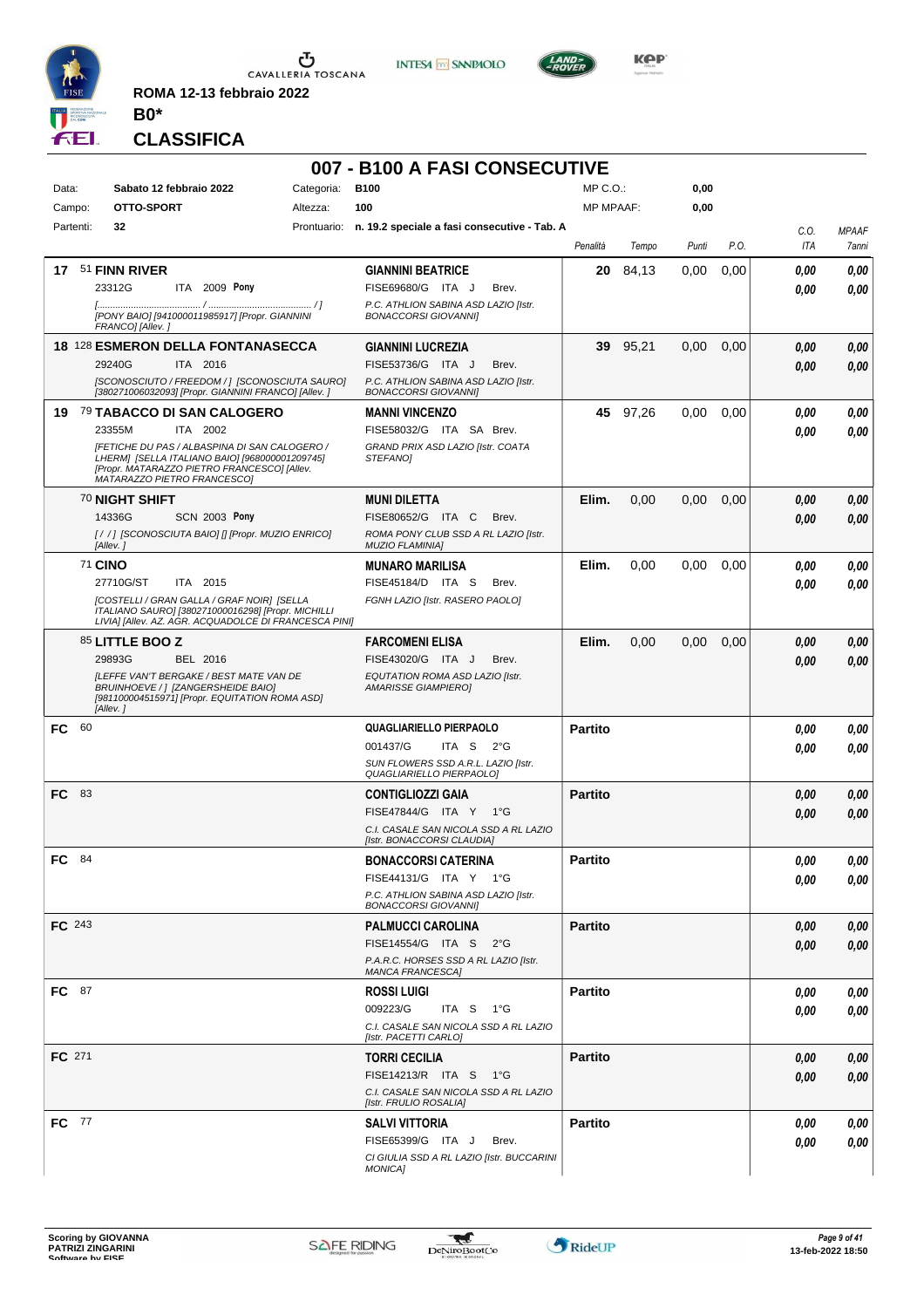ROMA 12-13 febbraio 2022

**B0***

**CLASSIFICA**

# 007 - B100 A FASI CONSECUTIVE

| | | | | | |
|---|---|---|---|---|---|
| Data: | Sabato 12 febbraio 2022 | Categoria: | B100 | MP C.O.: | 0,00 |
| Campo: | OTTO-SPORT | Altezza: | 100 | MP MPAAF: | 0,00 |
| Partenti: | 32 | Prontuario: | n. 19.2 speciale a fasi consecutive - Tab. A | | |

| Pos. | Cavallo | Cavaliere | Penalità | Tempo | Punti | P.O. | C.O. ITA | MPAAF 7anni |
|---|---|---|---|---|---|---|---|---|
| 17 | 51 **FINN RIVER** 23312G ITA 2009 **Pony** [............................ / ............................ / ] [PONY BAIO] [941000011985917] [Propr. GIANNINI FRANCO] [Allev. ] | **GIANNINI BEATRICE** FISE69680/G ITA J Brev. P.C. ATHLON SABINA ASD LAZIO [Istr. BONACCORSI GIOVANNI] | 20 | 84,13 | 0,00 | 0,00 | 0,00 / 0,00 | 0,00 / 0,00 |
| 18 | 128 **ESMERON DELLA FONTANASECCA** 29240G ITA 2016 [SCONOSCIUTO / FREEDOM / ] [SCONOSCIUTA SAURO] [380271006032093] [Propr. GIANNINI FRANCO] [Allev. ] | **GIANNINI LUCREZIA** FISE53736/G ITA J Brev. P.C. ATHLON SABINA ASD LAZIO [Istr. BONACCORSI GIOVANNI] | 39 | 95,21 | 0,00 | 0,00 | 0,00 / 0,00 | 0,00 / 0,00 |
| 19 | 79 **TABACCO DI SAN CALOGERO** 23355M ITA 2002 [FETICHE DU PAS / ALBASPINA DI SAN CALOGERO / LHERM] [SELLA ITALIANO BAIO] [968000001209745] [Propr. MATARAZZO PIETRO FRANCESCO] [Allev. MATARAZZO PIETRO FRANCESCO] | **MANNI VINCENZO** FISE58032/G ITA SA Brev. GRAND PRIX ASD LAZIO [Istr. COATA STEFANO] | 45 | 97,26 | 0,00 | 0,00 | 0,00 / 0,00 | 0,00 / 0,00 |
| | 70 **NIGHT SHIFT** 14336G SCN 2003 **Pony** [ / / ] [SCONOSCIUTA BAIO] [] [Propr. MUZIO ENRICO] [Allev. ] | **MUNI DILETTA** FISE80652/G ITA C Brev. ROMA PONY CLUB SSD A RL LAZIO [Istr. MUZIO FLAMINIA] | Elim. | 0,00 | 0,00 | 0,00 | 0,00 / 0,00 | 0,00 / 0,00 |
| | 71 **CINO** 27710G/ST ITA 2015 [COSTELLI / GRAN GALLA / GRAF NOIR] [SELLA ITALIANO SAURO] [380271000016298] [Propr. MICHILLI LIVIA] [Allev. AZ. AGR. ACQUADOLCE DI FRANCESCA PINI] | **MUNARO MARILISA** FISE45184/D ITA S Brev. FGNH LAZIO [Istr. RASERO PAOLO] | Elim. | 0,00 | 0,00 | 0,00 | 0,00 / 0,00 | 0,00 / 0,00 |
| | 85 **LITTLE BOO Z** 29893G BEL 2016 [LEFFE VAN'T BERGAKE / BEST MATE VAN DE BRUINHOEVE / ] [ZANGERSHEIDE BAIO] [981100004515971] [Propr. EQUITATION ROMA ASD] [Allev. ] | **FARCOMENI ELISA** FISE43020/G ITA J Brev. EQUTATION ROMA ASD LAZIO [Istr. AMARISSE GIAMPIERO] | Elim. | 0,00 | 0,00 | 0,00 | 0,00 / 0,00 | 0,00 / 0,00 |
| FC | 60 | **QUAGLIARIELLO PIERPAOLO** 001437/G ITA S 2°G SUN FLOWERS SSD A.R.L. LAZIO [Istr. QUAGLIARIELLO PIERPAOLO] | Partito | | | | 0,00 / 0,00 | 0,00 / 0,00 |
| FC | 83 | **CONTIGLIOZZI GAIA** FISE47844/G ITA Y 1°G C.I. CASALE SAN NICOLA SSD A RL LAZIO [Istr. BONACCORSI CLAUDIA] | Partito | | | | 0,00 / 0,00 | 0,00 / 0,00 |
| FC | 84 | **BONACCORSI CATERINA** FISE44131/G ITA Y 1°G P.C. ATHLON SABINA ASD LAZIO [Istr. BONACCORSI GIOVANNI] | Partito | | | | 0,00 / 0,00 | 0,00 / 0,00 |
| FC | 243 | **PALMUCCI CAROLINA** FISE14554/G ITA S 2°G P.A.R.C. HORSES SSD A RL LAZIO [Istr. MANCA FRANCESCA] | Partito | | | | 0,00 / 0,00 | 0,00 / 0,00 |
| FC | 87 | **ROSSI LUIGI** 009223/G ITA S 1°G C.I. CASALE SAN NICOLA SSD A RL LAZIO [Istr. PACETTI CARLO] | Partito | | | | 0,00 / 0,00 | 0,00 / 0,00 |
| FC | 271 | **TORRI CECILIA** FISE14213/R ITA S 1°G C.I. CASALE SAN NICOLA SSD A RL LAZIO [Istr. FRULIO ROSALIA] | Partito | | | | 0,00 / 0,00 | 0,00 / 0,00 |
| FC | 77 | **SALVI VITTORIA** FISE65399/G ITA J Brev. CI GIULIA SSD A RL LAZIO [Istr. BUCCARINI MONICA] | Partito | | | | 0,00 / 0,00 | 0,00 / 0,00 |

Scoring by GIOVANNA PATRIZI ZINGARINI

13-feb-2022 18:50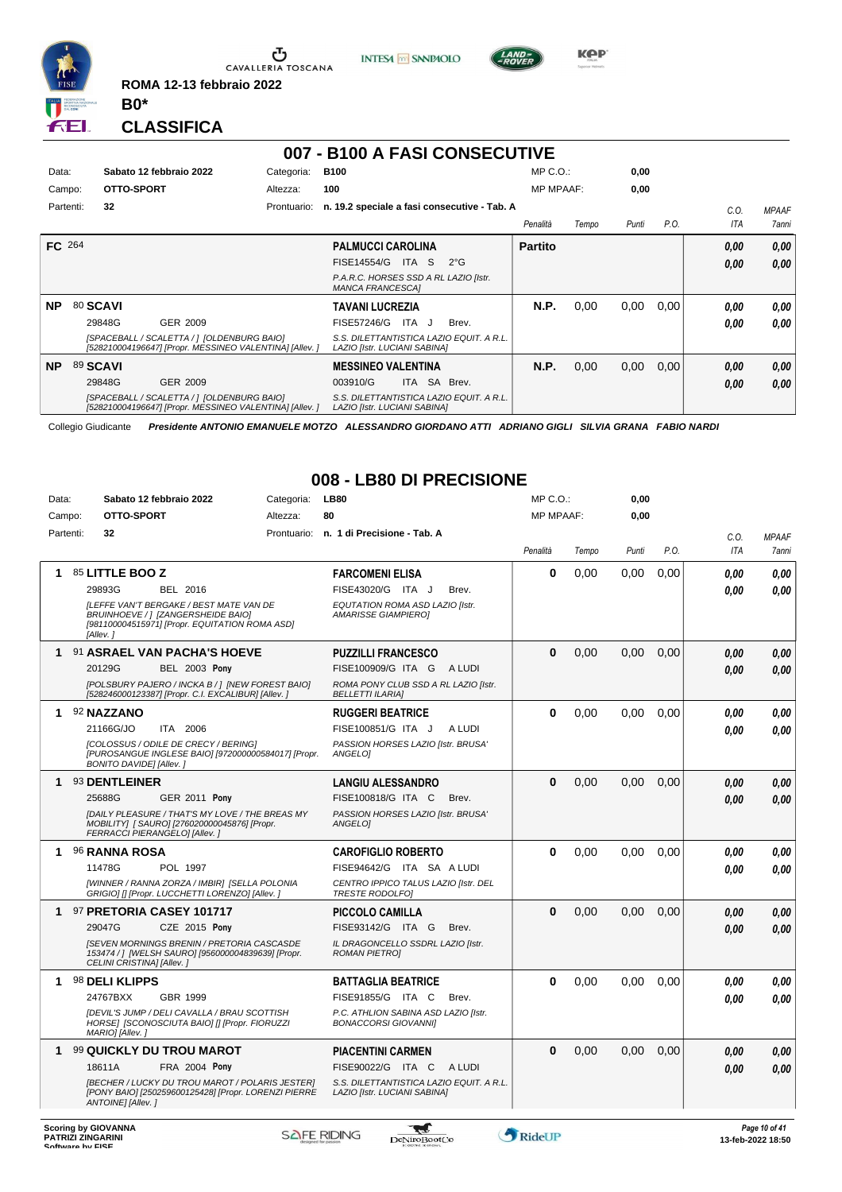ROMA 12-13 febbraio 2022

**B0***

## CLASSIFICA

# 007 - B100 A FASI CONSECUTIVE

| | | | | | | |
|---|---|---|---|---|---|---|
| Data: | Sabato 12 febbraio 2022 | Categoria: | B100 | MP C.O.: | 0,00 | |
| Campo: | OTTO-SPORT | Altezza: | 100 | MP MPAAF: | 0,00 | |
| Partenti: | 32 | Prontuario: | n. 19.2 speciale a fasi consecutive - Tab. A | | | |

| | Cavallo | Cavaliere | Penalità | Tempo | Punti | P.O. | C.O. ITA | MPAAF 7anni |
|---|---|---|---|---|---|---|---|---|
| FC 264 | | **PALMUCCI CAROLINA** FISE14554/G ITA S 2°G *P.A.R.C. HORSES SSD A RL LAZIO [Istr. MANCA FRANCESCA]* | **Partito** | | | | 0,00 / 0,00 | 0,00 / 0,00 |
| NP | 80 **SCAVI** 29848G GER 2009 *[SPACEBALL / SCALETTA / ] [OLDENBURG BAIO] [528210004196647] [Propr. MESSINEO VALENTINA] [Allev. ]* | **TAVANI LUCREZIA** FISE57246/G ITA J Brev. *S.S. DILETTANTISTICA LAZIO EQUIT. A R.L. LAZIO [Istr. LUCIANI SABINA]* | N.P. | 0,00 | 0,00 | 0,00 | 0,00 / 0,00 | 0,00 / 0,00 |
| NP | 89 **SCAVI** 29848G GER 2009 *[SPACEBALL / SCALETTA / ] [OLDENBURG BAIO] [528210004196647] [Propr. MESSINEO VALENTINA] [Allev. ]* | **MESSINEO VALENTINA** 003910/G ITA SA Brev. *S.S. DILETTANTISTICA LAZIO EQUIT. A R.L. LAZIO [Istr. LUCIANI SABINA]* | N.P. | 0,00 | 0,00 | 0,00 | 0,00 / 0,00 | 0,00 / 0,00 |

Collegio Giudicante *Presidente ANTONIO EMANUELE MOTZO ALESSANDRO GIORDANO ATTI ADRIANO GIGLI SILVIA GRANA FABIO NARDI*

# 008 - LB80 DI PRECISIONE

| | | | | | | |
|---|---|---|---|---|---|---|
| Data: | Sabato 12 febbraio 2022 | Categoria: | LB80 | MP C.O.: | 0,00 | |
| Campo: | OTTO-SPORT | Altezza: | 80 | MP MPAAF: | 0,00 | |
| Partenti: | 32 | Prontuario: | n. 1 di Precisione - Tab. A | | | |

| | Cavallo | Cavaliere | Penalità | Tempo | Punti | P.O. | C.O. ITA | MPAAF 7anni |
|---|---|---|---|---|---|---|---|---|
| 1 | 85 **LITTLE BOO Z** 29893G BEL 2016 *[LEFFE VAN'T BERGAKE / BEST MATE VAN DE BRUINHOEVE / ] [ZANGERSHEIDE BAIO] [981100004515971] [Propr. EQUITATION ROMA ASD] [Allev. ]* | **FARCOMENI ELISA** FISE43020/G ITA J Brev. *EQUTATION ROMA ASD LAZIO [Istr. AMARISSE GIAMPIERO]* | 0 | 0,00 | 0,00 | 0,00 | 0,00 / 0,00 | 0,00 / 0,00 |
| 1 | 91 **ASRAEL VAN PACHA'S HOEVE** 20129G BEL 2003 Pony *[POLSBURY PAJERO / INCKA B / ] [NEW FOREST BAIO] [528246000123387] [Propr. C.I. EXCALIBUR] [Allev. ]* | **PUZZILLI FRANCESCO** FISE100909/G ITA G A LUDI *ROMA PONY CLUB SSD A RL LAZIO [Istr. BELLETTI ILARIA]* | 0 | 0,00 | 0,00 | 0,00 | 0,00 / 0,00 | 0,00 / 0,00 |
| 1 | 92 **NAZZANO** 21166G/JO ITA 2006 *[COLOSSUS / ODILE DE CRECY / BERING] [PUROSANGUE INGLESE BAIO] [972000000584017] [Propr. BONITO DAVIDE] [Allev. ]* | **RUGGERI BEATRICE** FISE100851/G ITA J A LUDI *PASSION HORSES LAZIO [Istr. BRUSA' ANGELO]* | 0 | 0,00 | 0,00 | 0,00 | 0,00 / 0,00 | 0,00 / 0,00 |
| 1 | 93 **DENTLEINER** 25688G GER 2011 Pony *[DAILY PLEASURE / THAT'S MY LOVE / THE BREAS MY MOBILITY] [ SAURO] [276020000045876] [Propr. FERRACCI PIERANGELO] [Allev. ]* | **LANGIU ALESSANDRO** FISE100818/G ITA C Brev. *PASSION HORSES LAZIO [Istr. BRUSA' ANGELO]* | 0 | 0,00 | 0,00 | 0,00 | 0,00 / 0,00 | 0,00 / 0,00 |
| 1 | 96 **RANNA ROSA** 11478G POL 1997 *[WINNER / RANNA ZORZA / IMBIR] [SELLA POLONIA GRIGIO] [] [Propr. LUCCHETTI LORENZO] [Allev. ]* | **CAROFIGLIO ROBERTO** FISE94642/G ITA SA A LUDI *CENTRO IPPICO TALUS LAZIO [Istr. DEL TRESTE RODOLFO]* | 0 | 0,00 | 0,00 | 0,00 | 0,00 / 0,00 | 0,00 / 0,00 |
| 1 | 97 **PRETORIA CASEY 101717** 29047G CZE 2015 Pony *[SEVEN MORNINGS BRENIN / PRETORIA CASCADE 153474 / ] [WELSH SAURO] [956000004839639] [Propr. CELINI CRISTINA] [Allev. ]* | **PICCOLO CAMILLA** FISE93142/G ITA G Brev. *IL DRAGONCELLO SSDRL LAZIO [Istr. ROMAN PIETRO]* | 0 | 0,00 | 0,00 | 0,00 | 0,00 / 0,00 | 0,00 / 0,00 |
| 1 | 98 **DELI KLIPPS** 24767BXX GBR 1999 *[DEVIL'S JUMP / DELI CAVALLA / BRAU SCOTTISH HORSE] [SCONOSCIUTA BAIO] [] [Propr. FIORUZZI MARIO] [Allev. ]* | **BATTAGLIA BEATRICE** FISE91855/G ITA C Brev. *P.C. ATHLION SABINA ASD LAZIO [Istr. BONACCORSI GIOVANNI]* | 0 | 0,00 | 0,00 | 0,00 | 0,00 / 0,00 | 0,00 / 0,00 |
| 1 | 99 **QUICKLY DU TROU MAROT** 18611A FRA 2004 Pony *[BECHER / LUCKY DU TROU MAROT / POLARIS JESTER] [PONY BAIO] [250259600125428] [Propr. LORENZI PIERRE ANTOINE] [Allev. ]* | **PIACENTINI CARMEN** FISE90022/G ITA C A LUDI *S.S. DILETTANTISTICA LAZIO EQUIT. A R.L. LAZIO [Istr. LUCIANI SABINA]* | 0 | 0,00 | 0,00 | 0,00 | 0,00 / 0,00 | 0,00 / 0,00 |

Scoring by GIOVANNA PATRIZI ZINGARINI
Software by FISE

13-feb-2022 18:50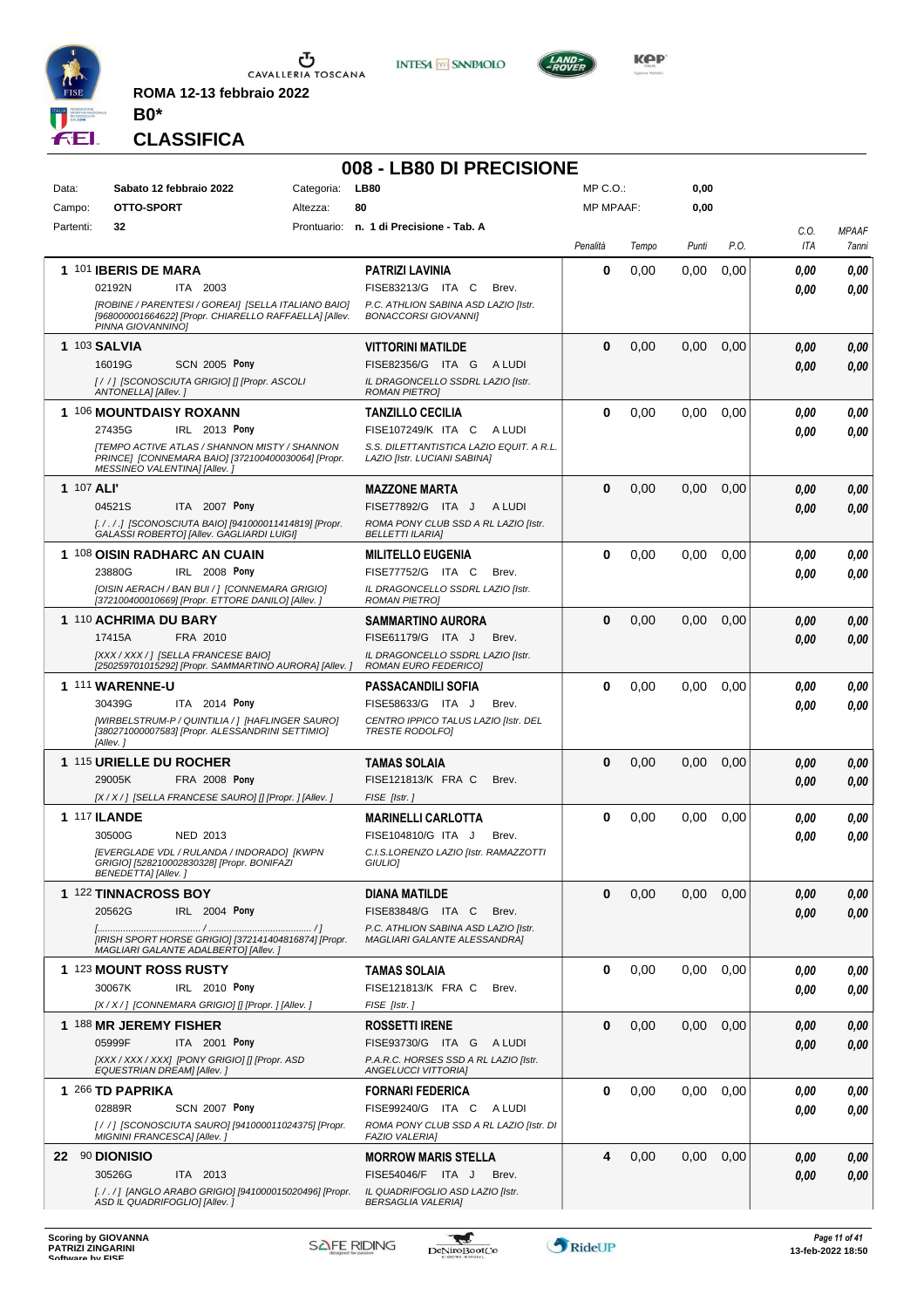**ROMA 12-13 febbraio 2022**

**B0***

**CLASSIFICA**

## 008 - LB80 DI PRECISIONE

| Data: | Sabato 12 febbraio 2022 | Categoria: | LB80 | MP C.O.: | 0,00 |
|---|---|---|---|---|---|
| Campo: | OTTO-SPORT | Altezza: | 80 | MP MPAAF: | 0,00 |
| Partenti: | 32 | Prontuario: | n. 1 di Precisione - Tab. A | | |

| Cl. | Cavallo | Cavaliere | Penalità | Tempo | Punti | P.O. | C.O. ITA | MPAAF 7anni |
|---|---|---|---|---|---|---|---|---|
| 1 | 101 **IBERIS DE MARA** 02192N ITA 2003 *[ROBINE / PARENTESI / GOREAI] [SELLA ITALIANO BAIO] [968000001664622] [Propr. CHIARELLO RAFFAELLA] [Allev. PINNA GIOVANNINO]* | **PATRIZI LAVINIA** FISE83213/G ITA C Brev. *P.C. ATHLON SABINA ASD LAZIO [Istr. BONACCORSI GIOVANNI]* | 0 | 0,00 | 0,00 | 0,00 | 0,00 / 0,00 | 0,00 / 0,00 |
| 1 | 103 **SALVIA** 16019G SCN 2005 **Pony** *[/ / ] [SCONOSCIUTA GRIGIO] [] [Propr. ASCOLI ANTONELLA] [Allev. ]* | **VITTORINI MATILDE** FISE82356/G ITA G A LUDI *IL DRAGONCELLO SSDRL LAZIO [Istr. ROMAN PIETRO]* | 0 | 0,00 | 0,00 | 0,00 | 0,00 / 0,00 | 0,00 / 0,00 |
| 1 | 106 **MOUNTDAISY ROXANN** 27435G IRL 2013 **Pony** *[TEMPO ACTIVE ATLAS / SHANNON MISTY / SHANNON PRINCE] [CONNEMARA BAIO] [372100400030064] [Propr. MESSINEO VALENTINA] [Allev. ]* | **TANZILLO CECILIA** FISE107249/K ITA C A LUDI *S.S. DILETTANTISTICA LAZIO EQUIT. A R.L. LAZIO [Istr. LUCIANI SABINA]* | 0 | 0,00 | 0,00 | 0,00 | 0,00 / 0,00 | 0,00 / 0,00 |
| 1 | 107 **ALI'** 04521S ITA 2007 **Pony** *[. / . / .] [SCONOSCIUTA BAIO] [941000011414819] [Propr. GALASSI ROBERTO] [Allev. GAGLIARDI LUIGI]* | **MAZZONE MARTA** FISE77892/G ITA J A LUDI *ROMA PONY CLUB SSD A RL LAZIO [Istr. BELLETTI ILARIA]* | 0 | 0,00 | 0,00 | 0,00 | 0,00 / 0,00 | 0,00 / 0,00 |
| 1 | 108 **OISIN RADHARC AN CUAIN** 23880G IRL 2008 **Pony** *[OISIN AERACH / BAN BUI / ] [CONNEMARA GRIGIO] [372100400010669] [Propr. ETTORE DANILO] [Allev. ]* | **MILITELLO EUGENIA** FISE77752/G ITA C Brev. *IL DRAGONCELLO SSDRL LAZIO [Istr. ROMAN PIETRO]* | 0 | 0,00 | 0,00 | 0,00 | 0,00 / 0,00 | 0,00 / 0,00 |
| 1 | 110 **ACHRIMA DU BARY** 17415A FRA 2010 *[XXX / XXX / ] [SELLA FRANCESE BAIO] [250259701015292] [Propr. SAMMARTINO AURORA] [Allev. ]* | **SAMMARTINO AURORA** FISE61179/G ITA J Brev. *IL DRAGONCELLO SSDRL LAZIO [Istr. ROMAN EURO FEDERICO]* | 0 | 0,00 | 0,00 | 0,00 | 0,00 / 0,00 | 0,00 / 0,00 |
| 1 | 111 **WARENNE-U** 30439G ITA 2014 **Pony** *[WIRBELSTRUM-P / QUINTILIA / ] [HAFLINGER SAURO] [380271000007583] [Propr. ALESSANDRINI SETTIMIO] [Allev. ]* | **PASSACANDILI SOFIA** FISE58633/G ITA J Brev. *CENTRO IPPICO TALUS LAZIO [Istr. DEL TRESTE RODOLFO]* | 0 | 0,00 | 0,00 | 0,00 | 0,00 / 0,00 | 0,00 / 0,00 |
| 1 | 115 **URIELLE DU ROCHER** 29005K FRA 2008 **Pony** *[X / X / ] [SELLA FRANCESE SAURO] [] [Propr. ] [Allev. ]* | **TAMAS SOLAIA** FISE121813/K FRA C Brev. *FISE [Istr. ]* | 0 | 0,00 | 0,00 | 0,00 | 0,00 / 0,00 | 0,00 / 0,00 |
| 1 | 117 **ILANDE** 30500G NED 2013 *[EVERGLADE VDL / RULANDA / INDORADO] [KWPN GRIGIO] [528210002830328] [Propr. BONIFAZI BENEDETTA] [Allev. ]* | **MARINELLI CARLOTTA** FISE104810/G ITA J Brev. *C.I.S.LORENZO LAZIO [Istr. RAMAZZOTTI GIULIO]* | 0 | 0,00 | 0,00 | 0,00 | 0,00 / 0,00 | 0,00 / 0,00 |
| 1 | 122 **TINNACROSS BOY** 20562G IRL 2004 **Pony** *[........................................ / ........................................ / ] [IRISH SPORT HORSE GRIGIO] [372141404816874] [Propr. MAGLIARI GALANTE ADALBERTO] [Allev. ]* | **DIANA MATILDE** FISE83848/G ITA C Brev. *P.C. ATHLON SABINA ASD LAZIO [Istr. MAGLIARI GALANTE ALESSANDRA]* | 0 | 0,00 | 0,00 | 0,00 | 0,00 / 0,00 | 0,00 / 0,00 |
| 1 | 123 **MOUNT ROSS RUSTY** 30067K IRL 2010 **Pony** *[X / X / ] [CONNEMARA GRIGIO] [] [Propr. ] [Allev. ]* | **TAMAS SOLAIA** FISE121813/K FRA C Brev. *FISE [Istr. ]* | 0 | 0,00 | 0,00 | 0,00 | 0,00 / 0,00 | 0,00 / 0,00 |
| 1 | 188 **MR JEREMY FISHER** 05999F ITA 2001 **Pony** *[XXX / XXX / XXX] [PONY GRIGIO] [] [Propr. ASD EQUESTRIAN DREAM] [Allev. ]* | **ROSSETTI IRENE** FISE93730/G ITA G A LUDI *P.A.R.C. HORSES SSD A RL LAZIO [Istr. ANGELUCCI VITTORIA]* | 0 | 0,00 | 0,00 | 0,00 | 0,00 / 0,00 | 0,00 / 0,00 |
| 1 | 266 **TD PAPRIKA** 02889R SCN 2007 **Pony** *[/ / ] [SCONOSCIUTA SAURO] [941000011024375] [Propr. MIGNINI FRANCESCA] [Allev. ]* | **FORNARI FEDERICA** FISE99240/G ITA C A LUDI *ROMA PONY CLUB SSD A RL LAZIO [Istr. DI FAZIO VALERIA]* | 0 | 0,00 | 0,00 | 0,00 | 0,00 / 0,00 | 0,00 / 0,00 |
| 22 | 90 **DIONISIO** 30526G ITA 2013 *[. / . / .] [ANGLO ARABO GRIGIO] [941000015020496] [Propr. ASD IL QUADRIFOGLIO] [Allev. ]* | **MORROW MARIS STELLA** FISE54046/F ITA J Brev. *IL QUADRIFOGLIO ASD LAZIO [Istr. BERSAGLIA VALERIA]* | 4 | 0,00 | 0,00 | 0,00 | 0,00 / 0,00 | 0,00 / 0,00 |

Scoring by GIOVANNA PATRIZI ZINGARINI

13-feb-2022 18:50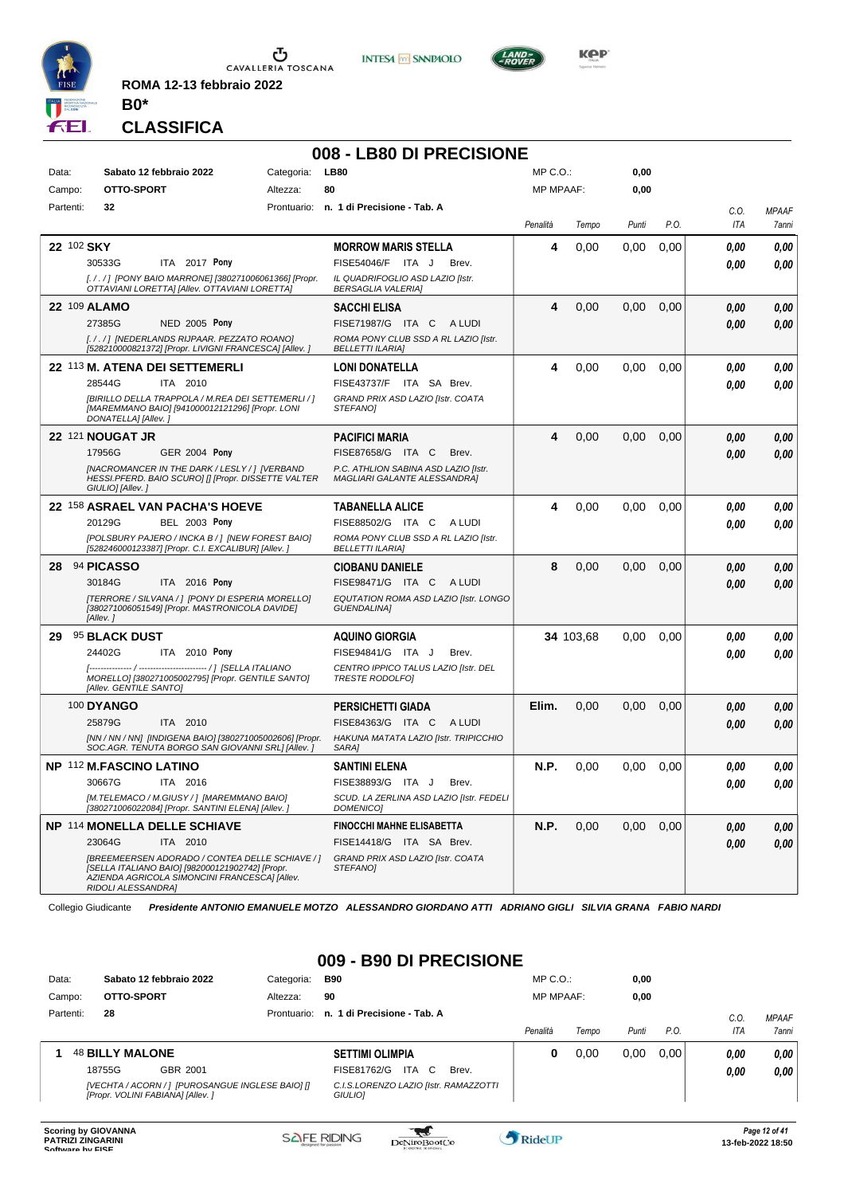ROMA 12-13 febbraio 2022

**B0***

**CLASSIFICA**

## 008 - LB80 DI PRECISIONE

| Data: | Sabato 12 febbraio 2022 | Categoria: | LB80 | MP C.O.: | 0,00 |
|---|---|---|---|---|---|
| Campo: | OTTO-SPORT | Altezza: | 80 | MP MPAAF: | 0,00 |
| Partenti: | 32 | Prontuario: | n. 1 di Precisione - Tab. A | | |

| Cl. | Cavallo | Cavaliere | Penalità | Tempo | Punti | P.O. | C.O. ITA | MPAAF 7anni |
|---|---|---|---|---|---|---|---|---|
| 22 | 102 **SKY**<br>30533G ITA 2017 **Pony**<br>*[. / . / ] [PONY BAIO MARRONE] [380271006061366] [Propr. OTTAVIANI LORETTA] [Allev. OTTAVIANI LORETTA]* | **MORROW MARIS STELLA**<br>FISE54046/F ITA J Brev.<br>*IL QUADRIFOGLIO ASD LAZIO [Istr. BERSAGLIA VALERIA]* | **4** | 0,00 | 0,00 | 0,00 | *0,00*<br>*0,00* | *0,00*<br>*0,00* |
| 22 | 109 **ALAMO**<br>27385G NED 2005 **Pony**<br>*[. / . / ] [NEDERLANDS RIJPAAR. PEZZATO ROANO] [528210000821372] [Propr. LIVIGNI FRANCESCA] [Allev. ]* | **SACCHI ELISA**<br>FISE71987/G ITA C A LUDI<br>*ROMA PONY CLUB SSD A RL LAZIO [Istr. BELLETTI ILARIA]* | **4** | 0,00 | 0,00 | 0,00 | *0,00*<br>*0,00* | *0,00*<br>*0,00* |
| 22 | 113 **M. ATENA DEI SETTEMERLI**<br>28544G ITA 2010<br>*[BIRILLO DELLA TRAPPOLA / M.REA DEI SETTEMERLI / ] [MAREMMANO BAIO] [941000012121296] [Propr. LONI DONATELLA] [Allev. ]* | **LONI DONATELLA**<br>FISE43737/F ITA SA Brev.<br>*GRAND PRIX ASD LAZIO [Istr. COATA STEFANO]* | **4** | 0,00 | 0,00 | 0,00 | *0,00*<br>*0,00* | *0,00*<br>*0,00* |
| 22 | 121 **NOUGAT JR**<br>17956G GER 2004 **Pony**<br>*[NACROMANCER IN THE DARK / LESLY / ] [VERBAND HESSI.PFERD. BAIO SCURO] [] [Propr. DISSETTE VALTER GIULIO] [Allev. ]* | **PACIFICI MARIA**<br>FISE87658/G ITA C Brev.<br>*P.C. ATHLION SABINA ASD LAZIO [Istr. MAGLIARI GALANTE ALESSANDRA]* | **4** | 0,00 | 0,00 | 0,00 | *0,00*<br>*0,00* | *0,00*<br>*0,00* |
| 22 | 158 **ASRAEL VAN PACHA'S HOEVE**<br>20129G BEL 2003 **Pony**<br>*[POLSBURY PAJERO / INCKA B / ] [NEW FOREST BAIO] [528246000123387] [Propr. C.I. EXCALIBUR] [Allev. ]* | **TABANELLA ALICE**<br>FISE88502/G ITA C A LUDI<br>*ROMA PONY CLUB SSD A RL LAZIO [Istr. BELLETTI ILARIA]* | **4** | 0,00 | 0,00 | 0,00 | *0,00*<br>*0,00* | *0,00*<br>*0,00* |
| 28 | 94 **PICASSO**<br>30184G ITA 2016 **Pony**<br>*[TERRORE / SILVANA / ] [PONY DI ESPERIA MORELLO] [380271006051549] [Propr. MASTRONICOLA DAVIDE] [Allev. ]* | **CIOBANU DANIELE**<br>FISE98471/G ITA C A LUDI<br>*EQUTATION ROMA ASD LAZIO [Istr. LONGO GUENDALINA]* | **8** | 0,00 | 0,00 | 0,00 | *0,00*<br>*0,00* | *0,00*<br>*0,00* |
| 29 | 95 **BLACK DUST**<br>24402G ITA 2010 **Pony**<br>*[--------------- / ------------------------ / ] [SELLA ITALIANO MORELLO] [380271005002795] [Propr. GENTILE SANTO] [Allev. GENTILE SANTO]* | **AQUINO GIORGIA**<br>FISE94841/G ITA J Brev.<br>*CENTRO IPPICO TALUS LAZIO [Istr. DEL TRESTE RODOLFO]* | **34** | 103,68 | 0,00 | 0,00 | *0,00*<br>*0,00* | *0,00*<br>*0,00* |
| | 100 **DYANGO**<br>25879G ITA 2010<br>*[NN / NN / NN] [INDIGENA BAIO] [380271005002606] [Propr. SOC.AGR. TENUTA BORGO SAN GIOVANNI SRL] [Allev. ]* | **PERSICHETTI GIADA**<br>FISE84363/G ITA C A LUDI<br>*HAKUNA MATATA LAZIO [Istr. TRIPICCHIO SARA]* | **Elim.** | 0,00 | 0,00 | 0,00 | *0,00*<br>*0,00* | *0,00*<br>*0,00* |
| NP | 112 **M.FASCINO LATINO**<br>30667G ITA 2016<br>*[M.TELEMACO / M.GIUSY / ] [MAREMMANO BAIO] [380271006022084] [Propr. SANTINI ELENA] [Allev. ]* | **SANTINI ELENA**<br>FISE38893/G ITA J Brev.<br>*SCUD. LA ZERLINA ASD LAZIO [Istr. FEDELI DOMENICO]* | **N.P.** | 0,00 | 0,00 | 0,00 | *0,00*<br>*0,00* | *0,00*<br>*0,00* |
| NP | 114 **MONELLA DELLE SCHIAVE**<br>23064G ITA 2010<br>*[BREEMEERSEN ADORADO / CONTEA DELLE SCHIAVE / ] [SELLA ITALIANO BAIO] [982000121902742] [Propr. AZIENDA AGRICOLA SIMONCINI FRANCESCA] [Allev. RIDOLI ALESSANDRA]* | **FINOCCHI MAHNE ELISABETTA**<br>FISE14418/G ITA SA Brev.<br>*GRAND PRIX ASD LAZIO [Istr. COATA STEFANO]* | **N.P.** | 0,00 | 0,00 | 0,00 | *0,00*<br>*0,00* | *0,00*<br>*0,00* |

Collegio Giudicante *Presidente ANTONIO EMANUELE MOTZO ALESSANDRO GIORDANO ATTI ADRIANO GIGLI SILVIA GRANA FABIO NARDI*

## 009 - B90 DI PRECISIONE

| Data: | Sabato 12 febbraio 2022 | Categoria: | B90 | MP C.O.: | 0,00 |
|---|---|---|---|---|---|
| Campo: | OTTO-SPORT | Altezza: | 90 | MP MPAAF: | 0,00 |
| Partenti: | 28 | Prontuario: | n. 1 di Precisione - Tab. A | | |

| Cl. | Cavallo | Cavaliere | Penalità | Tempo | Punti | P.O. | C.O. ITA | MPAAF 7anni |
|---|---|---|---|---|---|---|---|---|
| 1 | 48 **BILLY MALONE**<br>18755G GBR 2001<br>*[VECHTA / ACORN / ] [PUROSANGUE INGLESE BAIO] [] [Propr. VOLINI FABIANA] [Allev. ]* | **SETTIMI OLIMPIA**<br>FISE81762/G ITA C Brev.<br>*C.I.S.LORENZO LAZIO [Istr. RAMAZZOTTI GIULIO]* | **0** | 0,00 | 0,00 | 0,00 | *0,00*<br>*0,00* | *0,00*<br>*0,00* |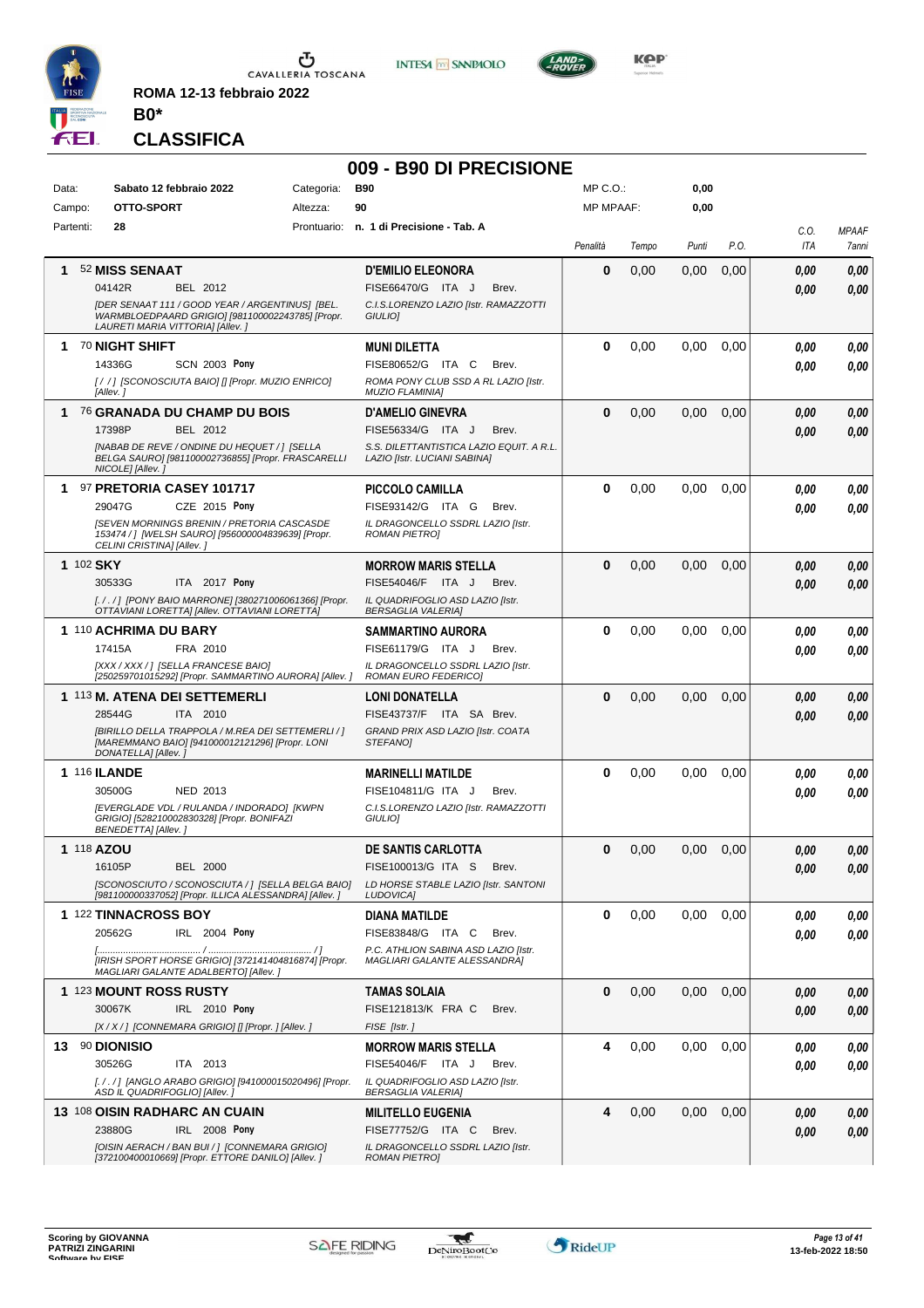ROMA 12-13 febbraio 2022

**B0***

## CLASSIFICA

# 009 - B90 DI PRECISIONE

| | | | | | |
|---|---|---|---|---|---|
| Data: | **Sabato 12 febbraio 2022** | Categoria: | **B90** | MP C.O.: | **0,00** |
| Campo: | **OTTO-SPORT** | Altezza: | **90** | MP MPAAF: | **0,00** |
| Partenti: | **28** | Prontuario: | **n. 1 di Precisione - Tab. A** | | |

| Cl. | N. Cavallo | Cavaliere | Penalità | Tempo | Punti | P.O. | C.O. ITA | MPAAF 7anni |
|---|---|---|---|---|---|---|---|---|
| 1 | 52 **MISS SENAAT** 04142R BEL 2012 *[DER SENAAT 111 / GOOD YEAR / ARGENTINUS] [BEL. WARMBLOEDPAARD GRIGIO] [981100002243785] [Propr. LAURETI MARIA VITTORIA] [Allev. ]* | **D'EMILIO ELEONORA** FISE66470/G ITA J Brev. *C.I.S.LORENZO LAZIO [Istr. RAMAZZOTTI GIULIO]* | **0** | 0,00 | 0,00 | 0,00 | **0,00** / **0,00** | **0,00** / **0,00** |
| 1 | 70 **NIGHT SHIFT** 14336G SCN 2003 **Pony** *[ / / ] [SCONOSCIUTA BAIO] [] [Propr. MUZIO ENRICO] [Allev. ]* | **MUNI DILETTA** FISE80652/G ITA C Brev. *ROMA PONY CLUB SSD A RL LAZIO [Istr. MUZIO FLAMINIA]* | **0** | 0,00 | 0,00 | 0,00 | **0,00** / **0,00** | **0,00** / **0,00** |
| 1 | 76 **GRANADA DU CHAMP DU BOIS** 17398P BEL 2012 *[NABAB DE REVE / ONDINE DU HEQUET / ] [SELLA BELGA SAURO] [981100002736855] [Propr. FRASCARELLI NICOLE] [Allev. ]* | **D'AMELIO GINEVRA** FISE56334/G ITA J Brev. *S.S. DILETTANTISTICA LAZIO EQUIT. A R.L. LAZIO [Istr. LUCIANI SABINA]* | **0** | 0,00 | 0,00 | 0,00 | **0,00** / **0,00** | **0,00** / **0,00** |
| 1 | 97 **PRETORIA CASEY 101717** 29047G CZE 2015 **Pony** *[SEVEN MORNINGS BRENIN / PRETORIA CASCASDE 153474 / ] [WELSH SAURO] [956000004839639] [Propr. CELINI CRISTINA] [Allev. ]* | **PICCOLO CAMILLA** FISE93142/G ITA G Brev. *IL DRAGONCELLO SSDRL LAZIO [Istr. ROMAN PIETRO]* | **0** | 0,00 | 0,00 | 0,00 | **0,00** / **0,00** | **0,00** / **0,00** |
| 1 | 102 **SKY** 30533G ITA 2017 **Pony** *[. / . / ] [PONY BAIO MARRONE] [380271006061366] [Propr. OTTAVIANI LORETTA] [Allev. OTTAVIANI LORETTA]* | **MORROW MARIS STELLA** FISE54046/F ITA J Brev. *IL QUADRIFOGLIO ASD LAZIO [Istr. BERSAGLIA VALERIA]* | **0** | 0,00 | 0,00 | 0,00 | **0,00** / **0,00** | **0,00** / **0,00** |
| 1 | 110 **ACHRIMA DU BARY** 17415A FRA 2010 *[XXX / XXX / ] [SELLA FRANCESE BAIO] [250259701015292] [Propr. SAMMARTINO AURORA] [Allev. ]* | **SAMMARTINO AURORA** FISE61179/G ITA J Brev. *IL DRAGONCELLO SSDRL LAZIO [Istr. ROMAN EURO FEDERICO]* | **0** | 0,00 | 0,00 | 0,00 | **0,00** / **0,00** | **0,00** / **0,00** |
| 1 | 113 **M. ATENA DEI SETTEMERLI** 28544G ITA 2010 *[BIRILLO DELLA TRAPPOLA / M.REA DEI SETTEMERLI / ] [MAREMMANO BAIO] [941000012121296] [Propr. LONI DONATELLA] [Allev. ]* | **LONI DONATELLA** FISE43737/F ITA SA Brev. *GRAND PRIX ASD LAZIO [Istr. COATA STEFANO]* | **0** | 0,00 | 0,00 | 0,00 | **0,00** / **0,00** | **0,00** / **0,00** |
| 1 | 116 **ILANDE** 30500G NED 2013 *[EVERGLADE VDL / RULANDA / INDORADO] [KWPN GRIGIO] [528210002830328] [Propr. BONIFAZI BENEDETTA] [Allev. ]* | **MARINELLI MATILDE** FISE104811/G ITA J Brev. *C.I.S.LORENZO LAZIO [Istr. RAMAZZOTTI GIULIO]* | **0** | 0,00 | 0,00 | 0,00 | **0,00** / **0,00** | **0,00** / **0,00** |
| 1 | 118 **AZOU** 16105P BEL 2000 *[SCONOSCIUTO / SCONOSCIUTA / ] [SELLA BELGA BAIO] [981100000337052] [Propr. ILLICA ALESSANDRA] [Allev. ]* | **DE SANTIS CARLOTTA** FISE100013/G ITA S Brev. *LD HORSE STABLE LAZIO [Istr. SANTONI LUDOVICA]* | **0** | 0,00 | 0,00 | 0,00 | **0,00** / **0,00** | **0,00** / **0,00** |
| 1 | 122 **TINNACROSS BOY** 20562G IRL 2004 **Pony** *[........................................ / ........................................ / ] [IRISH SPORT HORSE GRIGIO] [372141404816874] [Propr. MAGLIARI GALANTE ADALBERTO] [Allev. ]* | **DIANA MATILDE** FISE83848/G ITA C Brev. *P.C. ATHLION SABINA ASD LAZIO [Istr. MAGLIARI GALANTE ALESSANDRA]* | **0** | 0,00 | 0,00 | 0,00 | **0,00** / **0,00** | **0,00** / **0,00** |
| 1 | 123 **MOUNT ROSS RUSTY** 30067K IRL 2010 **Pony** *[X / X / ] [CONNEMARA GRIGIO] [] [Propr. ] [Allev. ]* | **TAMAS SOLAIA** FISE121813/K FRA C Brev. *FISE [Istr. ]* | **0** | 0,00 | 0,00 | 0,00 | **0,00** / **0,00** | **0,00** / **0,00** |
| 13 | 90 **DIONISIO** 30526G ITA 2013 *[. / . / ] [ANGLO ARABO GRIGIO] [941000015020496] [Propr. ASD IL QUADRIFOGLIO] [Allev. ]* | **MORROW MARIS STELLA** FISE54046/F ITA J Brev. *IL QUADRIFOGLIO ASD LAZIO [Istr. BERSAGLIA VALERIA]* | **4** | 0,00 | 0,00 | 0,00 | **0,00** / **0,00** | **0,00** / **0,00** |
| 13 | 108 **OISIN RADHARC AN CUAIN** 23880G IRL 2008 **Pony** *[OISIN AERACH / BAN BUI / ] [CONNEMARA GRIGIO] [372100400010669] [Propr. ETTORE DANILO] [Allev. ]* | **MILITELLO EUGENIA** FISE77752/G ITA C Brev. *IL DRAGONCELLO SSDRL LAZIO [Istr. ROMAN PIETRO]* | **4** | 0,00 | 0,00 | 0,00 | **0,00** / **0,00** | **0,00** / **0,00** |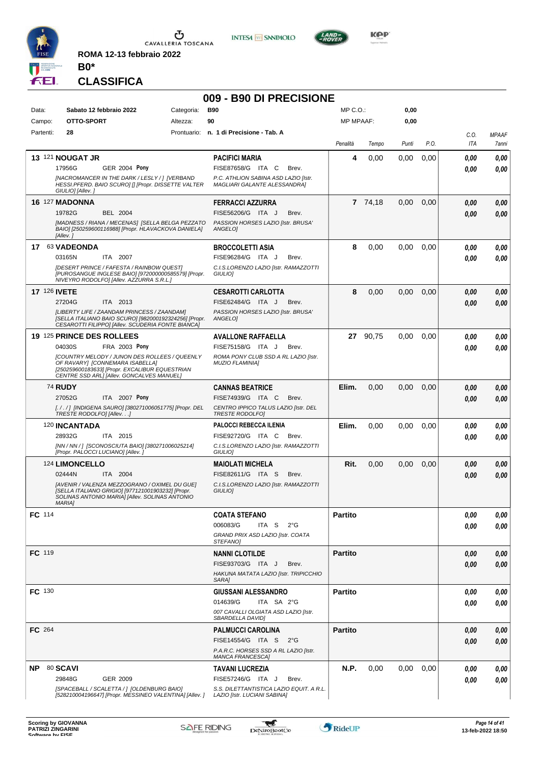ROMA 12-13 febbraio 2022

**B0***

## CLASSIFICA

# 009 - B90 DI PRECISIONE

| | | | | | |
|---|---|---|---|---|---|
| Data: | Sabato 12 febbraio 2022 | Categoria: | B90 | MP C.O.: | 0,00 |
| Campo: | OTTO-SPORT | Altezza: | 90 | MP MPAAF: | 0,00 |
| Partenti: | 28 | Prontuario: | n. 1 di Precisione - Tab. A | | |

| Pos. | Cavallo | Cavaliere | Penalità | Tempo | Punti | P.O. | C.O. ITA | MPAAF 7anni |
|---|---|---|---|---|---|---|---|---|
| 13 | 121 **NOUGAT JR** 17956G GER 2004 **Pony** *[NACROMANCER IN THE DARK / LESLY / ] [VERBAND HESSI.PFERD. BAIO SCURO] [] [Propr. DISSETTE VALTER GIULIO] [Allev. ]* | **PACIFICI MARIA** FISE87658/G ITA C Brev. *P.C. ATHLION SABINA ASD LAZIO [Istr. MAGLIARI GALANTE ALESSANDRA]* | 4 | 0,00 | 0,00 | 0,00 | 0,00 / 0,00 | 0,00 / 0,00 |
| 16 | 127 **MADONNA** 19782G BEL 2004 *[MADNESS / RIANA / MECENAS] [SELLA BELGA PEZZATO BAIO] [250259600116988] [Propr. HLAVACKOVA DANIELA] [Allev. ]* | **FERRACCI AZZURRA** FISE56206/G ITA J Brev. *PASSION HORSES LAZIO [Istr. BRUSA' ANGELO]* | 7 | 74,18 | 0,00 | 0,00 | 0,00 / 0,00 | 0,00 / 0,00 |
| 17 | 63 **VADEONDA** 03165N ITA 2007 *[DESERT PRINCE / FAFESTA / RAINBOW QUEST] [PUROSANGUE INGLESE BAIO] [972000000585579] [Propr. NIVEYRO RODOLFO] [Allev. AZZURRA S.R.L.]* | **BROCCOLETTI ASIA** FISE96284/G ITA J Brev. *C.I.S.LORENZO LAZIO [Istr. RAMAZZOTTI GIULIO]* | 8 | 0,00 | 0,00 | 0,00 | 0,00 / 0,00 | 0,00 / 0,00 |
| 17 | 126 **IVETE** 27204G ITA 2013 *[LIBERTY LIFE / ZAANDAM PRINCESS / ZAANDAM] [SELLA ITALIANO BAIO SCURO] [982000192324256] [Propr. CESAROTTI FILIPPO] [Allev. SCUDERIA FONTE BIANCA]* | **CESAROTTI CARLOTTA** FISE62484/G ITA J Brev. *PASSION HORSES LAZIO [Istr. BRUSA' ANGELO]* | 8 | 0,00 | 0,00 | 0,00 | 0,00 / 0,00 | 0,00 / 0,00 |
| 19 | 125 **PRINCE DES ROLLEES** 04030S FRA 2003 **Pony** *[COUNTRY MELODY / JUNON DES ROLLEES / QUEENLY OF RAVARY] [CONNEMARA ISABELLA] [250259600183633] [Propr. EXCALIBUR EQUESTRIAN CENTRE SSD ARL] [Allev. GONCALVES MANUEL]* | **AVALLONE RAFFAELLA** FISE75158/G ITA J Brev. *ROMA PONY CLUB SSD A RL LAZIO [Istr. MUZIO FLAMINIA]* | 27 | 90,75 | 0,00 | 0,00 | 0,00 / 0,00 | 0,00 / 0,00 |
| | 74 **RUDY** 27052G ITA 2007 **Pony** *[. / . / ] [INDIGENA SAURO] [380271006051775] [Propr. DEL TRESTE RODOLFO] [Allev. . . .]* | **CANNAS BEATRICE** FISE74939/G ITA C Brev. *CENTRO IPPICO TALUS LAZIO [Istr. DEL TRESTE RODOLFO]* | Elim. | 0,00 | 0,00 | 0,00 | 0,00 / 0,00 | 0,00 / 0,00 |
| | 120 **INCANTADA** 28932G ITA 2015 *[NN / NN / ] [SCONOSCIUTA BAIO] [380271006025214] [Propr. PALOCCI LUCIANO] [Allev. ]* | **PALOCCI REBECCA ILENIA** FISE92720/G ITA C Brev. *C.I.S.LORENZO LAZIO [Istr. RAMAZZOTTI GIULIO]* | Elim. | 0,00 | 0,00 | 0,00 | 0,00 / 0,00 | 0,00 / 0,00 |
| | 124 **LIMONCELLO** 02444N ITA 2004 *[AVENIR / VALENZA MEZZOGRANO / OXIMEL DU GUE] [SELLA ITALIANO GRIGIO] [977121001903232] [Propr. SOLINAS ANTONIO MARIA] [Allev. SOLINAS ANTONIO MARIA]* | **MAIOLATI MICHELA** FISE82611/G ITA S Brev. *C.I.S.LORENZO LAZIO [Istr. RAMAZZOTTI GIULIO]* | Rit. | 0,00 | 0,00 | 0,00 | 0,00 / 0,00 | 0,00 / 0,00 |
| FC | 114 | **COATA STEFANO** 006083/G ITA S 2°G *GRAND PRIX ASD LAZIO [Istr. COATA STEFANO]* | Partito | | | | 0,00 / 0,00 | 0,00 / 0,00 |
| FC | 119 | **NANNI CLOTILDE** FISE93703/G ITA J Brev. *HAKUNA MATATA LAZIO [Istr. TRIPICCHIO SARA]* | Partito | | | | 0,00 / 0,00 | 0,00 / 0,00 |
| FC | 130 | **GIUSSANI ALESSANDRO** 014639/G ITA SA 2°G *007 CAVALLI OLGIATA ASD LAZIO [Istr. SBARDELLA DAVID]* | Partito | | | | 0,00 / 0,00 | 0,00 / 0,00 |
| FC | 264 | **PALMUCCI CAROLINA** FISE14554/G ITA S 2°G *P.A.R.C. HORSES SSD A RL LAZIO [Istr. MANCA FRANCESCA]* | Partito | | | | 0,00 / 0,00 | 0,00 / 0,00 |
| NP | 80 **SCAVI** 29848G GER 2009 *[SPACEBALL / SCALETTA / ] [OLDENBURG BAIO] [528210004196647] [Propr. MESSINEO VALENTINA] [Allev. ]* | **TAVANI LUCREZIA** FISE57246/G ITA J Brev. *S.S. DILETTANTISTICA LAZIO EQUIT. A R.L. LAZIO [Istr. LUCIANI SABINA]* | N.P. | 0,00 | 0,00 | 0,00 | 0,00 / 0,00 | 0,00 / 0,00 |

Scoring by GIOVANNA PATRIZI ZINGARINI

13-feb-2022 18:50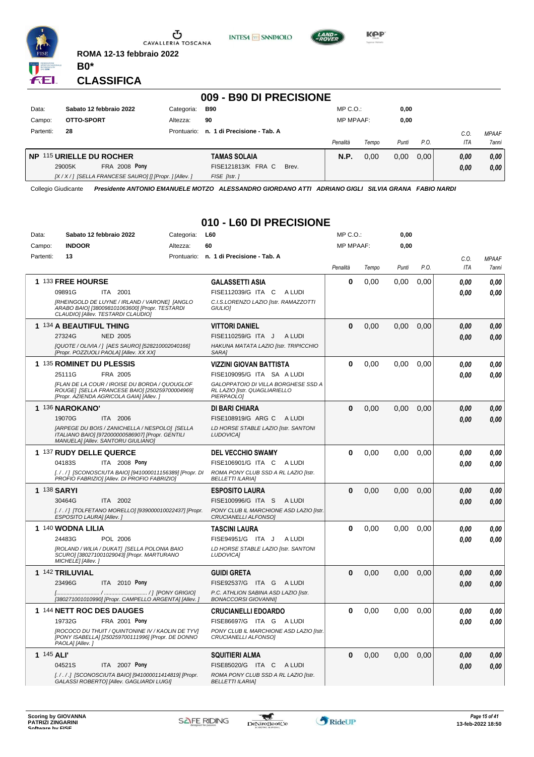ROMA 12-13 febbraio 2022

**B0***

## CLASSIFICA

## 009 - B90 DI PRECISIONE

| | | | | | |
|---|---|---|---|---|---|
| Data: | Sabato 12 febbraio 2022 | Categoria: | B90 | MP C.O.: | 0,00 |
| Campo: | OTTO-SPORT | Altezza: | 90 | MP MPAAF: | 0,00 |
| Partenti: | 28 | Prontuario: | n. 1 di Precisione - Tab. A | | |

| Pos. | Cavallo | Cavaliere | Penalità | Tempo | Punti | P.O. | C.O. ITA | MPAAF 7anni |
|---|---|---|---|---|---|---|---|---|
| NP | 115 **URIELLE DU ROCHER** 29005K FRA 2008 **Pony** *[X / X / ] [SELLA FRANCESE SAURO] [] [Propr. ] [Allev. ]* | **TAMAS SOLAIA** FISE121813/K FRA C Brev. *FISE [Istr. ]* | **N.P.** | 0,00 | 0,00 | 0,00 | **0,00** **0,00** | **0,00** **0,00** |

Collegio Giudicante *Presidente ANTONIO EMANUELE MOTZO ALESSANDRO GIORDANO ATTI ADRIANO GIGLI SILVIA GRANA FABIO NARDI*

## 010 - L60 DI PRECISIONE

| | | | | | |
|---|---|---|---|---|---|
| Data: | Sabato 12 febbraio 2022 | Categoria: | L60 | MP C.O.: | 0,00 |
| Campo: | INDOOR | Altezza: | 60 | MP MPAAF: | 0,00 |
| Partenti: | 13 | Prontuario: | n. 1 di Precisione - Tab. A | | |

| Pos. | Cavallo | Cavaliere | Penalità | Tempo | Punti | P.O. | C.O. ITA | MPAAF 7anni |
|---|---|---|---|---|---|---|---|---|
| 1 | 133 **FREE HOURSE** 09891G ITA 2001 *[RHEINGOLD DE LUYNE / IRLAND / VARONE] [ANGLO ARABO BAIO] [380098101063600] [Propr. TESTARDI CLAUDIO] [Allev. TESTARDI CLAUDIO]* | **GALASSETTI ASIA** FISE112039/G ITA C A LUDI *C.I.S.LORENZO LAZIO [Istr. RAMAZZOTTI GIULIO]* | **0** | 0,00 | 0,00 | 0,00 | **0,00** **0,00** | **0,00** **0,00** |
| 1 | 134 **A BEAUTIFUL THING** 27324G NED 2005 *[QUOTE / OLIVIA / ] [AES SAURO] [528210002040166] [Propr. POZZUOLI PAOLA] [Allev. XX XX]* | **VITTORI DANIEL** FISE110259/G ITA J A LUDI *HAKUNA MATATA LAZIO [Istr. TRIPICCHIO SARA]* | **0** | 0,00 | 0,00 | 0,00 | **0,00** **0,00** | **0,00** **0,00** |
| 1 | 135 **ROMINET DU PLESSIS** 25111G FRA 2005 *[FLAN DE LA COUR / IROISE DU BORDA / QUOUGLOF ROUGE] [SELLA FRANCESE BAIO] [250259700004969] [Propr. AZIENDA AGRICOLA GAIA] [Allev. ]* | **VIZZINI GIOVAN BATTISTA** FISE109095/G ITA SA A LUDI *GALOPPATOIO DI VILLA BORGHESE SSD A RL LAZIO [Istr. QUAGLIARIELLO PIERPAOLO]* | **0** | 0,00 | 0,00 | 0,00 | **0,00** **0,00** | **0,00** **0,00** |
| 1 | 136 **NAROKANO'** 19070G ITA 2006 *[ARPEGE DU BOIS / ZANICHELLA / NESPOLO] [SELLA ITALIANO BAIO] [972000000586907] [Propr. GENTILI MANUELA] [Allev. SANTORU GIULIANO]* | **DI BARI CHIARA** FISE108919/G ARG C A LUDI *LD HORSE STABLE LAZIO [Istr. SANTONI LUDOVICA]* | **0** | 0,00 | 0,00 | 0,00 | **0,00** **0,00** | **0,00** **0,00** |
| 1 | 137 **RUDY DELLE QUERCE** 04183S ITA 2008 **Pony** *[. / . / ] [SCONOSCIUTA BAIO] [941000011156389] [Propr. DI PROFIO FABRIZIO] [Allev. DI PROFIO FABRIZIO]* | **DEL VECCHIO SWAMY** FISE106901/G ITA C A LUDI *ROMA PONY CLUB SSD A RL LAZIO [Istr. BELLETTI ILARIA]* | **0** | 0,00 | 0,00 | 0,00 | **0,00** **0,00** | **0,00** **0,00** |
| 1 | 138 **SARYI** 30464G ITA 2002 *[. / . / ] [TOLFETANO MORELLO] [939000010022437] [Propr. ESPOSITO LAURA] [Allev. ]* | **ESPOSITO LAURA** FISE100996/G ITA S A LUDI *PONY CLUB IL MARCHIONE ASD LAZIO [Istr. CRUCIANELLI ALFONSO]* | **0** | 0,00 | 0,00 | 0,00 | **0,00** **0,00** | **0,00** **0,00** |
| 1 | 140 **WODNA LILIA** 24483G POL 2006 *[ROLAND / WILIA / DUKAT] [SELLA POLONIA BAIO SCURO] [380271001029043] [Propr. MARTURANO MICHELE] [Allev. ]* | **TASCINI LAURA** FISE94951/G ITA J A LUDI *LD HORSE STABLE LAZIO [Istr. SANTONI LUDOVICA]* | **0** | 0,00 | 0,00 | 0,00 | **0,00** **0,00** | **0,00** **0,00** |
| 1 | 142 **TRILUVIAL** 23496G ITA 2010 **Pony** *[............................ / ............................ / ] [PONY GRIGIO] [380271001010990] [Propr. CAMPELLO ARGENTA] [Allev. ]* | **GUIDI GRETA** FISE92537/G ITA G A LUDI *P.C. ATHLION SABINA ASD LAZIO [Istr. BONACCORSI GIOVANNI]* | **0** | 0,00 | 0,00 | 0,00 | **0,00** **0,00** | **0,00** **0,00** |
| 1 | 144 **NETT ROC DES DAUGES** 19732G FRA 2001 **Pony** *[ROCOCO DU THUIT / QUINTONINE IV / KAOLIN DE TYV] [PONY ISABELLA] [250259700111996] [Propr. DE DONNO PAOLA] [Allev. ]* | **CRUCIANELLI EDOARDO** FISE86697/G ITA G A LUDI *PONY CLUB IL MARCHIONE ASD LAZIO [Istr. CRUCIANELLI ALFONSO]* | **0** | 0,00 | 0,00 | 0,00 | **0,00** **0,00** | **0,00** **0,00** |
| 1 | 145 **ALI'** 04521S ITA 2007 **Pony** *[. / . / .] [SCONOSCIUTA BAIO] [941000011414819] [Propr. GALASSI ROBERTO] [Allev. GAGLIARDI LUIGI]* | **SQUITIERI ALMA** FISE85020/G ITA C A LUDI *ROMA PONY CLUB SSD A RL LAZIO [Istr. BELLETTI ILARIA]* | **0** | 0,00 | 0,00 | 0,00 | **0,00** **0,00** | **0,00** **0,00** |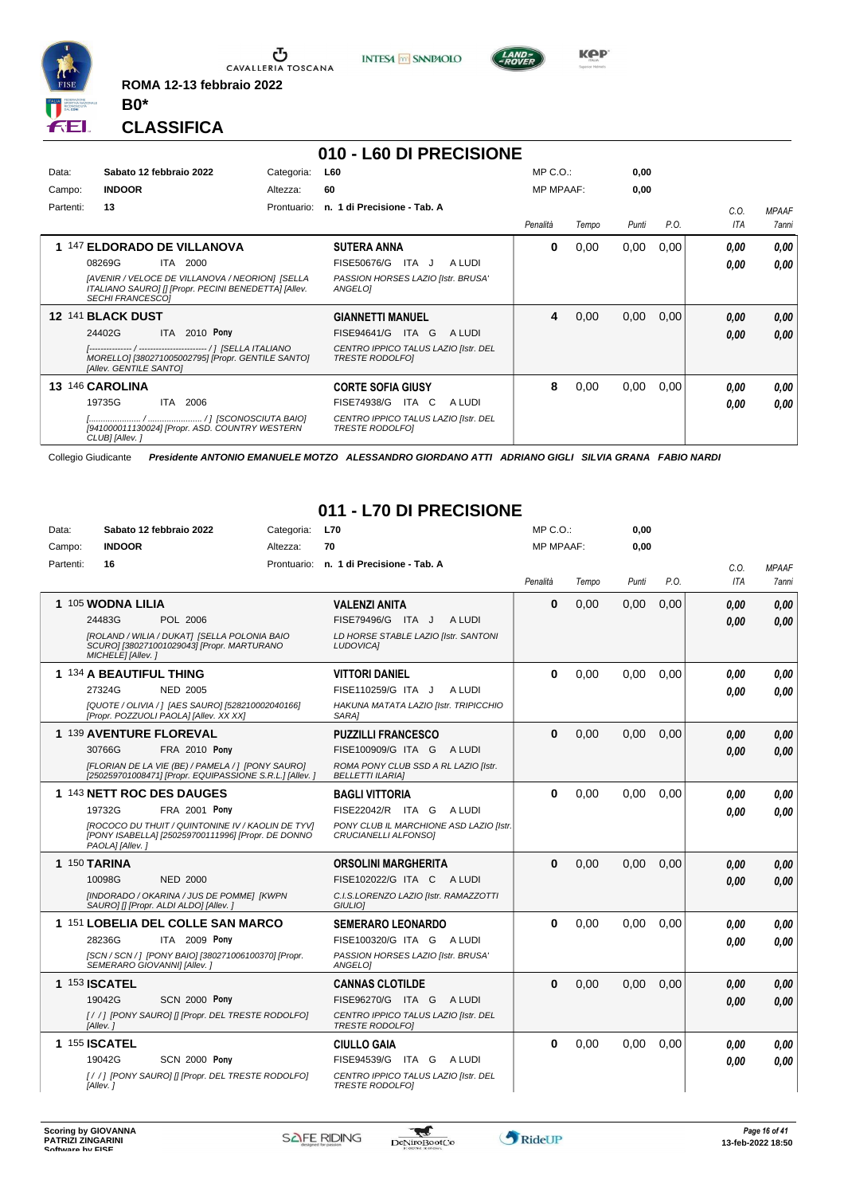ROMA 12-13 febbraio 2022

**B0***

## CLASSIFICA

## 010 - L60 DI PRECISIONE

| Data: | Sabato 12 febbraio 2022 | Categoria: | L60 | MP C.O.: | 0,00 |
|---|---|---|---|---|---|
| Campo: | INDOOR | Altezza: | 60 | MP MPAAF: | 0,00 |
| Partenti: | 13 | Prontuario: | n. 1 di Precisione - Tab. A | | |

| Pos. | Cavallo | Cavaliere | Penalità | Tempo | Punti | P.O. | C.O. ITA | MPAAF 7anni |
|---|---|---|---|---|---|---|---|---|
| 1 | 147 **ELDORADO DE VILLANOVA** 08269G ITA 2000 *[AVENIR / VELOCE DE VILLANOVA / NEORION] [SELLA ITALIANO SAURO] [] [Propr. PECINI BENEDETTA] [Allev. SECHI FRANCESCO]* | **SUTERA ANNA** FISE50676/G ITA J A LUDI *PASSION HORSES LAZIO [Istr. BRUSA' ANGELO]* | 0 | 0,00 | 0,00 | 0,00 | 0,00 / 0,00 | 0,00 / 0,00 |
| 12 | 141 **BLACK DUST** 24402G ITA 2010 **Pony** *[--------------- / ------------------------ / ] [SELLA ITALIANO MORELLO] [380271005002795] [Propr. GENTILE SANTO] [Allev. GENTILE SANTO]* | **GIANNETTI MANUEL** FISE94641/G ITA G A LUDI *CENTRO IPPICO TALUS LAZIO [Istr. DEL TRESTE RODOLFO]* | 4 | 0,00 | 0,00 | 0,00 | 0,00 / 0,00 | 0,00 / 0,00 |
| 13 | 146 **CAROLINA** 19735G ITA 2006 *[..................... / ....................... / ] [SCONOSCIUTA BAIO] [941000011130024] [Propr. ASD. COUNTRY WESTERN CLUB] [Allev. ]* | **CORTE SOFIA GIUSY** FISE74938/G ITA C A LUDI *CENTRO IPPICO TALUS LAZIO [Istr. DEL TRESTE RODOLFO]* | 8 | 0,00 | 0,00 | 0,00 | 0,00 / 0,00 | 0,00 / 0,00 |

Collegio Giudicante *Presidente ANTONIO EMANUELE MOTZO ALESSANDRO GIORDANO ATTI ADRIANO GIGLI SILVIA GRANA FABIO NARDI*

## 011 - L70 DI PRECISIONE

| Data: | Sabato 12 febbraio 2022 | Categoria: | L70 | MP C.O.: | 0,00 |
|---|---|---|---|---|---|
| Campo: | INDOOR | Altezza: | 70 | MP MPAAF: | 0,00 |
| Partenti: | 16 | Prontuario: | n. 1 di Precisione - Tab. A | | |

| Pos. | Cavallo | Cavaliere | Penalità | Tempo | Punti | P.O. | C.O. ITA | MPAAF 7anni |
|---|---|---|---|---|---|---|---|---|
| 1 | 105 **WODNA LILIA** 24483G POL 2006 *[ROLAND / WILIA / DUKAT] [SELLA POLONIA BAIO SCURO] [380271001029043] [Propr. MARTURANO MICHELE] [Allev. ]* | **VALENZI ANITA** FISE79496/G ITA J A LUDI *LD HORSE STABLE LAZIO [Istr. SANTONI LUDOVICA]* | 0 | 0,00 | 0,00 | 0,00 | 0,00 / 0,00 | 0,00 / 0,00 |
| 1 | 134 **A BEAUTIFUL THING** 27324G NED 2005 *[QUOTE / OLIVIA / ] [AES SAURO] [528210002040166] [Propr. POZZUOLI PAOLA] [Allev. XX XX]* | **VITTORI DANIEL** FISE110259/G ITA J A LUDI *HAKUNA MATATA LAZIO [Istr. TRIPICCHIO SARA]* | 0 | 0,00 | 0,00 | 0,00 | 0,00 / 0,00 | 0,00 / 0,00 |
| 1 | 139 **AVENTURE FLOREVAL** 30766G FRA 2010 **Pony** *[FLORIAN DE LA VIE (BE) / PAMELA / ] [PONY SAURO] [250259701008471] [Propr. EQUIPASSIONE S.R.L.] [Allev. ]* | **PUZZILLI FRANCESCO** FISE100909/G ITA G A LUDI *ROMA PONY CLUB SSD A RL LAZIO [Istr. BELLETTI ILARIA]* | 0 | 0,00 | 0,00 | 0,00 | 0,00 / 0,00 | 0,00 / 0,00 |
| 1 | 143 **NETT ROC DES DAUGES** 19732G FRA 2001 **Pony** *[ROCOCO DU THUIT / QUINTONINE IV / KAOLIN DE TYV] [PONY ISABELLA] [250259700111996] [Propr. DE DONNO PAOLA] [Allev. ]* | **BAGLI VITTORIA** FISE22042/R ITA G A LUDI *PONY CLUB IL MARCHIONE ASD LAZIO [Istr. CRUCIANELLI ALFONSO]* | 0 | 0,00 | 0,00 | 0,00 | 0,00 / 0,00 | 0,00 / 0,00 |
| 1 | 150 **TARINA** 10098G NED 2000 *[INDORADO / OKARINA / JUS DE POMME] [KWPN SAURO] [] [Propr. ALDI ALDO] [Allev. ]* | **ORSOLINI MARGHERITA** FISE102022/G ITA C A LUDI *C.I.S.LORENZO LAZIO [Istr. RAMAZZOTTI GIULIO]* | 0 | 0,00 | 0,00 | 0,00 | 0,00 / 0,00 | 0,00 / 0,00 |
| 1 | 151 **LOBELIA DEL COLLE SAN MARCO** 28236G ITA 2009 **Pony** *[SCN / SCN / ] [PONY BAIO] [380271006100370] [Propr. SEMERARO GIOVANNI] [Allev. ]* | **SEMERARO LEONARDO** FISE100320/G ITA G A LUDI *PASSION HORSES LAZIO [Istr. BRUSA' ANGELO]* | 0 | 0,00 | 0,00 | 0,00 | 0,00 / 0,00 | 0,00 / 0,00 |
| 1 | 153 **ISCATEL** 19042G SCN 2000 **Pony** *[ / / ] [PONY SAURO] [] [Propr. DEL TRESTE RODOLFO] [Allev. ]* | **CANNAS CLOTILDE** FISE96270/G ITA G A LUDI *CENTRO IPPICO TALUS LAZIO [Istr. DEL TRESTE RODOLFO]* | 0 | 0,00 | 0,00 | 0,00 | 0,00 / 0,00 | 0,00 / 0,00 |
| 1 | 155 **ISCATEL** 19042G SCN 2000 **Pony** *[ / / ] [PONY SAURO] [] [Propr. DEL TRESTE RODOLFO] [Allev. ]* | **CIULLO GAIA** FISE94539/G ITA G A LUDI *CENTRO IPPICO TALUS LAZIO [Istr. DEL TRESTE RODOLFO]* | 0 | 0,00 | 0,00 | 0,00 | 0,00 / 0,00 | 0,00 / 0,00 |

Scoring by GIOVANNA PATRIZI ZINGARINI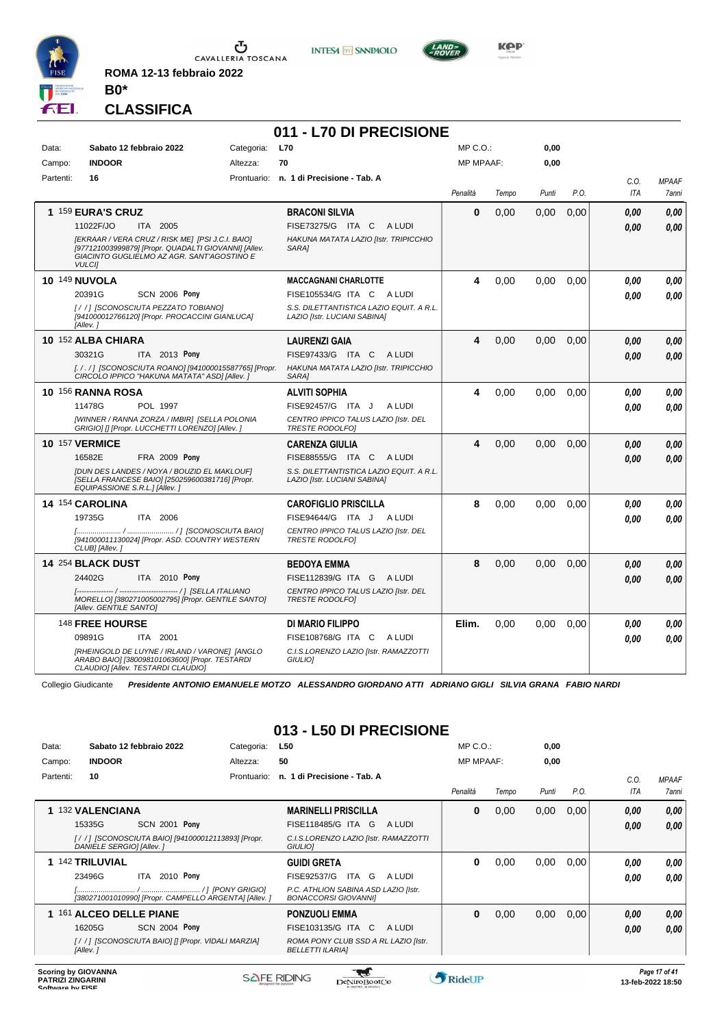ROMA 12-13 febbraio 2022

**B0***

## CLASSIFICA

# 011 - L70 DI PRECISIONE

| | | | | | |
|---|---|---|---|---|---|
| Data: | Sabato 12 febbraio 2022 | Categoria: | L70 | MP C.O.: | 0,00 |
| Campo: | INDOOR | Altezza: | 70 | MP MPAAF: | 0,00 |
| Partenti: | 16 | Prontuario: | n. 1 di Precisione - Tab. A | | |

| Cl. | Cavallo | Cavaliere | Penalità | Tempo | Punti | P.O. | C.O. ITA | MPAAF 7anni |
|---|---|---|---|---|---|---|---|---|
| 1 | 159 **EURA'S CRUZ**<br>11022F/JO ITA 2005<br>*[EKRAAR / VERA CRUZ / RISK ME] [PSI J.C.I. BAIO] [977121003999879] [Propr. QUADALTI GIOVANNI] [Allev. GIACINTO GUGLIELMO AZ AGR. SANT'AGOSTINO E VULCI]* | **BRACONI SILVIA**<br>FISE73275/G ITA C A LUDI<br>*HAKUNA MATATA LAZIO [Istr. TRIPICCHIO SARA]* | 0 | 0,00 | 0,00 | 0,00 | 0,00<br>0,00 | 0,00<br>0,00 |
| 10 | 149 **NUVOLA**<br>20391G SCN 2006 **Pony**<br>*[ / / ] [SCONOSCIUTA PEZZATO TOBIANO] [941000012766120] [Propr. PROCACCINI GIANLUCA] [Allev. ]* | **MACCAGNANI CHARLOTTE**<br>FISE105534/G ITA C A LUDI<br>*S.S. DILETTANTISTICA LAZIO EQUIT. A R.L. LAZIO [Istr. LUCIANI SABINA]* | 4 | 0,00 | 0,00 | 0,00 | 0,00<br>0,00 | 0,00<br>0,00 |
| 10 | 152 **ALBA CHIARA**<br>30321G ITA 2013 **Pony**<br>*[. / . / ] [SCONOSCIUTA ROANO] [941000015587765] [Propr. CIRCOLO IPPICO "HAKUNA MATATA" ASD] [Allev. ]* | **LAURENZI GAIA**<br>FISE97433/G ITA C A LUDI<br>*HAKUNA MATATA LAZIO [Istr. TRIPICCHIO SARA]* | 4 | 0,00 | 0,00 | 0,00 | 0,00<br>0,00 | 0,00<br>0,00 |
| 10 | 156 **RANNA ROSA**<br>11478G POL 1997<br>*[WINNER / RANNA ZORZA / IMBIR] [SELLA POLONIA GRIGIO] [] [Propr. LUCCHETTI LORENZO] [Allev. ]* | **ALVITI SOPHIA**<br>FISE92457/G ITA J A LUDI<br>*CENTRO IPPICO TALUS LAZIO [Istr. DEL TRESTE RODOLFO]* | 4 | 0,00 | 0,00 | 0,00 | 0,00<br>0,00 | 0,00<br>0,00 |
| 10 | 157 **VERMICE**<br>16582E FRA 2009 **Pony**<br>*[DUN DES LANDES / NOYA / BOUZID EL MAKLOUF] [SELLA FRANCESE BAIO] [250259600381716] [Propr. EQUIPASSIONE S.R.L.] [Allev. ]* | **CARENZA GIULIA**<br>FISE88555/G ITA C A LUDI<br>*S.S. DILETTANTISTICA LAZIO EQUIT. A R.L. LAZIO [Istr. LUCIANI SABINA]* | 4 | 0,00 | 0,00 | 0,00 | 0,00<br>0,00 | 0,00<br>0,00 |
| 14 | 154 **CAROLINA**<br>19735G ITA 2006<br>*[..................... / ..................... / ] [SCONOSCIUTA BAIO] [941000011130024] [Propr. ASD. COUNTRY WESTERN CLUB] [Allev. ]* | **CAROFIGLIO PRISCILLA**<br>FISE94644/G ITA J A LUDI<br>*CENTRO IPPICO TALUS LAZIO [Istr. DEL TRESTE RODOLFO]* | 8 | 0,00 | 0,00 | 0,00 | 0,00<br>0,00 | 0,00<br>0,00 |
| 14 | 254 **BLACK DUST**<br>24402G ITA 2010 **Pony**<br>*[--------------- / ------------------------ / ] [SELLA ITALIANO MORELLO] [380271005002795] [Propr. GENTILE SANTO] [Allev. GENTILE SANTO]* | **BEDOYA EMMA**<br>FISE112839/G ITA G A LUDI<br>*CENTRO IPPICO TALUS LAZIO [Istr. DEL TRESTE RODOLFO]* | 8 | 0,00 | 0,00 | 0,00 | 0,00<br>0,00 | 0,00<br>0,00 |
| | 148 **FREE HOURSE**<br>09891G ITA 2001<br>*[RHEINGOLD DE LUYNE / IRLAND / VARONE] [ANGLO ARABO BAIO] [380098101063600] [Propr. TESTARDI CLAUDIO] [Allev. TESTARDI CLAUDIO]* | **DI MARIO FILIPPO**<br>FISE108768/G ITA C A LUDI<br>*C.I.S.LORENZO LAZIO [Istr. RAMAZZOTTI GIULIO]* | Elim. | 0,00 | 0,00 | 0,00 | 0,00<br>0,00 | 0,00<br>0,00 |

Collegio Giudicante *Presidente ANTONIO EMANUELE MOTZO ALESSANDRO GIORDANO ATTI ADRIANO GIGLI SILVIA GRANA FABIO NARDI*

# 013 - L50 DI PRECISIONE

| | | | | | |
|---|---|---|---|---|---|
| Data: | Sabato 12 febbraio 2022 | Categoria: | L50 | MP C.O.: | 0,00 |
| Campo: | INDOOR | Altezza: | 50 | MP MPAAF: | 0,00 |
| Partenti: | 10 | Prontuario: | n. 1 di Precisione - Tab. A | | |

| Cl. | Cavallo | Cavaliere | Penalità | Tempo | Punti | P.O. | C.O. ITA | MPAAF 7anni |
|---|---|---|---|---|---|---|---|---|
| 1 | 132 **VALENCIANA**<br>15335G SCN 2001 **Pony**<br>*[ / / ] [SCONOSCIUTA BAIO] [941000012113893] [Propr. DANIELE SERGIO] [Allev. ]* | **MARINELLI PRISCILLA**<br>FISE118485/G ITA G A LUDI<br>*C.I.S.LORENZO LAZIO [Istr. RAMAZZOTTI GIULIO]* | 0 | 0,00 | 0,00 | 0,00 | 0,00<br>0,00 | 0,00<br>0,00 |
| 1 | 142 **TRILUVIAL**<br>23496G ITA 2010 **Pony**<br>*[............................ / ............................ / ] [PONY GRIGIO] [380271001010990] [Propr. CAMPELLO ARGENTA] [Allev. ]* | **GUIDI GRETA**<br>FISE92537/G ITA G A LUDI<br>*P.C. ATHLION SABINA ASD LAZIO [Istr. BONACCORSI GIOVANNI]* | 0 | 0,00 | 0,00 | 0,00 | 0,00<br>0,00 | 0,00<br>0,00 |
| 1 | 161 **ALCEO DELLE PIANE**<br>16205G SCN 2004 **Pony**<br>*[ / / ] [SCONOSCIUTA BAIO] [] [Propr. VIDALI MARZIA] [Allev. ]* | **PONZUOLI EMMA**<br>FISE103135/G ITA C A LUDI<br>*ROMA PONY CLUB SSD A RL LAZIO [Istr. BELLETTI ILARIA]* | 0 | 0,00 | 0,00 | 0,00 | 0,00<br>0,00 | 0,00<br>0,00 |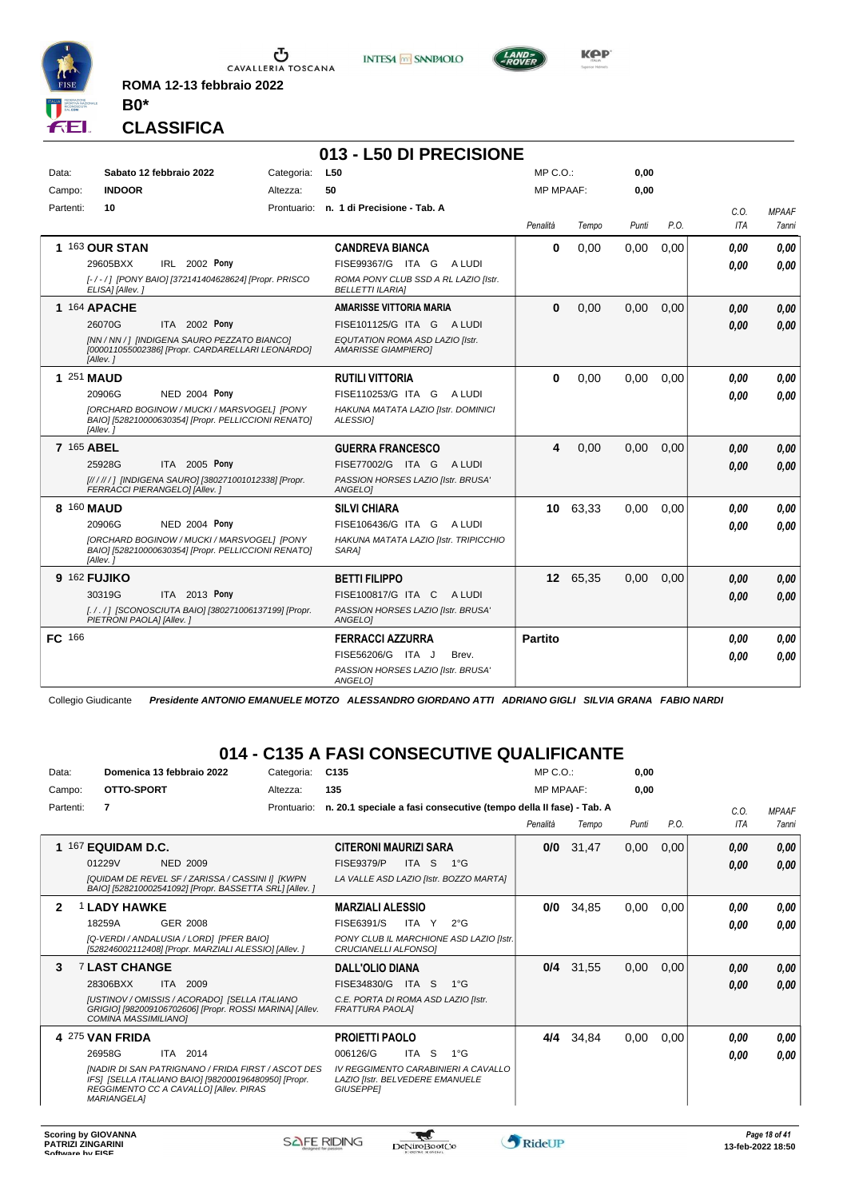ROMA 12-13 febbraio 2022

**B0***

## CLASSIFICA

# 013 - L50 DI PRECISIONE

| Data: | Sabato 12 febbraio 2022 | Categoria: | L50 | MP C.O.: | 0,00 |
|---|---|---|---|---|---|
| Campo: | INDOOR | Altezza: | 50 | MP MPAAF: | 0,00 |
| Partenti: | 10 | Prontuario: | n. 1 di Precisione - Tab. A | | |

| Cl. | Cavallo | Cavaliere | Penalità | Tempo | Punti | P.O. | C.O. ITA | MPAAF 7anni |
|---|---|---|---|---|---|---|---|---|
| 1 | 163 **OUR STAN** 29605BXX IRL 2002 **Pony** [-/-/] [PONY BAIO] [372141404628624] [Propr. PRISCO ELISA] [Allev. ] | **CANDREVA BIANCA** FISE99367/G ITA G A LUDI ROMA PONY CLUB SSD A RL LAZIO [Istr. BELLETTI ILARIA] | **0** | 0,00 | 0,00 | 0,00 | *0,00* *0,00* | *0,00* *0,00* |
| 1 | 164 **APACHE** 26070G ITA 2002 **Pony** [NN / NN / ] [INDIGENA SAURO PEZZATO BIANCO] [000011055002386] [Propr. CARDARELLARI LEONARDO] [Allev. ] | **AMARISSE VITTORIA MARIA** FISE101125/G ITA G A LUDI EQUTATION ROMA ASD LAZIO [Istr. AMARISSE GIAMPIERO] | **0** | 0,00 | 0,00 | 0,00 | *0,00* *0,00* | *0,00* *0,00* |
| 1 | 251 **MAUD** 20906G NED 2004 **Pony** [ORCHARD BOGINOW / MUCKI / MARSVOGEL] [PONY BAIO] [528210000630354] [Propr. PELLICCIONI RENATO] [Allev. ] | **RUTILI VITTORIA** FISE110253/G ITA G A LUDI HAKUNA MATATA LAZIO [Istr. DOMINICI ALESSIO] | **0** | 0,00 | 0,00 | 0,00 | *0,00* *0,00* | *0,00* *0,00* |
| 7 | 165 **ABEL** 25928G ITA 2005 **Pony** [// / // / ] [INDIGENA SAURO] [380271001012338] [Propr. FERRACCI PIERANGELO] [Allev. ] | **GUERRA FRANCESCO** FISE77002/G ITA G A LUDI PASSION HORSES LAZIO [Istr. BRUSA' ANGELO] | **4** | 0,00 | 0,00 | 0,00 | *0,00* *0,00* | *0,00* *0,00* |
| 8 | 160 **MAUD** 20906G NED 2004 **Pony** [ORCHARD BOGINOW / MUCKI / MARSVOGEL] [PONY BAIO] [528210000630354] [Propr. PELLICCIONI RENATO] [Allev. ] | **SILVI CHIARA** FISE106436/G ITA G A LUDI HAKUNA MATATA LAZIO [Istr. TRIPICCHIO SARA] | **10** | 63,33 | 0,00 | 0,00 | *0,00* *0,00* | *0,00* *0,00* |
| 9 | 162 **FUJIKO** 30319G ITA 2013 **Pony** [. / . / ] [SCONOSCIUTA BAIO] [380271006137199] [Propr. PIETRONI PAOLA] [Allev. ] | **BETTI FILIPPO** FISE100817/G ITA C A LUDI PASSION HORSES LAZIO [Istr. BRUSA' ANGELO] | **12** | 65,35 | 0,00 | 0,00 | *0,00* *0,00* | *0,00* *0,00* |
| FC | 166 | **FERRACCI AZZURRA** FISE56206/G ITA J Brev. PASSION HORSES LAZIO [Istr. BRUSA' ANGELO] | **Partito** | | | | *0,00* *0,00* | *0,00* *0,00* |

Collegio Giudicante *Presidente ANTONIO EMANUELE MOTZO ALESSANDRO GIORDANO ATTI ADRIANO GIGLI SILVIA GRANA FABIO NARDI*

# 014 - C135 A FASI CONSECUTIVE QUALIFICANTE

| Data: | Domenica 13 febbraio 2022 | Categoria: | C135 | MP C.O.: | 0,00 |
|---|---|---|---|---|---|
| Campo: | OTTO-SPORT | Altezza: | 135 | MP MPAAF: | 0,00 |
| Partenti: | 7 | Prontuario: | n. 20.1 speciale a fasi consecutive (tempo della II fase) - Tab. A | | |

| Cl. | Cavallo | Cavaliere | Penalità | Tempo | Punti | P.O. | C.O. ITA | MPAAF 7anni |
|---|---|---|---|---|---|---|---|---|
| 1 | 167 **EQUIDAM D.C.** 01229V NED 2009 [QUIDAM DE REVEL SF / ZARISSA / CASSINI I] [KWPN BAIO] [528210002541092] [Propr. BASSETTA SRL] [Allev. ] | **CITERONI MAURIZI SARA** FISE9379/P ITA S 1°G LA VALLE ASD LAZIO [Istr. BOZZO MARTA] | **0/0** | 31,47 | 0,00 | 0,00 | *0,00* *0,00* | *0,00* *0,00* |
| 2 | 1 **LADY HAWKE** 18259A GER 2008 [Q-VERDI / ANDALUSIA / LORD] [PFER BAIO] [528246002112408] [Propr. MARZIALI ALESSIO] [Allev. ] | **MARZIALI ALESSIO** FISE6391/S ITA Y 2°G PONY CLUB IL MARCHIONE ASD LAZIO [Istr. CRUCIANELLI ALFONSO] | **0/0** | 34,85 | 0,00 | 0,00 | *0,00* *0,00* | *0,00* *0,00* |
| 3 | 7 **LAST CHANGE** 28306BXX ITA 2009 [USTINOV / OMISSIS / ACORADO] [SELLA ITALIANO GRIGIO] [982009106702606] [Propr. ROSSI MARINA] [Allev. COMINA MASSIMILIANO] | **DALL'OLIO DIANA** FISE34830/G ITA S 1°G C.E. PORTA DI ROMA ASD LAZIO [Istr. FRATTURA PAOLA] | **0/4** | 31,55 | 0,00 | 0,00 | *0,00* *0,00* | *0,00* *0,00* |
| 4 | 275 **VAN FRIDA** 26958G ITA 2014 [NADIR DI SAN PATRIGNANO / FRIDA FIRST / ASCOT DES IFS] [SELLA ITALIANO BAIO] [982000196480950] [Propr. REGGIMENTO CC A CAVALLO] [Allev. PIRAS MARIANGELA] | **PROIETTI PAOLO** 006126/G ITA S 1°G IV REGGIMENTO CARABINIERI A CAVALLO LAZIO [Istr. BELVEDERE EMANUELE GIUSEPPE] | **4/4** | 34,84 | 0,00 | 0,00 | *0,00* *0,00* | *0,00* *0,00* |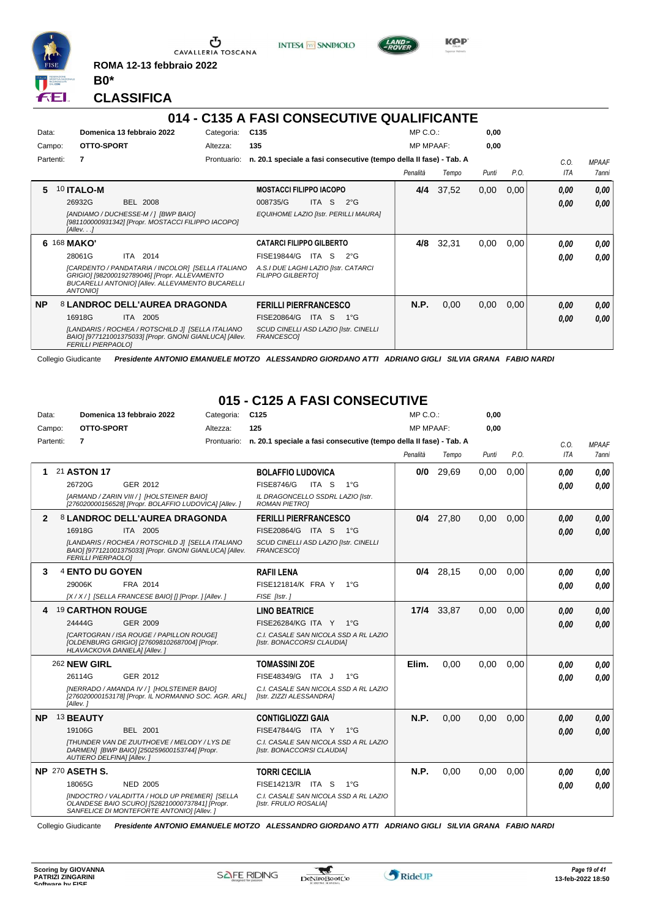ROMA 12-13 febbraio 2022

**B0***

# CLASSIFICA

## 014 - C135 A FASI CONSECUTIVE QUALIFICANTE

Data: Domenica 13 febbraio 2022 — Categoria: C135 — MP C.O.: 0,00

Campo: OTTO-SPORT — Altezza: 135 — MP MPAAF: 0,00

Partenti: 7 — Prontuario: n. 20.1 speciale a fasi consecutive (tempo della II fase) - Tab. A

| | Cavallo | Cavaliere | Penalità | Tempo | Punti | P.O. | C.O. ITA | MPAAF 7anni |
|---|---|---|---|---|---|---|---|---|
| 5 | 10 **ITALO-M**<br>26932G BEL 2008<br>*[ANDIAMO / DUCHESSE-M / ] [BWP BAIO] [981100000931342] [Propr. MOSTACCI FILIPPO IACOPO] [Allev. . .]* | **MOSTACCI FILIPPO IACOPO**<br>008735/G ITA S 2°G<br>*EQUIHOME LAZIO [Istr. PERILLI MAURA]* | 4/4 | 37,52 | 0,00 | 0,00 | 0,00<br>0,00 | 0,00<br>0,00 |
| 6 | 168 **MAKO'**<br>28061G ITA 2014<br>*[CARDENTO / PANDATARIA / INCOLOR] [SELLA ITALIANO GRIGIO] [982000192789046] [Propr. ALLEVAMENTO BUCARELLI ANTONIO] [Allev. ALLEVAMENTO BUCARELLI ANTONIO]* | **CATARCI FILIPPO GILBERTO**<br>FISE19844/G ITA S 2°G<br>*A.S.I DUE LAGHI LAZIO [Istr. CATARCI FILIPPO GILBERTO]* | 4/8 | 32,31 | 0,00 | 0,00 | 0,00<br>0,00 | 0,00<br>0,00 |
| NP | 8 **LANDROC DELL'AUREA DRAGONDA**<br>16918G ITA 2005<br>*[LANDARIS / ROCHEA / ROTSCHILD J] [SELLA ITALIANO BAIO] [977121001375033] [Propr. GNONI GIANLUCA] [Allev. FERILLI PIERPAOLO]* | **FERILLI PIERFRANCESCO**<br>FISE20864/G ITA S 1°G<br>*SCUD CINELLI ASD LAZIO [Istr. CINELLI FRANCESCO]* | N.P. | 0,00 | 0,00 | 0,00 | 0,00<br>0,00 | 0,00<br>0,00 |

Collegio Giudicante *Presidente ANTONIO EMANUELE MOTZO ALESSANDRO GIORDANO ATTI ADRIANO GIGLI SILVIA GRANA FABIO NARDI*

## 015 - C125 A FASI CONSECUTIVE

Data: Domenica 13 febbraio 2022 — Categoria: C125 — MP C.O.: 0,00

Campo: OTTO-SPORT — Altezza: 125 — MP MPAAF: 0,00

Partenti: 7 — Prontuario: n. 20.1 speciale a fasi consecutive (tempo della II fase) - Tab. A

| | Cavallo | Cavaliere | Penalità | Tempo | Punti | P.O. | C.O. ITA | MPAAF 7anni |
|---|---|---|---|---|---|---|---|---|
| 1 | 21 **ASTON 17**<br>26720G GER 2012<br>*[ARMAND / ZARIN VIII / ] [HOLSTEINER BAIO] [276020000156528] [Propr. BOLAFFIO LUDOVICA] [Allev. ]* | **BOLAFFIO LUDOVICA**<br>FISE8746/G ITA S 1°G<br>*IL DRAGONCELLO SSDRL LAZIO [Istr. ROMAN PIETRO]* | 0/0 | 29,69 | 0,00 | 0,00 | 0,00<br>0,00 | 0,00<br>0,00 |
| 2 | 8 **LANDROC DELL'AUREA DRAGONDA**<br>16918G ITA 2005<br>*[LANDARIS / ROCHEA / ROTSCHILD J] [SELLA ITALIANO BAIO] [977121001375033] [Propr. GNONI GIANLUCA] [Allev. FERILLI PIERPAOLO]* | **FERILLI PIERFRANCESCO**<br>FISE20864/G ITA S 1°G<br>*SCUD CINELLI ASD LAZIO [Istr. CINELLI FRANCESCO]* | 0/4 | 27,80 | 0,00 | 0,00 | 0,00<br>0,00 | 0,00<br>0,00 |
| 3 | 4 **ENTO DU GOYEN**<br>29006K FRA 2014<br>*[X / X / ] [SELLA FRANCESE BAIO] [] [Propr. ] [Allev. ]* | **RAFII LENA**<br>FISE121814/K FRA Y 1°G<br>*FISE [Istr. ]* | 0/4 | 28,15 | 0,00 | 0,00 | 0,00<br>0,00 | 0,00<br>0,00 |
| 4 | 19 **CARTHON ROUGE**<br>24444G GER 2009<br>*[CARTOGRAN / ISA ROUGE / PAPILLON ROUGE] [OLDENBURG GRIGIO] [276098102687004] [Propr. HLAVACKOVA DANIELA] [Allev. ]* | **LINO BEATRICE**<br>FISE26284/KG ITA Y 1°G<br>*C.I. CASALE SAN NICOLA SSD A RL LAZIO [Istr. BONACCORSI CLAUDIA]* | 17/4 | 33,87 | 0,00 | 0,00 | 0,00<br>0,00 | 0,00<br>0,00 |
| | 262 **NEW GIRL**<br>26114G GER 2012<br>*[NERRADO / AMANDA IV / ] [HOLSTEINER BAIO] [276020000153178] [Propr. IL NORMANNO SOC. AGR. ARL] [Allev. ]* | **TOMASSINI ZOE**<br>FISE48349/G ITA J 1°G<br>*C.I. CASALE SAN NICOLA SSD A RL LAZIO [Istr. ZIZZI ALESSANDRA]* | Elim. | 0,00 | 0,00 | 0,00 | 0,00<br>0,00 | 0,00<br>0,00 |
| NP | 13 **BEAUTY**<br>19106G BEL 2001<br>*[THUNDER VAN DE ZUUTHOEVE / MELODY / LYS DE DARMEN] [BWP BAIO] [250259600153744] [Propr. AUTIERO DELFINA] [Allev. ]* | **CONTIGLIOZZI GAIA**<br>FISE47844/G ITA Y 1°G<br>*C.I. CASALE SAN NICOLA SSD A RL LAZIO [Istr. BONACCORSI CLAUDIA]* | N.P. | 0,00 | 0,00 | 0,00 | 0,00<br>0,00 | 0,00<br>0,00 |
| NP | 270 **ASETH S.**<br>18065G NED 2005<br>*[INDOCTRO / VALADITTA / HOLD UP PREMIER] [SELLA OLANDESE BAIO SCURO] [528210000737841] [Propr. SANFELICE DI MONTEFORTE ANTONIO] [Allev. ]* | **TORRI CECILIA**<br>FISE14213/R ITA S 1°G<br>*C.I. CASALE SAN NICOLA SSD A RL LAZIO [Istr. FRULIO ROSALIA]* | N.P. | 0,00 | 0,00 | 0,00 | 0,00<br>0,00 | 0,00<br>0,00 |

Collegio Giudicante *Presidente ANTONIO EMANUELE MOTZO ALESSANDRO GIORDANO ATTI ADRIANO GIGLI SILVIA GRANA FABIO NARDI*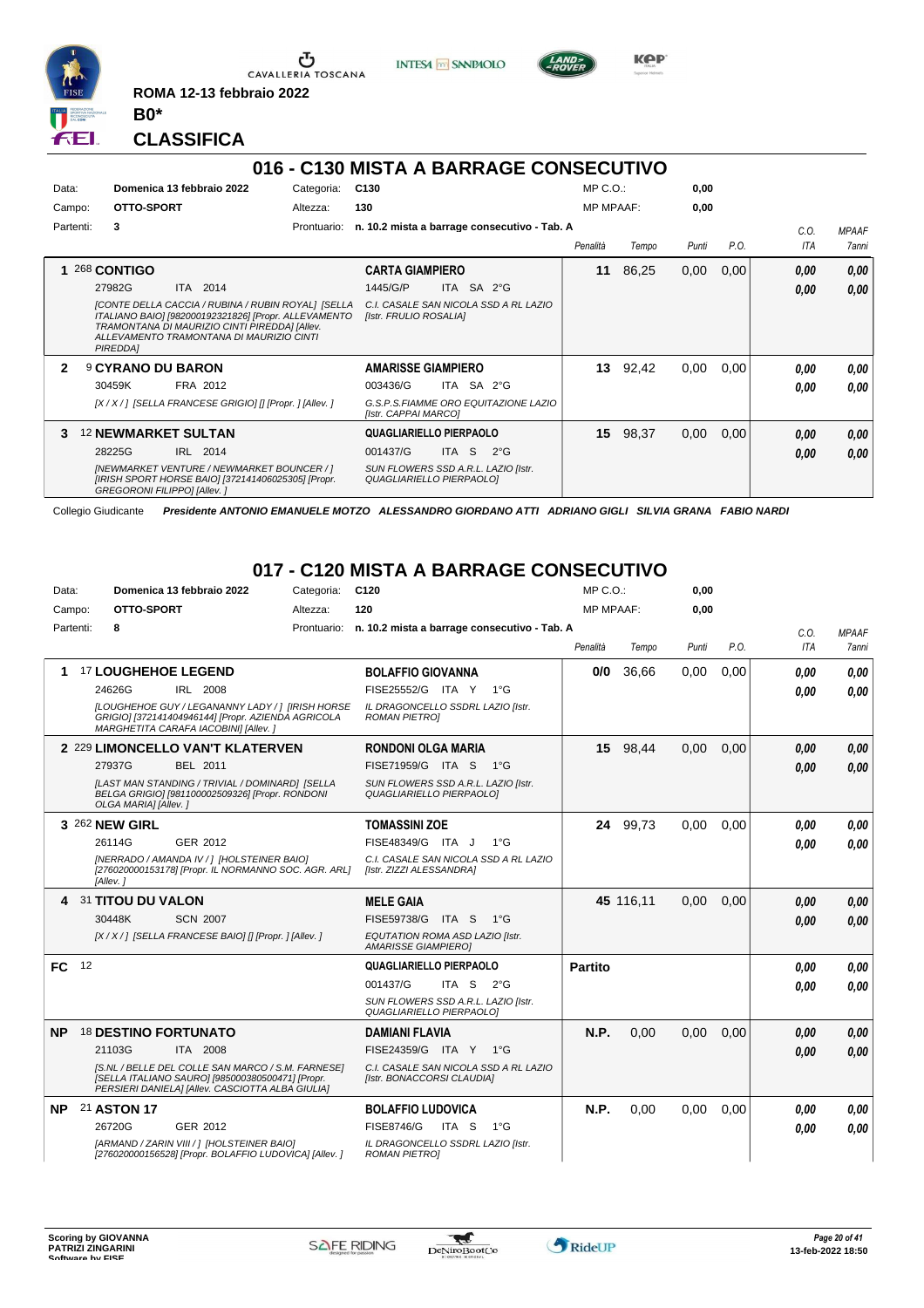**ROMA 12-13 febbraio 2022**

**B0***

**CLASSIFICA**

## 016 - C130 MISTA A BARRAGE CONSECUTIVO

| | | | | | |
|---|---|---|---|---|---|
| Data: | Domenica 13 febbraio 2022 | Categoria: | C130 | MP C.O.: | 0,00 |
| Campo: | OTTO-SPORT | Altezza: | 130 | MP MPAAF: | 0,00 |
| Partenti: | 3 | Prontuario: | n. 10.2 mista a barrage consecutivo - Tab. A | | |

| Pos. | Cavallo | Cavaliere | Penalità | Tempo | Punti | P.O. | C.O. ITA | MPAAF 7anni |
|---|---|---|---|---|---|---|---|---|
| 1 | 268 **CONTIGO**<br>27982G ITA 2014<br>*[CONTE DELLA CACCIA / RUBINA / RUBIN ROYAL] [SELLA ITALIANO BAIO] [982000192321826] [Propr. ALLEVAMENTO TRAMONTANA DI MAURIZIO CINTI PIREDDA] [Allev. ALLEVAMENTO TRAMONTANA DI MAURIZIO CINTI PIREDDA]* | **CARTA GIAMPIERO**<br>1445/G/P ITA SA 2°G<br>*C.I. CASALE SAN NICOLA SSD A RL LAZIO [Istr. FRULIO ROSALIA]* | 11 | 86,25 | 0,00 | 0,00 | 0,00<br>0,00 | 0,00<br>0,00 |
| 2 | 9 **CYRANO DU BARON**<br>30459K FRA 2012<br>*[X / X / ] [SELLA FRANCESE GRIGIO] [] [Propr. ] [Allev. ]* | **AMARISSE GIAMPIERO**<br>003436/G ITA SA 2°G<br>*G.S.P.S.FIAMME ORO EQUITAZIONE LAZIO [Istr. CAPPAI MARCO]* | 13 | 92,42 | 0,00 | 0,00 | 0,00<br>0,00 | 0,00<br>0,00 |
| 3 | 12 **NEWMARKET SULTAN**<br>28225G IRL 2014<br>*[NEWMARKET VENTURE / NEWMARKET BOUNCER / ] [IRISH SPORT HORSE BAIO] [372141406025305] [Propr. GREGORONI FILIPPO] [Allev. ]* | **QUAGLIARIELLO PIERPAOLO**<br>001437/G ITA S 2°G<br>*SUN FLOWERS SSD A.R.L. LAZIO [Istr. QUAGLIARIELLO PIERPAOLO]* | 15 | 98,37 | 0,00 | 0,00 | 0,00<br>0,00 | 0,00<br>0,00 |

Collegio Giudicante *Presidente ANTONIO EMANUELE MOTZO ALESSANDRO GIORDANO ATTI ADRIANO GIGLI SILVIA GRANA FABIO NARDI*

## 017 - C120 MISTA A BARRAGE CONSECUTIVO

| | | | | | |
|---|---|---|---|---|---|
| Data: | Domenica 13 febbraio 2022 | Categoria: | C120 | MP C.O.: | 0,00 |
| Campo: | OTTO-SPORT | Altezza: | 120 | MP MPAAF: | 0,00 |
| Partenti: | 8 | Prontuario: | n. 10.2 mista a barrage consecutivo - Tab. A | | |

| Pos. | Cavallo | Cavaliere | Penalità | Tempo | Punti | P.O. | C.O. ITA | MPAAF 7anni |
|---|---|---|---|---|---|---|---|---|
| 1 | 17 **LOUGHEHOE LEGEND**<br>24626G IRL 2008<br>*[LOUGHEHOE GUY / LEGANANNY LADY / ] [IRISH HORSE GRIGIO] [372141404946144] [Propr. AZIENDA AGRICOLA MARGHETITA CARAFA IACOBINI] [Allev. ]* | **BOLAFFIO GIOVANNA**<br>FISE25552/G ITA Y 1°G<br>*IL DRAGONCELLO SSDRL LAZIO [Istr. ROMAN PIETRO]* | 0/0 | 36,66 | 0,00 | 0,00 | 0,00<br>0,00 | 0,00<br>0,00 |
| 2 | 229 **LIMONCELLO VAN'T KLATERVEN**<br>27937G BEL 2011<br>*[LAST MAN STANDING / TRIVIAL / DOMINARD] [SELLA BELGA GRIGIO] [981100002509326] [Propr. RONDONI OLGA MARIA] [Allev. ]* | **RONDONI OLGA MARIA**<br>FISE71959/G ITA S 1°G<br>*SUN FLOWERS SSD A.R.L. LAZIO [Istr. QUAGLIARIELLO PIERPAOLO]* | 15 | 98,44 | 0,00 | 0,00 | 0,00<br>0,00 | 0,00<br>0,00 |
| 3 | 262 **NEW GIRL**<br>26114G GER 2012<br>*[NERRADO / AMANDA IV / ] [HOLSTEINER BAIO] [276020000153178] [Propr. IL NORMANNO SOC. AGR. ARL] [Allev. ]* | **TOMASSINI ZOE**<br>FISE48349/G ITA J 1°G<br>*C.I. CASALE SAN NICOLA SSD A RL LAZIO [Istr. ZIZZI ALESSANDRA]* | 24 | 99,73 | 0,00 | 0,00 | 0,00<br>0,00 | 0,00<br>0,00 |
| 4 | 31 **TITOU DU VALON**<br>30448K SCN 2007<br>*[X / X / ] [SELLA FRANCESE BAIO] [] [Propr. ] [Allev. ]* | **MELE GAIA**<br>FISE59738/G ITA S 1°G<br>*EQUTATION ROMA ASD LAZIO [Istr. AMARISSE GIAMPIERO]* | 45 | 116,11 | 0,00 | 0,00 | 0,00<br>0,00 | 0,00<br>0,00 |
| FC | 12 | **QUAGLIARIELLO PIERPAOLO**<br>001437/G ITA S 2°G<br>*SUN FLOWERS SSD A.R.L. LAZIO [Istr. QUAGLIARIELLO PIERPAOLO]* | Partito | | | | 0,00<br>0,00 | 0,00<br>0,00 |
| NP | 18 **DESTINO FORTUNATO**<br>21103G ITA 2008<br>*[S.NL / BELLE DEL COLLE SAN MARCO / S.M. FARNESE] [SELLA ITALIANO SAURO] [985000380500471] [Propr. PERSIERI DANIELA] [Allev. CASCIOTTA ALBA GIULIA]* | **DAMIANI FLAVIA**<br>FISE24359/G ITA Y 1°G<br>*C.I. CASALE SAN NICOLA SSD A RL LAZIO [Istr. BONACCORSI CLAUDIA]* | N.P. | 0,00 | 0,00 | 0,00 | 0,00<br>0,00 | 0,00<br>0,00 |
| NP | 21 **ASTON 17**<br>26720G GER 2012<br>*[ARMAND / ZARIN VIII / ] [HOLSTEINER BAIO] [276020000156528] [Propr. BOLAFFIO LUDOVICA] [Allev. ]* | **BOLAFFIO LUDOVICA**<br>FISE8746/G ITA S 1°G<br>*IL DRAGONCELLO SSDRL LAZIO [Istr. ROMAN PIETRO]* | N.P. | 0,00 | 0,00 | 0,00 | 0,00<br>0,00 | 0,00<br>0,00 |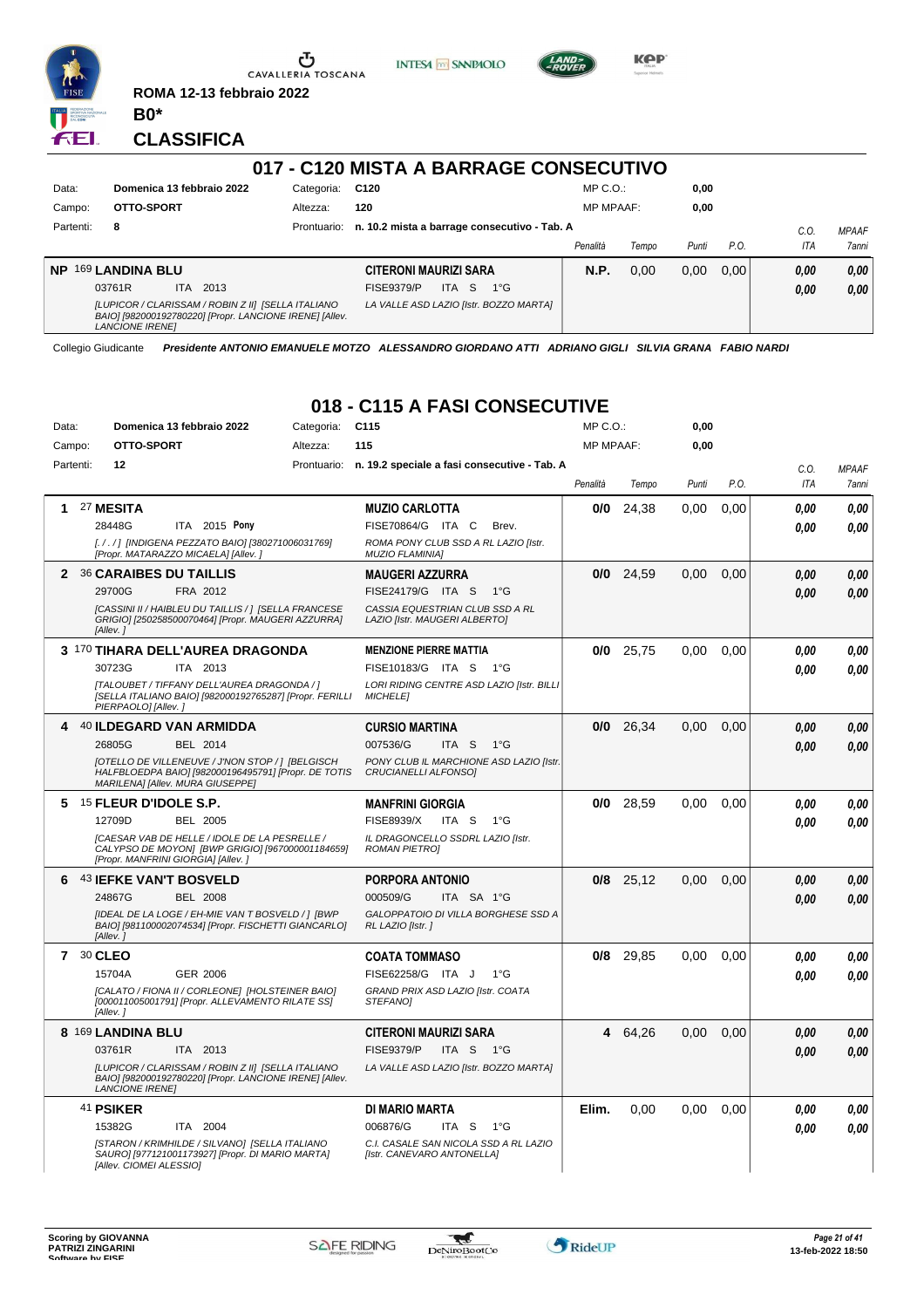ROMA 12-13 febbraio 2022

**B0***

## CLASSIFICA

## 017 - C120 MISTA A BARRAGE CONSECUTIVO

| Data: | Domenica 13 febbraio 2022 | Categoria: | C120 | MP C.O.: | 0,00 |
|---|---|---|---|---|---|
| Campo: | OTTO-SPORT | Altezza: | 120 | MP MPAAF: | 0,00 |
| Partenti: | 8 | Prontuario: | n. 10.2 mista a barrage consecutivo - Tab. A | | |

| | Cavallo | Cavaliere | Penalità | Tempo | Punti | P.O. | C.O. ITA | MPAAF 7anni |
|---|---|---|---|---|---|---|---|---|
| NP | 169 **LANDINA BLU** 03761R ITA 2013 *[LUPICOR / CLARISSAM / ROBIN Z II] [SELLA ITALIANO BAIO] [982000192780220] [Propr. LANCIONE IRENE] [Allev. LANCIONE IRENE]* | **CITERONI MAURIZI SARA** FISE9379/P ITA S 1°G *LA VALLE ASD LAZIO [Istr. BOZZO MARTA]* | **N.P.** | 0,00 | 0,00 | 0,00 | 0,00 / 0,00 | 0,00 / 0,00 |

Collegio Giudicante *Presidente ANTONIO EMANUELE MOTZO ALESSANDRO GIORDANO ATTI ADRIANO GIGLI SILVIA GRANA FABIO NARDI*

## 018 - C115 A FASI CONSECUTIVE

| Data: | Domenica 13 febbraio 2022 | Categoria: | C115 | MP C.O.: | 0,00 |
|---|---|---|---|---|---|
| Campo: | OTTO-SPORT | Altezza: | 115 | MP MPAAF: | 0,00 |
| Partenti: | 12 | Prontuario: | n. 19.2 speciale a fasi consecutive - Tab. A | | |

| | Cavallo | Cavaliere | Penalità | Tempo | Punti | P.O. | C.O. ITA | MPAAF 7anni |
|---|---|---|---|---|---|---|---|---|
| 1 | 27 **MESITA** 28448G ITA 2015 **Pony** *[. / . / ] [INDIGENA PEZZATO BAIO] [380271006031769] [Propr. MATARAZZO MICAELA] [Allev. ]* | **MUZIO CARLOTTA** FISE70864/G ITA C Brev. *ROMA PONY CLUB SSD A RL LAZIO [Istr. MUZIO FLAMINIA]* | **0/0** | 24,38 | 0,00 | 0,00 | 0,00 / 0,00 | 0,00 / 0,00 |
| 2 | 36 **CARAIBES DU TAILLIS** 29700G FRA 2012 *[CASSINI II / HAIBLEU DU TAILLIS / ] [SELLA FRANCESE GRIGIO] [250258500070464] [Propr. MAUGERI AZZURRA] [Allev. ]* | **MAUGERI AZZURRA** FISE24179/G ITA S 1°G *CASSIA EQUESTRIAN CLUB SSD A RL LAZIO [Istr. MAUGERI ALBERTO]* | **0/0** | 24,59 | 0,00 | 0,00 | 0,00 / 0,00 | 0,00 / 0,00 |
| 3 | 170 **TIHARA DELL'AUREA DRAGONDA** 30723G ITA 2013 *[TALOUBET / TIFFANY DELL'AUREA DRAGONDA / ] [SELLA ITALIANO BAIO] [982000192765287] [Propr. FERILLI PIERPAOLO] [Allev. ]* | **MENZIONE PIERRE MATTIA** FISE10183/G ITA S 1°G *LORI RIDING CENTRE ASD LAZIO [Istr. BILLI MICHELE]* | **0/0** | 25,75 | 0,00 | 0,00 | 0,00 / 0,00 | 0,00 / 0,00 |
| 4 | 40 **ILDEGARD VAN ARMIDDA** 26805G BEL 2014 *[OTELLO DE VILLENEUVE / J'NON STOP / ] [BELGISCH HALFBLOEDPA BAIO] [982000196495791] [Propr. DE TOTIS MARILENA] [Allev. MURA GIUSEPPE]* | **CURSIO MARTINA** 007536/G ITA S 1°G *PONY CLUB IL MARCHIONE ASD LAZIO [Istr. CRUCIANELLI ALFONSO]* | **0/0** | 26,34 | 0,00 | 0,00 | 0,00 / 0,00 | 0,00 / 0,00 |
| 5 | 15 **FLEUR D'IDOLE S.P.** 12709D BEL 2005 *[CAESAR VAB DE HELLE / IDOLE DE LA PESRELLE / CALYPSO DE MOYON] [BWP GRIGIO] [967000001184659] [Propr. MANFRINI GIORGIA] [Allev. ]* | **MANFRINI GIORGIA** FISE8939/X ITA S 1°G *IL DRAGONCELLO SSDRL LAZIO [Istr. ROMAN PIETRO]* | **0/0** | 28,59 | 0,00 | 0,00 | 0,00 / 0,00 | 0,00 / 0,00 |
| 6 | 43 **IEFKE VAN'T BOSVELD** 24867G BEL 2008 *[IDEAL DE LA LOGE / EH-MIE VAN T BOSVELD / ] [BWP BAIO] [981100002074534] [Propr. FISCHETTI GIANCARLO] [Allev. ]* | **PORPORA ANTONIO** 000509/G ITA SA 1°G *GALOPPATOIO DI VILLA BORGHESE SSD A RL LAZIO [Istr. ]* | **0/8** | 25,12 | 0,00 | 0,00 | 0,00 / 0,00 | 0,00 / 0,00 |
| 7 | 30 **CLEO** 15704A GER 2006 *[CALATO / FIONA II / CORLEONE] [HOLSTEINER BAIO] [000011005001791] [Propr. ALLEVAMENTO RILATE SS] [Allev. ]* | **COATA TOMMASO** FISE62258/G ITA J 1°G *GRAND PRIX ASD LAZIO [Istr. COATA STEFANO]* | **0/8** | 29,85 | 0,00 | 0,00 | 0,00 / 0,00 | 0,00 / 0,00 |
| 8 | 169 **LANDINA BLU** 03761R ITA 2013 *[LUPICOR / CLARISSAM / ROBIN Z II] [SELLA ITALIANO BAIO] [982000192780220] [Propr. LANCIONE IRENE] [Allev. LANCIONE IRENE]* | **CITERONI MAURIZI SARA** FISE9379/P ITA S 1°G *LA VALLE ASD LAZIO [Istr. BOZZO MARTA]* | **4** | 64,26 | 0,00 | 0,00 | 0,00 / 0,00 | 0,00 / 0,00 |
| | 41 **PSIKER** 15382G ITA 2004 *[STARON / KRIMHILDE / SILVANO] [SELLA ITALIANO SAURO] [977121001173927] [Propr. DI MARIO MARTA] [Allev. CIOMEI ALESSIO]* | **DI MARIO MARTA** 006876/G ITA S 1°G *C.I. CASALE SAN NICOLA SSD A RL LAZIO [Istr. CANEVARO ANTONELLA]* | **Elim.** | 0,00 | 0,00 | 0,00 | 0,00 / 0,00 | 0,00 / 0,00 |

Scoring by GIOVANNA PATRIZI ZINGARINI
Software by FISE

13-feb-2022 18:50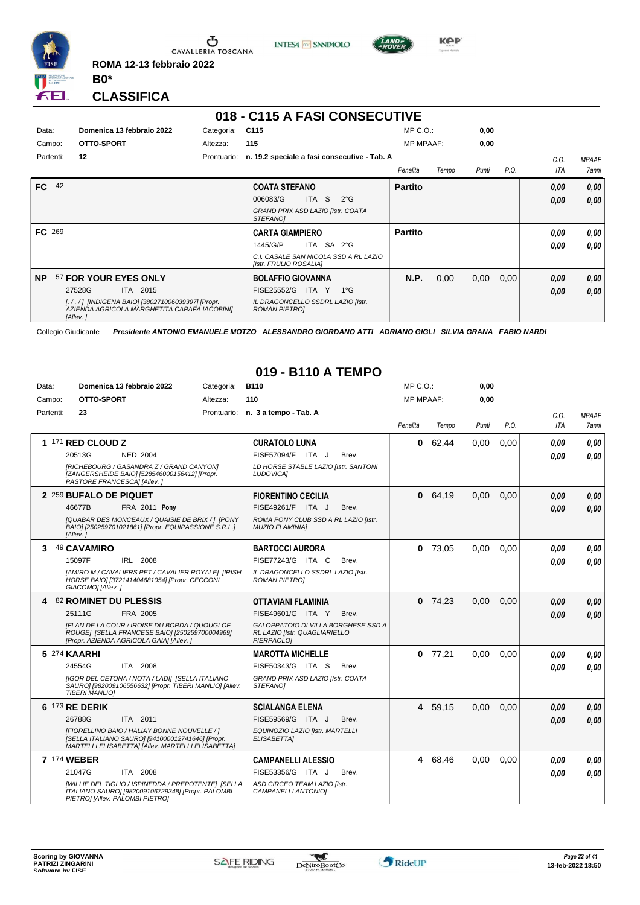ROMA 12-13 febbraio 2022

**B0***

**CLASSIFICA**

## 018 - C115 A FASI CONSECUTIVE

| | | | | | |
|---|---|---|---|---|---|
| Data: | Domenica 13 febbraio 2022 | Categoria: | C115 | MP C.O.: | 0,00 |
| Campo: | OTTO-SPORT | Altezza: | 115 | MP MPAAF: | 0,00 |
| Partenti: | 12 | Prontuario: | n. 19.2 speciale a fasi consecutive - Tab. A | | |

| Pos. | Cavallo | Cavaliere | Penalità | Tempo | Punti | P.O. | C.O. ITA | MPAAF 7anni |
|---|---|---|---|---|---|---|---|---|
| FC 42 | | **COATA STEFANO**<br>006083/G ITA S 2°G<br>*GRAND PRIX ASD LAZIO [Istr. COATA STEFANO]* | Partito | | | | 0,00<br>0,00 | 0,00<br>0,00 |
| FC 269 | | **CARTA GIAMPIERO**<br>1445/G/P ITA SA 2°G<br>*C.I. CASALE SAN NICOLA SSD A RL LAZIO [Istr. FRULIO ROSALIA]* | Partito | | | | 0,00<br>0,00 | 0,00<br>0,00 |
| NP 57 | **FOR YOUR EYES ONLY**<br>27528G ITA 2015<br>*[ / . / ] [INDIGENA BAIO] [380271006039397] [Propr. AZIENDA AGRICOLA MARGHETITA CARAFA IACOBINI] [Allev. ]* | **BOLAFFIO GIOVANNA**<br>FISE25552/G ITA Y 1°G<br>*IL DRAGONCELLO SSDRL LAZIO [Istr. ROMAN PIETRO]* | N.P. | 0,00 | 0,00 | 0,00 | 0,00<br>0,00 | 0,00<br>0,00 |

Collegio Giudicante *Presidente ANTONIO EMANUELE MOTZO ALESSANDRO GIORDANO ATTI ADRIANO GIGLI SILVIA GRANA FABIO NARDI*

## 019 - B110 A TEMPO

| | | | | | |
|---|---|---|---|---|---|
| Data: | Domenica 13 febbraio 2022 | Categoria: | B110 | MP C.O.: | 0,00 |
| Campo: | OTTO-SPORT | Altezza: | 110 | MP MPAAF: | 0,00 |
| Partenti: | 23 | Prontuario: | n. 3 a tempo - Tab. A | | |

| Pos. | Cavallo | Cavaliere | Penalità | Tempo | Punti | P.O. | C.O. ITA | MPAAF 7anni |
|---|---|---|---|---|---|---|---|---|
| 1 171 | **RED CLOUD Z**<br>20513G NED 2004<br>*[RICHEBOURG / GASANDRA Z / GRAND CANYON] [ZANGERSHEIDE BAIO] [528546000156412] [Propr. PASTORE FRANCESCA] [Allev. ]* | **CURATOLO LUNA**<br>FISE57094/F ITA J Brev.<br>*LD HORSE STABLE LAZIO [Istr. SANTONI LUDOVICA]* | 0 | 62,44 | 0,00 | 0,00 | 0,00<br>0,00 | 0,00<br>0,00 |
| 2 259 | **BUFALO DE PIQUET**<br>46677B FRA 2011 **Pony**<br>*[QUABAR DES MONCEAUX / QUAISIE DE BRIX / ] [PONY BAIO] [250259701021861] [Propr. EQUIPASSIONE S.R.L.] [Allev. ]* | **FIORENTINO CECILIA**<br>FISE49261/F ITA J Brev.<br>*ROMA PONY CLUB SSD A RL LAZIO [Istr. MUZIO FLAMINIA]* | 0 | 64,19 | 0,00 | 0,00 | 0,00<br>0,00 | 0,00<br>0,00 |
| 3 49 | **CAVAMIRO**<br>15097F IRL 2008<br>*[AMIRO M / CAVALIERS PET / CAVALIER ROYALE] [IRISH HORSE BAIO] [372141404681054] [Propr. CECCONI GIACOMO] [Allev. ]* | **BARTOCCI AURORA**<br>FISE77243/G ITA C Brev.<br>*IL DRAGONCELLO SSDRL LAZIO [Istr. ROMAN PIETRO]* | 0 | 73,05 | 0,00 | 0,00 | 0,00<br>0,00 | 0,00<br>0,00 |
| 4 82 | **ROMINET DU PLESSIS**<br>25111G FRA 2005<br>*[FLAN DE LA COUR / IROISE DU BORDA / QUOUGLOF ROUGE] [SELLA FRANCESE BAIO] [250259700004969] [Propr. AZIENDA AGRICOLA GAIA] [Allev. ]* | **OTTAVIANI FLAMINIA**<br>FISE49601/G ITA Y Brev.<br>*GALOPPATOIO DI VILLA BORGHESE SSD A RL LAZIO [Istr. QUAGLIARIELLO PIERPAOLO]* | 0 | 74,23 | 0,00 | 0,00 | 0,00<br>0,00 | 0,00<br>0,00 |
| 5 274 | **KAARHI**<br>24554G ITA 2008<br>*[IGOR DEL CETONA / NOTA / LADI] [SELLA ITALIANO SAURO] [982009106556632] [Propr. TIBERI MANLIO] [Allev. TIBERI MANLIO]* | **MAROTTA MICHELLE**<br>FISE50343/G ITA S Brev.<br>*GRAND PRIX ASD LAZIO [Istr. COATA STEFANO]* | 0 | 77,21 | 0,00 | 0,00 | 0,00<br>0,00 | 0,00<br>0,00 |
| 6 173 | **RE DERIK**<br>26788G ITA 2011<br>*[FIORELLINO BAIO / HALIAY BONNE NOUVELLE / ] [SELLA ITALIANO SAURO] [941000012741646] [Propr. MARTELLI ELISABETTA] [Allev. MARTELLI ELISABETTA]* | **SCIALANGA ELENA**<br>FISE59569/G ITA J Brev.<br>*EQUINOZIO LAZIO [Istr. MARTELLI ELISABETTA]* | 4 | 59,15 | 0,00 | 0,00 | 0,00<br>0,00 | 0,00<br>0,00 |
| 7 174 | **WEBER**<br>21047G ITA 2008<br>*[WILLIE DEL TIGLIO / ISPINEDDA / PREPOTENTE] [SELLA ITALIANO SAURO] [982009106729348] [Propr. PALOMBI PIETRO] [Allev. PALOMBI PIETRO]* | **CAMPANELLI ALESSIO**<br>FISE53356/G ITA J Brev.<br>*ASD CIRCEO TEAM LAZIO [Istr. CAMPANELLI ANTONIO]* | 4 | 68,46 | 0,00 | 0,00 | 0,00<br>0,00 | 0,00<br>0,00 |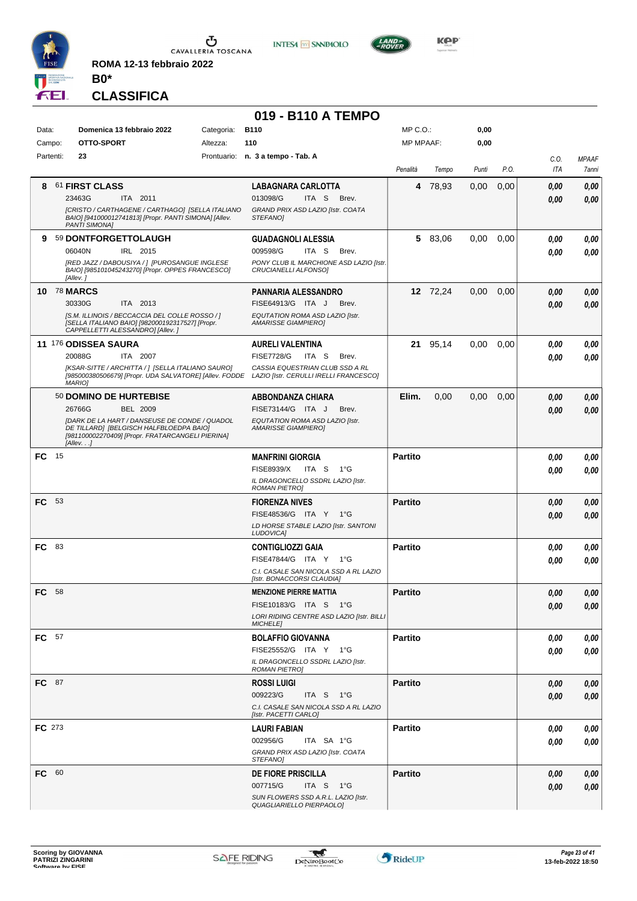ROMA 12-13 febbraio 2022

**B0***

## CLASSIFICA

# 019 - B110 A TEMPO

| Data: | Domenica 13 febbraio 2022 | Categoria: | B110 | MP C.O.: | 0,00 |
|---|---|---|---|---|---|
| Campo: | OTTO-SPORT | Altezza: | 110 | MP MPAAF: | 0,00 |
| Partenti: | 23 | Prontuario: | n. 3 a tempo - Tab. A | | |

| | Cavallo | Cavaliere | Penalità | Tempo | Punti | P.O. | C.O. ITA | MPAAF 7anni |
|---|---|---|---|---|---|---|---|---|
| 8 | 61 **FIRST CLASS** 23463G ITA 2011 *[CRISTO / CARTHAGENE / CARTHAGO] [SELLA ITALIANO BAIO] [941000012741813] [Propr. PANTI SIMONA] [Allev. PANTI SIMONA]* | **LABAGNARA CARLOTTA** 013098/G ITA S Brev. *GRAND PRIX ASD LAZIO [Istr. COATA STEFANO]* | 4 | 78,93 | 0,00 | 0,00 | 0,00 0,00 | 0,00 0,00 |
| 9 | 59 **DONTFORGETTOLAUGH** 06040N IRL 2015 *[RED JAZZ / DABOUSIYA / ] [PUROSANGUE INGLESE BAIO] [985101045243270] [Propr. OPPES FRANCESCO] [Allev. ]* | **GUADAGNOLI ALESSIA** 009598/G ITA S Brev. *PONY CLUB IL MARCHIONE ASD LAZIO [Istr. CRUCIANELLI ALFONSO]* | 5 | 83,06 | 0,00 | 0,00 | 0,00 0,00 | 0,00 0,00 |
| 10 | 78 **MARCS** 30330G ITA 2013 *[S.M. ILLINOIS / BECCACCIA DEL COLLE ROSSO / ] [SELLA ITALIANO BAIO] [982000192317527] [Propr. CAPPELLETTI ALESSANDRO] [Allev. ]* | **PANNARIA ALESSANDRO** FISE64913/G ITA J Brev. *EQUTATION ROMA ASD LAZIO [Istr. AMARISSE GIAMPIERO]* | 12 | 72,24 | 0,00 | 0,00 | 0,00 0,00 | 0,00 0,00 |
| 11 | 176 **ODISSEA SAURA** 20088G ITA 2007 *[KSAR-SITTE / ARCHITTA / ] [SELLA ITALIANO SAURO] [985000380506679] [Propr. UDA SALVATORE] [Allev. FODDE MARIO]* | **AURELI VALENTINA** FISE7728/G ITA S Brev. *CASSIA EQUESTRIAN CLUB SSD A RL LAZIO [Istr. CERULLI IRELLI FRANCESCO]* | 21 | 95,14 | 0,00 | 0,00 | 0,00 0,00 | 0,00 0,00 |
| | 50 **DOMINO DE HURTEBISE** 26766G BEL 2009 *[DARK DE LA HART / DANSEUSE DE CONDE / QUADOL DE TILLARD] [BELGISCH HALFBLOEDPA BAIO] [981100002270409] [Propr. FRATARCANGELI PIERINA] [Allev. . .]* | **ABBONDANZA CHIARA** FISE73144/G ITA J Brev. *EQUTATION ROMA ASD LAZIO [Istr. AMARISSE GIAMPIERO]* | Elim. | 0,00 | 0,00 | 0,00 | 0,00 0,00 | 0,00 0,00 |
| FC | 15 | **MANFRINI GIORGIA** FISE8939/X ITA S 1°G *IL DRAGONCELLO SSDRL LAZIO [Istr. ROMAN PIETRO]* | Partito | | | | 0,00 0,00 | 0,00 0,00 |
| FC | 53 | **FIORENZA NIVES** FISE48536/G ITA Y 1°G *LD HORSE STABLE LAZIO [Istr. SANTONI LUDOVICA]* | Partito | | | | 0,00 0,00 | 0,00 0,00 |
| FC | 83 | **CONTIGLIOZZI GAIA** FISE47844/G ITA Y 1°G *C.I. CASALE SAN NICOLA SSD A RL LAZIO [Istr. BONACCORSI CLAUDIA]* | Partito | | | | 0,00 0,00 | 0,00 0,00 |
| FC | 58 | **MENZIONE PIERRE MATTIA** FISE10183/G ITA S 1°G *LORI RIDING CENTRE ASD LAZIO [Istr. BILLI MICHELE]* | Partito | | | | 0,00 0,00 | 0,00 0,00 |
| FC | 57 | **BOLAFFIO GIOVANNA** FISE25552/G ITA Y 1°G *IL DRAGONCELLO SSDRL LAZIO [Istr. ROMAN PIETRO]* | Partito | | | | 0,00 0,00 | 0,00 0,00 |
| FC | 87 | **ROSSI LUIGI** 009223/G ITA S 1°G *C.I. CASALE SAN NICOLA SSD A RL LAZIO [Istr. PACETTI CARLO]* | Partito | | | | 0,00 0,00 | 0,00 0,00 |
| FC | 273 | **LAURI FABIAN** 002956/G ITA SA 1°G *GRAND PRIX ASD LAZIO [Istr. COATA STEFANO]* | Partito | | | | 0,00 0,00 | 0,00 0,00 |
| FC | 60 | **DE FIORE PRISCILLA** 007715/G ITA S 1°G *SUN FLOWERS SSD A.R.L. LAZIO [Istr. QUAGLIARIELLO PIERPAOLO]* | Partito | | | | 0,00 0,00 | 0,00 0,00 |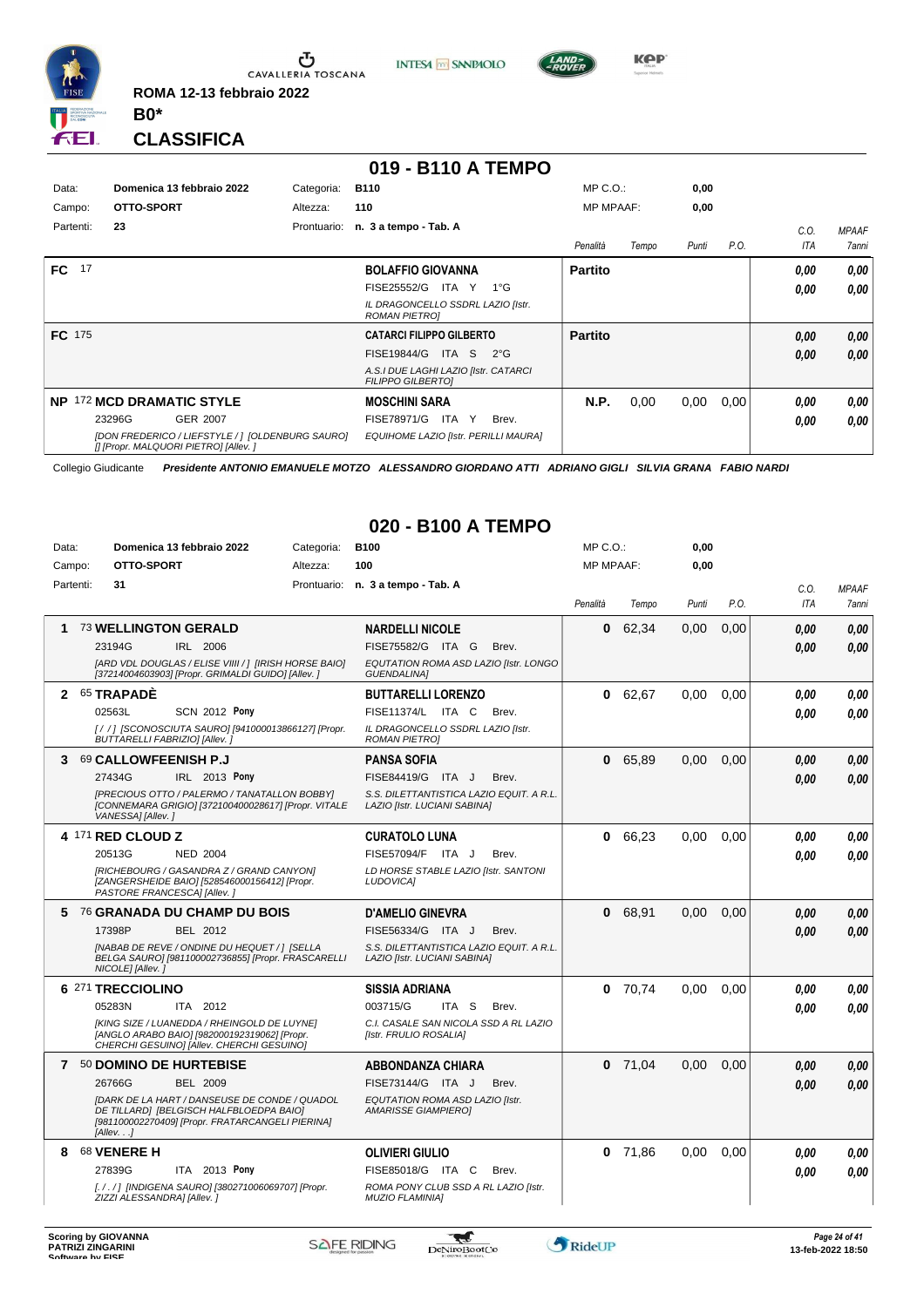ROMA 12-13 febbraio 2022

**B0***

**CLASSIFICA**

## 019 - B110 A TEMPO

| | | | |
|---|---|---|---|
| Data: | Domenica 13 febbraio 2022 | Categoria: | B110 |
| Campo: | OTTO-SPORT | Altezza: | 110 |
| Partenti: | 23 | Prontuario: | n. 3 a tempo - Tab. A |

MP C.O.: 0,00 — MP MPAAF: 0,00

| | Cavallo | Cavaliere | Penalità | Tempo | Punti | P.O. | C.O. ITA | MPAAF 7anni |
|---|---|---|---|---|---|---|---|---|
| FC | 17 | **BOLAFFIO GIOVANNA**<br>FISE25552/G ITA Y 1°G<br>*IL DRAGONCELLO SSDRL LAZIO [Istr. ROMAN PIETRO]* | **Partito** | | | | 0,00<br>0,00 | 0,00<br>0,00 |
| FC | 175 | **CATARCI FILIPPO GILBERTO**<br>FISE19844/G ITA S 2°G<br>*A.S.I DUE LAGHI LAZIO [Istr. CATARCI FILIPPO GILBERTO]* | **Partito** | | | | 0,00<br>0,00 | 0,00<br>0,00 |
| NP | 172 **MCD DRAMATIC STYLE**<br>23296G GER 2007<br>*[DON FREDERICO / LIEFSTYLE / ] [OLDENBURG SAURO] [] [Propr. MALQUORI PIETRO] [Allev. ]* | **MOSCHINI SARA**<br>FISE78971/G ITA Y Brev.<br>*EQUIHOME LAZIO [Istr. PERILLI MAURA]* | **N.P.** | 0,00 | 0,00 | 0,00 | 0,00<br>0,00 | 0,00<br>0,00 |

Collegio Giudicante *Presidente ANTONIO EMANUELE MOTZO ALESSANDRO GIORDANO ATTI ADRIANO GIGLI SILVIA GRANA FABIO NARDI*

## 020 - B100 A TEMPO

| | | | |
|---|---|---|---|
| Data: | Domenica 13 febbraio 2022 | Categoria: | B100 |
| Campo: | OTTO-SPORT | Altezza: | 100 |
| Partenti: | 31 | Prontuario: | n. 3 a tempo - Tab. A |

MP C.O.: 0,00 — MP MPAAF: 0,00

| | Cavallo | Cavaliere | Penalità | Tempo | Punti | P.O. | C.O. ITA | MPAAF 7anni |
|---|---|---|---|---|---|---|---|---|
| 1 | 73 **WELLINGTON GERALD**<br>23194G IRL 2006<br>*[ARD VDL DOUGLAS / ELISE VIIII / ] [IRISH HORSE BAIO] [372140046039003] [Propr. GRIMALDI GUIDO] [Allev. ]* | **NARDELLI NICOLE**<br>FISE75582/G ITA G Brev.<br>*EQUTATION ROMA ASD LAZIO [Istr. LONGO GUENDALINA]* | 0 | 62,34 | 0,00 | 0,00 | 0,00<br>0,00 | 0,00<br>0,00 |
| 2 | 65 **TRAPADÈ**<br>02563L SCN 2012 Pony<br>*[ / / ] [SCONOSCIUTA SAURO] [941000013866127] [Propr. BUTTARELLI FABRIZIO] [Allev. ]* | **BUTTARELLI LORENZO**<br>FISE11374/L ITA C Brev.<br>*IL DRAGONCELLO SSDRL LAZIO [Istr. ROMAN PIETRO]* | 0 | 62,67 | 0,00 | 0,00 | 0,00<br>0,00 | 0,00<br>0,00 |
| 3 | 69 **CALLOWFEENISH P.J**<br>27434G IRL 2013 Pony<br>*[PRECIOUS OTTO / PALERMO / TANATALLON BOBBY] [CONNEMARA GRIGIO] [372100400028617] [Propr. VITALE VANESSA] [Allev. ]* | **PANSA SOFIA**<br>FISE84419/G ITA J Brev.<br>*S.S. DILETTANTISTICA LAZIO EQUIT. A R.L. LAZIO [Istr. LUCIANI SABINA]* | 0 | 65,89 | 0,00 | 0,00 | 0,00<br>0,00 | 0,00<br>0,00 |
| 4 | 171 **RED CLOUD Z**<br>20513G NED 2004<br>*[RICHEBOURG / GASANDRA Z / GRAND CANYON] [ZANGERSHEIDE BAIO] [528546000156412] [Propr. PASTORE FRANCESCA] [Allev. ]* | **CURATOLO LUNA**<br>FISE57094/F ITA J Brev.<br>*LD HORSE STABLE LAZIO [Istr. SANTONI LUDOVICA]* | 0 | 66,23 | 0,00 | 0,00 | 0,00<br>0,00 | 0,00<br>0,00 |
| 5 | 76 **GRANADA DU CHAMP DU BOIS**<br>17398P BEL 2012<br>*[NABAB DE REVE / ONDINE DU HEQUET / ] [SELLA BELGA SAURO] [981100002736855] [Propr. FRASCARELLI NICOLE] [Allev. ]* | **D'AMELIO GINEVRA**<br>FISE56334/G ITA J Brev.<br>*S.S. DILETTANTISTICA LAZIO EQUIT. A R.L. LAZIO [Istr. LUCIANI SABINA]* | 0 | 68,91 | 0,00 | 0,00 | 0,00<br>0,00 | 0,00<br>0,00 |
| 6 | 271 **TRECCIOLINO**<br>05283N ITA 2012<br>*[KING SIZE / LUANEDDA / RHEINGOLD DE LUYNE] [ANGLO ARABO BAIO] [982000192319062] [Propr. CHERCHI GESUINO] [Allev. CHERCHI GESUINO]* | **SISSIA ADRIANA**<br>003715/G ITA S Brev.<br>*C.I. CASALE SAN NICOLA SSD A RL LAZIO [Istr. FRULIO ROSALIA]* | 0 | 70,74 | 0,00 | 0,00 | 0,00<br>0,00 | 0,00<br>0,00 |
| 7 | 50 **DOMINO DE HURTEBISE**<br>26766G BEL 2009<br>*[DARK DE LA HART / DANSEUSE DE CONDE / QUADOL DE TILLARD] [BELGISCH HALFBLOEDPA BAIO] [981100002270409] [Propr. FRATARCANGELI PIERINA] [Allev. . .]* | **ABBONDANZA CHIARA**<br>FISE73144/G ITA J Brev.<br>*EQUTATION ROMA ASD LAZIO [Istr. AMARISSE GIAMPIERO]* | 0 | 71,04 | 0,00 | 0,00 | 0,00<br>0,00 | 0,00<br>0,00 |
| 8 | 68 **VENERE H**<br>27839G ITA 2013 Pony<br>*[. / . / ] [INDIGENA SAURO] [380271006069707] [Propr. ZIZZI ALESSANDRA] [Allev. ]* | **OLIVIERI GIULIO**<br>FISE85018/G ITA C Brev.<br>*ROMA PONY CLUB SSD A RL LAZIO [Istr. MUZIO FLAMINIA]* | 0 | 71,86 | 0,00 | 0,00 | 0,00<br>0,00 | 0,00<br>0,00 |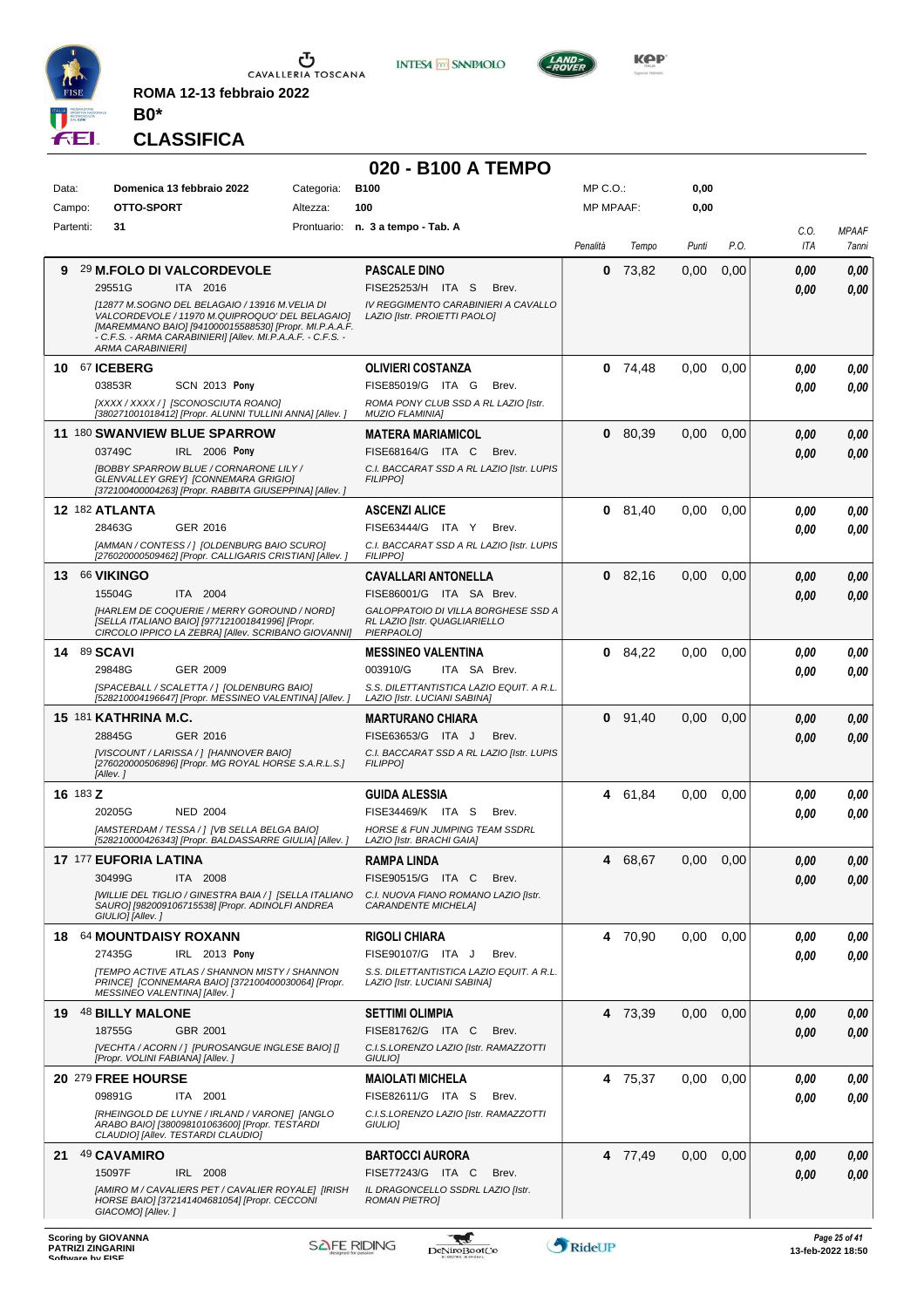ROMA 12-13 febbraio 2022

**B0***

## CLASSIFICA

# 020 - B100 A TEMPO

| Data: | Domenica 13 febbraio 2022 | Categoria: | B100 | MP C.O.: | 0,00 |
|---|---|---|---|---|---|
| Campo: | OTTO-SPORT | Altezza: | 100 | MP MPAAF: | 0,00 |
| Partenti: | 31 | Prontuario: | n. 3 a tempo - Tab. A | | |

| Cl. | Cavallo | Cavaliere | Penalità | Tempo | Punti | P.O. | C.O. ITA | MPAAF 7anni |
|---|---|---|---|---|---|---|---|---|
| 9 | 29 **M.FOLO DI VALCORDEVOLE** 29551G ITA 2016 *[12877 M.SOGNO DEL BELAGAIO / 13916 M.VELIA DI VALCORDEVOLE / 11970 M.QUIPROQUO' DEL BELAGAIO] [MAREMMANO BAIO] [941000015588530] [Propr. MI.P.A.A.F. - C.F.S. - ARMA CARABINIERI] [Allev. MI.P.A.A.F. - C.F.S. - ARMA CARABINIERI]* | **PASCALE DINO** FISE25253/H ITA S Brev. *IV REGGIMENTO CARABINIERI A CAVALLO LAZIO [Istr. PROIETTI PAOLO]* | 0 | 73,82 | 0,00 | 0,00 | 0,00 / 0,00 | 0,00 / 0,00 |
| 10 | 67 **ICEBERG** 03853R SCN 2013 **Pony** *[XXXX / XXXX / ] [SCONOSCIUTA ROANO] [380271001018412] [Propr. ALUNNI TULLINI ANNA] [Allev. ]* | **OLIVIERI COSTANZA** FISE85019/G ITA G Brev. *ROMA PONY CLUB SSD A RL LAZIO [Istr. MUZIO FLAMINIA]* | 0 | 74,48 | 0,00 | 0,00 | 0,00 / 0,00 | 0,00 / 0,00 |
| 11 | 180 **SWANVIEW BLUE SPARROW** 03749C IRL 2006 **Pony** *[BOBBY SPARROW BLUE / CORNARONE LILY / GLENVALLEY GREY] [CONNEMARA GRIGIO] [372100400004263] [Propr. RABBITA GIUSEPPINA] [Allev. ]* | **MATERA MARIAMICOL** FISE68164/G ITA C Brev. *C.I. BACCARAT SSD A RL LAZIO [Istr. LUPIS FILIPPO]* | 0 | 80,39 | 0,00 | 0,00 | 0,00 / 0,00 | 0,00 / 0,00 |
| 12 | 182 **ATLANTA** 28463G GER 2016 *[AMMAN / CONTESS / ] [OLDENBURG BAIO SCURO] [276020000509462] [Propr. CALLIGARIS CRISTIAN] [Allev. ]* | **ASCENZI ALICE** FISE63444/G ITA Y Brev. *C.I. BACCARAT SSD A RL LAZIO [Istr. LUPIS FILIPPO]* | 0 | 81,40 | 0,00 | 0,00 | 0,00 / 0,00 | 0,00 / 0,00 |
| 13 | 66 **VIKINGO** 15504G ITA 2004 *[HARLEM DE COQUERIE / MERRY GOROUND / NORD] [SELLA ITALIANO BAIO] [977121001841996] [Propr. CIRCOLO IPPICO LA ZEBRA] [Allev. SCRIBANO GIOVANNI]* | **CAVALLARI ANTONELLA** FISE86001/G ITA SA Brev. *GALOPPATOIO DI VILLA BORGHESE SSD A RL LAZIO [Istr. QUAGLIARIELLO PIERPAOLO]* | 0 | 82,16 | 0,00 | 0,00 | 0,00 / 0,00 | 0,00 / 0,00 |
| 14 | 89 **SCAVI** 29848G GER 2009 *[SPACEBALL / SCALETTA / ] [OLDENBURG BAIO] [528210004196647] [Propr. MESSINEO VALENTINA] [Allev. ]* | **MESSINEO VALENTINA** 003910/G ITA SA Brev. *S.S. DILETTANTISTICA LAZIO EQUIT. A R.L. LAZIO [Istr. LUCIANI SABINA]* | 0 | 84,22 | 0,00 | 0,00 | 0,00 / 0,00 | 0,00 / 0,00 |
| 15 | 181 **KATHRINA M.C.** 28845G GER 2016 *[VISCOUNT / LARISSA / ] [HANNOVER BAIO] [276020000506896] [Propr. MG ROYAL HORSE S.A.R.L.S.] [Allev. ]* | **MARTURANO CHIARA** FISE63653/G ITA J Brev. *C.I. BACCARAT SSD A RL LAZIO [Istr. LUPIS FILIPPO]* | 0 | 91,40 | 0,00 | 0,00 | 0,00 / 0,00 | 0,00 / 0,00 |
| 16 | 183 **Z** 20205G NED 2004 *[AMSTERDAM / TESSA / ] [VB SELLA BELGA BAIO] [528210000426343] [Propr. BALDASSARRE GIULIA] [Allev. ]* | **GUIDA ALESSIA** FISE34469/K ITA S Brev. *HORSE & FUN JUMPING TEAM SSDRL LAZIO [Istr. BRACHI GAIA]* | 4 | 61,84 | 0,00 | 0,00 | 0,00 / 0,00 | 0,00 / 0,00 |
| 17 | 177 **EUFORIA LATINA** 30499G ITA 2008 *[WILLIE DEL TIGLIO / GINESTRA BAIA / ] [SELLA ITALIANO SAURO] [982009106715538] [Propr. ADINOLFI ANDREA GIULIO] [Allev. ]* | **RAMPA LINDA** FISE90515/G ITA C Brev. *C.I. NUOVA FIANO ROMANO LAZIO [Istr. CARANDENTE MICHELA]* | 4 | 68,67 | 0,00 | 0,00 | 0,00 / 0,00 | 0,00 / 0,00 |
| 18 | 64 **MOUNTDAISY ROXANN** 27435G IRL 2013 **Pony** *[TEMPO ACTIVE ATLAS / SHANNON MISTY / SHANNON PRINCE] [CONNEMARA BAIO] [372100400030064] [Propr. MESSINEO VALENTINA] [Allev. ]* | **RIGOLI CHIARA** FISE90107/G ITA J Brev. *S.S. DILETTANTISTICA LAZIO EQUIT. A R.L. LAZIO [Istr. LUCIANI SABINA]* | 4 | 70,90 | 0,00 | 0,00 | 0,00 / 0,00 | 0,00 / 0,00 |
| 19 | 48 **BILLY MALONE** 18755G GBR 2001 *[VECHTA / ACORN / ] [PUROSANGUE INGLESE BAIO] [] [Propr. VOLINI FABIANA] [Allev. ]* | **SETTIMI OLIMPIA** FISE81762/G ITA C Brev. *C.I.S.LORENZO LAZIO [Istr. RAMAZZOTTI GIULIO]* | 4 | 73,39 | 0,00 | 0,00 | 0,00 / 0,00 | 0,00 / 0,00 |
| 20 | 279 **FREE HOURSE** 09891G ITA 2001 *[RHEINGOLD DE LUYNE / IRLAND / VARONE] [ANGLO ARABO BAIO] [380098101063600] [Propr. TESTARDI CLAUDIO] [Allev. TESTARDI CLAUDIO]* | **MAIOLATI MICHELA** FISE82611/G ITA S Brev. *C.I.S.LORENZO LAZIO [Istr. RAMAZZOTTI GIULIO]* | 4 | 75,37 | 0,00 | 0,00 | 0,00 / 0,00 | 0,00 / 0,00 |
| 21 | 49 **CAVAMIRO** 15097F IRL 2008 *[AMIRO M / CAVALIERS PET / CAVALIER ROYALE] [IRISH HORSE BAIO] [372141404681054] [Propr. CECCONI GIACOMO] [Allev. ]* | **BARTOCCI AURORA** FISE77243/G ITA C Brev. *IL DRAGONCELLO SSDRL LAZIO [Istr. ROMAN PIETRO]* | 4 | 77,49 | 0,00 | 0,00 | 0,00 / 0,00 | 0,00 / 0,00 |

Scoring by GIOVANNA PATRIZI ZINGARINI

13-feb-2022 18:50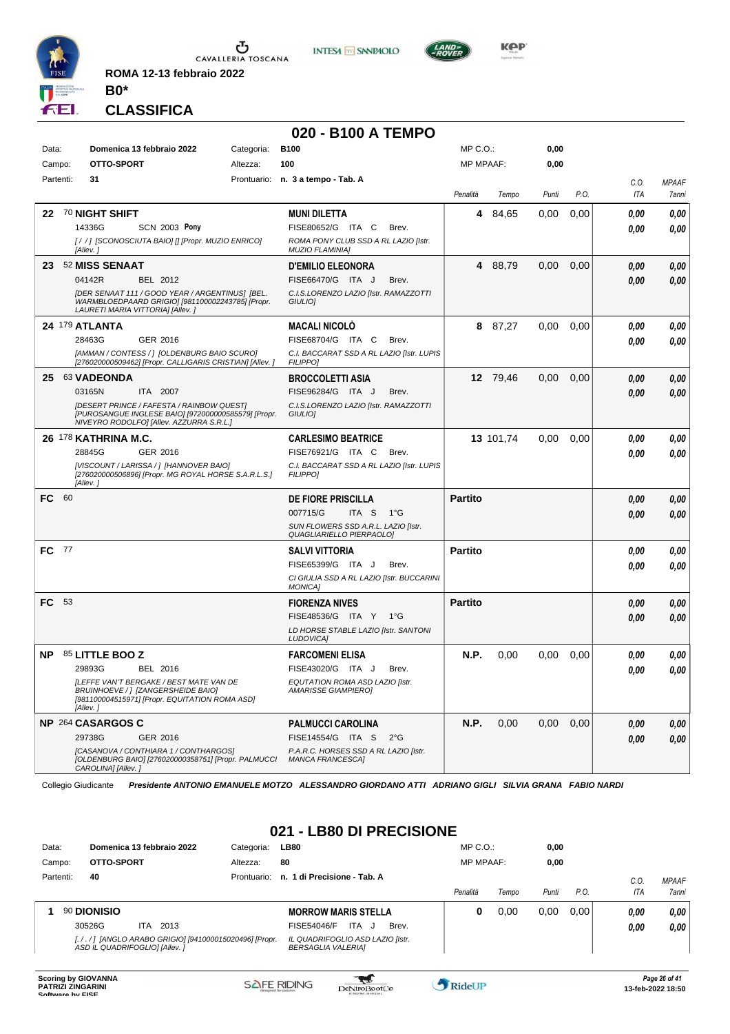ROMA 12-13 febbraio 2022

**B0***

## CLASSIFICA

# 020 - B100 A TEMPO

| Data: | Domenica 13 febbraio 2022 | Categoria: | B100 | MP C.O.: | 0,00 |
|---|---|---|---|---|---|
| Campo: | OTTO-SPORT | Altezza: | 100 | MP MPAAF: | 0,00 |
| Partenti: | 31 | Prontuario: | n. 3 a tempo - Tab. A | | |

| Pos. | Cavallo | Cavaliere | Penalità | Tempo | Punti | P.O. | C.O. ITA | MPAAF 7anni |
|---|---|---|---|---|---|---|---|---|
| 22 | 70 **NIGHT SHIFT**<br>14336G SCN 2003 **Pony**<br>*[/ /] [SCONOSCIUTA BAIO] [] [Propr. MUZIO ENRICO] [Allev. ]* | **MUNI DILETTA**<br>FISE80652/G ITA C Brev.<br>*ROMA PONY CLUB SSD A RL LAZIO [Istr. MUZIO FLAMINIA]* | 4 | 84,65 | 0,00 | 0,00 | 0,00<br>0,00 | 0,00<br>0,00 |
| 23 | 52 **MISS SENAAT**<br>04142R BEL 2012<br>*[DER SENAAT 111 / GOOD YEAR / ARGENTINUS] [BEL. WARMBLOEDPAARD GRIGIO] [981100002243785] [Propr. LAURETI MARIA VITTORIA] [Allev. ]* | **D'EMILIO ELEONORA**<br>FISE66470/G ITA J Brev.<br>*C.I.S.LORENZO LAZIO [Istr. RAMAZZOTTI GIULIO]* | 4 | 88,79 | 0,00 | 0,00 | 0,00<br>0,00 | 0,00<br>0,00 |
| 24 | 179 **ATLANTA**<br>28463G GER 2016<br>*[AMMAN / CONTESS / ] [OLDENBURG BAIO SCURO] [276020000509462] [Propr. CALLIGARIS CRISTIAN] [Allev. ]* | **MACALI NICOLÒ**<br>FISE68704/G ITA C Brev.<br>*C.I. BACCARAT SSD A RL LAZIO [Istr. LUPIS FILIPPO]* | 8 | 87,27 | 0,00 | 0,00 | 0,00<br>0,00 | 0,00<br>0,00 |
| 25 | 63 **VADEONDA**<br>03165N ITA 2007<br>*[DESERT PRINCE / FAFESTA / RAINBOW QUEST] [PUROSANGUE INGLESE BAIO] [972000000585579] [Propr. NIVEYRO RODOLFO] [Allev. AZZURRA S.R.L.]* | **BROCCOLETTI ASIA**<br>FISE96284/G ITA J Brev.<br>*C.I.S.LORENZO LAZIO [Istr. RAMAZZOTTI GIULIO]* | 12 | 79,46 | 0,00 | 0,00 | 0,00<br>0,00 | 0,00<br>0,00 |
| 26 | 178 **KATHRINA M.C.**<br>28845G GER 2016<br>*[VISCOUNT / LARISSA / ] [HANNOVER BAIO] [276020000506896] [Propr. MG ROYAL HORSE S.A.R.L.S.] [Allev. ]* | **CARLESIMO BEATRICE**<br>FISE76921/G ITA C Brev.<br>*C.I. BACCARAT SSD A RL LAZIO [Istr. LUPIS FILIPPO]* | 13 | 101,74 | 0,00 | 0,00 | 0,00<br>0,00 | 0,00<br>0,00 |
| FC | 60 | **DE FIORE PRISCILLA**<br>007715/G ITA S 1°G<br>*SUN FLOWERS SSD A.R.L. LAZIO [Istr. QUAGLIARIELLO PIERPAOLO]* | Partito | | | | 0,00<br>0,00 | 0,00<br>0,00 |
| FC | 77 | **SALVI VITTORIA**<br>FISE65399/G ITA J Brev.<br>*CI GIULIA SSD A RL LAZIO [Istr. BUCCARINI MONICA]* | Partito | | | | 0,00<br>0,00 | 0,00<br>0,00 |
| FC | 53 | **FIORENZA NIVES**<br>FISE48536/G ITA Y 1°G<br>*LD HORSE STABLE LAZIO [Istr. SANTONI LUDOVICA]* | Partito | | | | 0,00<br>0,00 | 0,00<br>0,00 |
| NP | 85 **LITTLE BOO Z**<br>29893G BEL 2016<br>*[LEFFE VAN'T BERGAKE / BEST MATE VAN DE BRUINHOEVE / ] [ZANGERSHEIDE BAIO] [981100004515971] [Propr. EQUITATION ROMA ASD] [Allev. ]* | **FARCOMENI ELISA**<br>FISE43020/G ITA J Brev.<br>*EQUTATION ROMA ASD LAZIO [Istr. AMARISSE GIAMPIERO]* | N.P. | 0,00 | 0,00 | 0,00 | 0,00<br>0,00 | 0,00<br>0,00 |
| NP | 264 **CASARGOS C**<br>29738G GER 2016<br>*[CASANOVA / CONTHIARA 1 / CONTHARGOS] [OLDENBURG BAIO] [276020000358751] [Propr. PALMUCCI CAROLINA] [Allev. ]* | **PALMUCCI CAROLINA**<br>FISE14554/G ITA S 2°G<br>*P.A.R.C. HORSES SSD A RL LAZIO [Istr. MANCA FRANCESCA]* | N.P. | 0,00 | 0,00 | 0,00 | 0,00<br>0,00 | 0,00<br>0,00 |

Collegio Giudicante *Presidente ANTONIO EMANUELE MOTZO ALESSANDRO GIORDANO ATTI ADRIANO GIGLI SILVIA GRANA FABIO NARDI*

# 021 - LB80 DI PRECISIONE

| Data: | Domenica 13 febbraio 2022 | Categoria: | LB80 | MP C.O.: | 0,00 |
|---|---|---|---|---|---|
| Campo: | OTTO-SPORT | Altezza: | 80 | MP MPAAF: | 0,00 |
| Partenti: | 40 | Prontuario: | n. 1 di Precisione - Tab. A | | |

| Pos. | Cavallo | Cavaliere | Penalità | Tempo | Punti | P.O. | C.O. ITA | MPAAF 7anni |
|---|---|---|---|---|---|---|---|---|
| 1 | 90 **DIONISIO**<br>30526G ITA 2013<br>*[. / . / ] [ANGLO ARABO GRIGIO] [941000015020496] [Propr. ASD IL QUADRIFOGLIO] [Allev. ]* | **MORROW MARIS STELLA**<br>FISE54046/F ITA J Brev.<br>*IL QUADRIFOGLIO ASD LAZIO [Istr. BERSAGLIA VALERIA]* | 0 | 0,00 | 0,00 | 0,00 | 0,00<br>0,00 | 0,00<br>0,00 |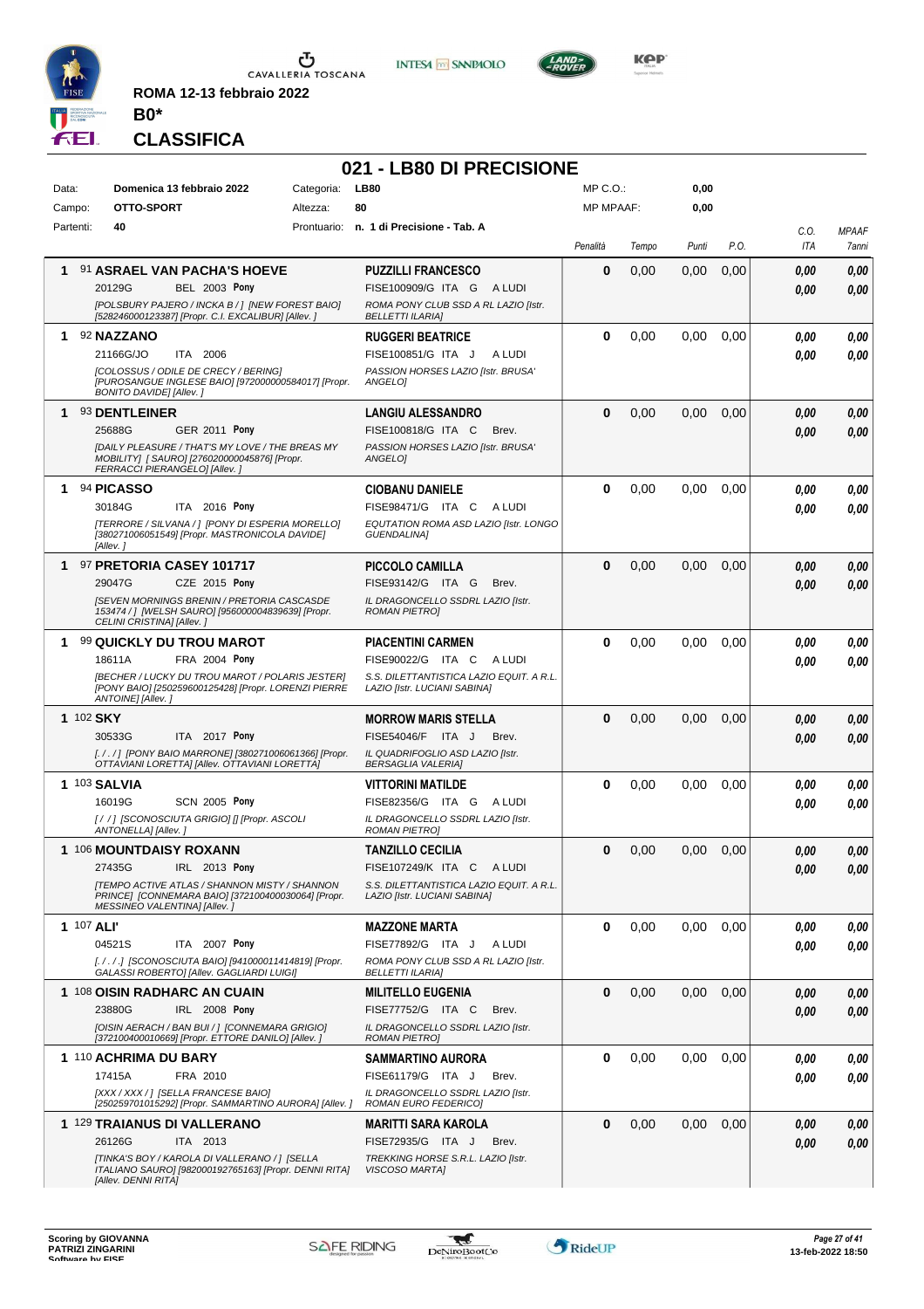ROMA 12-13 febbraio 2022

**B0***

# CLASSIFICA

## 021 - LB80 DI PRECISIONE

| Data: | Domenica 13 febbraio 2022 | Categoria: | LB80 | MP C.O.: | 0,00 |
|---|---|---|---|---|---|
| Campo: | OTTO-SPORT | Altezza: | 80 | MP MPAAF: | 0,00 |
| Partenti: | 40 | Prontuario: | n. 1 di Precisione - Tab. A | | |

| Cl. | Cavallo | Cavaliere | Penalità | Tempo | Punti | P.O. | C.O. ITA | MPAAF 7anni |
|---|---|---|---|---|---|---|---|---|
| 1 | 91 **ASRAEL VAN PACHA'S HOEVE** 20129G BEL 2003 **Pony** *[POLSBURY PAJERO / INCKA B / ] [NEW FOREST BAIO] [528246000123387] [Propr. C.I. EXCALIBUR] [Allev. ]* | **PUZZILLI FRANCESCO** FISE100909/G ITA G A LUDI *ROMA PONY CLUB SSD A RL LAZIO [Istr. BELLETTI ILARIA]* | 0 | 0,00 | 0,00 | 0,00 | 0,00 / 0,00 | 0,00 / 0,00 |
| 1 | 92 **NAZZANO** 21166G/JO ITA 2006 *[COLOSSUS / ODILE DE CRECY / BERING] [PUROSANGUE INGLESE BAIO] [972000000584017] [Propr. BONITO DAVIDE] [Allev. ]* | **RUGGERI BEATRICE** FISE100851/G ITA J A LUDI *PASSION HORSES LAZIO [Istr. BRUSA' ANGELO]* | 0 | 0,00 | 0,00 | 0,00 | 0,00 / 0,00 | 0,00 / 0,00 |
| 1 | 93 **DENTLEINER** 25688G GER 2011 **Pony** *[DAILY PLEASURE / THAT'S MY LOVE / THE BREAS MY MOBILITY] [ SAURO] [276020000045876] [Propr. FERRACCI PIERANGELO] [Allev. ]* | **LANGIU ALESSANDRO** FISE100818/G ITA C Brev. *PASSION HORSES LAZIO [Istr. BRUSA' ANGELO]* | 0 | 0,00 | 0,00 | 0,00 | 0,00 / 0,00 | 0,00 / 0,00 |
| 1 | 94 **PICASSO** 30184G ITA 2016 **Pony** *[TERRORE / SILVANA / ] [PONY DI ESPERIA MORELLO] [380271006051549] [Propr. MASTRONICOLA DAVIDE] [Allev. ]* | **CIOBANU DANIELE** FISE98471/G ITA C A LUDI *EQUTATION ROMA ASD LAZIO [Istr. LONGO GUENDALINA]* | 0 | 0,00 | 0,00 | 0,00 | 0,00 / 0,00 | 0,00 / 0,00 |
| 1 | 97 **PRETORIA CASEY 101717** 29047G CZE 2015 **Pony** *[SEVEN MORNINGS BRENIN / PRETORIA CASCADE 153474 / ] [WELSH SAURO] [956000004839639] [Propr. CELINI CRISTINA] [Allev. ]* | **PICCOLO CAMILLA** FISE93142/G ITA G Brev. *IL DRAGONCELLO SSDRL LAZIO [Istr. ROMAN PIETRO]* | 0 | 0,00 | 0,00 | 0,00 | 0,00 / 0,00 | 0,00 / 0,00 |
| 1 | 99 **QUICKLY DU TROU MAROT** 18611A FRA 2004 **Pony** *[BECHER / LUCKY DU TROU MAROT / POLARIS JESTER] [PONY BAIO] [250259600125428] [Propr. LORENZI PIERRE ANTOINE] [Allev. ]* | **PIACENTINI CARMEN** FISE90022/G ITA C A LUDI *S.S. DILETTANTISTICA LAZIO EQUIT. A R.L. LAZIO [Istr. LUCIANI SABINA]* | 0 | 0,00 | 0,00 | 0,00 | 0,00 / 0,00 | 0,00 / 0,00 |
| 1 | 102 **SKY** 30533G ITA 2017 **Pony** *[. / . / ] [PONY BAIO MARRONE] [380271006061366] [Propr. OTTAVIANI LORETTA] [Allev. OTTAVIANI LORETTA]* | **MORROW MARIS STELLA** FISE54046/F ITA J Brev. *IL QUADRIFOGLIO ASD LAZIO [Istr. BERSAGLIA VALERIA]* | 0 | 0,00 | 0,00 | 0,00 | 0,00 / 0,00 | 0,00 / 0,00 |
| 1 | 103 **SALVIA** 16019G SCN 2005 **Pony** *[ / / ] [SCONOSCIUTA GRIGIO] [] [Propr. ASCOLI ANTONELLA] [Allev. ]* | **VITTORINI MATILDE** FISE82356/G ITA G A LUDI *IL DRAGONCELLO SSDRL LAZIO [Istr. ROMAN PIETRO]* | 0 | 0,00 | 0,00 | 0,00 | 0,00 / 0,00 | 0,00 / 0,00 |
| 1 | 106 **MOUNTDAISY ROXANN** 27435G IRL 2013 **Pony** *[TEMPO ACTIVE ATLAS / SHANNON MISTY / SHANNON PRINCE] [CONNEMARA BAIO] [372100400030064] [Propr. MESSINEO VALENTINA] [Allev. ]* | **TANZILLO CECILIA** FISE107249/K ITA C A LUDI *S.S. DILETTANTISTICA LAZIO EQUIT. A R.L. LAZIO [Istr. LUCIANI SABINA]* | 0 | 0,00 | 0,00 | 0,00 | 0,00 / 0,00 | 0,00 / 0,00 |
| 1 | 107 **ALI'** 04521S ITA 2007 **Pony** *[. / . / .] [SCONOSCIUTA BAIO] [941000011414819] [Propr. GALASSI ROBERTO] [Allev. GAGLIARDI LUIGI]* | **MAZZONE MARTA** FISE77892/G ITA J A LUDI *ROMA PONY CLUB SSD A RL LAZIO [Istr. BELLETTI ILARIA]* | 0 | 0,00 | 0,00 | 0,00 | 0,00 / 0,00 | 0,00 / 0,00 |
| 1 | 108 **OISIN RADHARC AN CUAIN** 23880G IRL 2008 **Pony** *[OISIN AERACH / BAN BUI / ] [CONNEMARA GRIGIO] [372100400010669] [Propr. ETTORE DANILO] [Allev. ]* | **MILITELLO EUGENIA** FISE77752/G ITA C Brev. *IL DRAGONCELLO SSDRL LAZIO [Istr. ROMAN PIETRO]* | 0 | 0,00 | 0,00 | 0,00 | 0,00 / 0,00 | 0,00 / 0,00 |
| 1 | 110 **ACHRIMA DU BARY** 17415A FRA 2010 *[XXX / XXX / ] [SELLA FRANCESE BAIO] [250259701015292] [Propr. SAMMARTINO AURORA] [Allev. ]* | **SAMMARTINO AURORA** FISE61179/G ITA J Brev. *IL DRAGONCELLO SSDRL LAZIO [Istr. ROMAN EURO FEDERICO]* | 0 | 0,00 | 0,00 | 0,00 | 0,00 / 0,00 | 0,00 / 0,00 |
| 1 | 129 **TRAIANUS DI VALLERANO** 26126G ITA 2013 *[TINKA'S BOY / KAROLA DI VALLERANO / ] [SELLA ITALIANO SAURO] [982000192765163] [Propr. DENNI RITA] [Allev. DENNI RITA]* | **MARITTI SARA KAROLA** FISE72935/G ITA J Brev. *TREKKING HORSE S.R.L. LAZIO [Istr. VISCOSO MARTA]* | 0 | 0,00 | 0,00 | 0,00 | 0,00 / 0,00 | 0,00 / 0,00 |

Scoring by GIOVANNA PATRIZI ZINGARINI
Software by FISE

13-feb-2022 18:50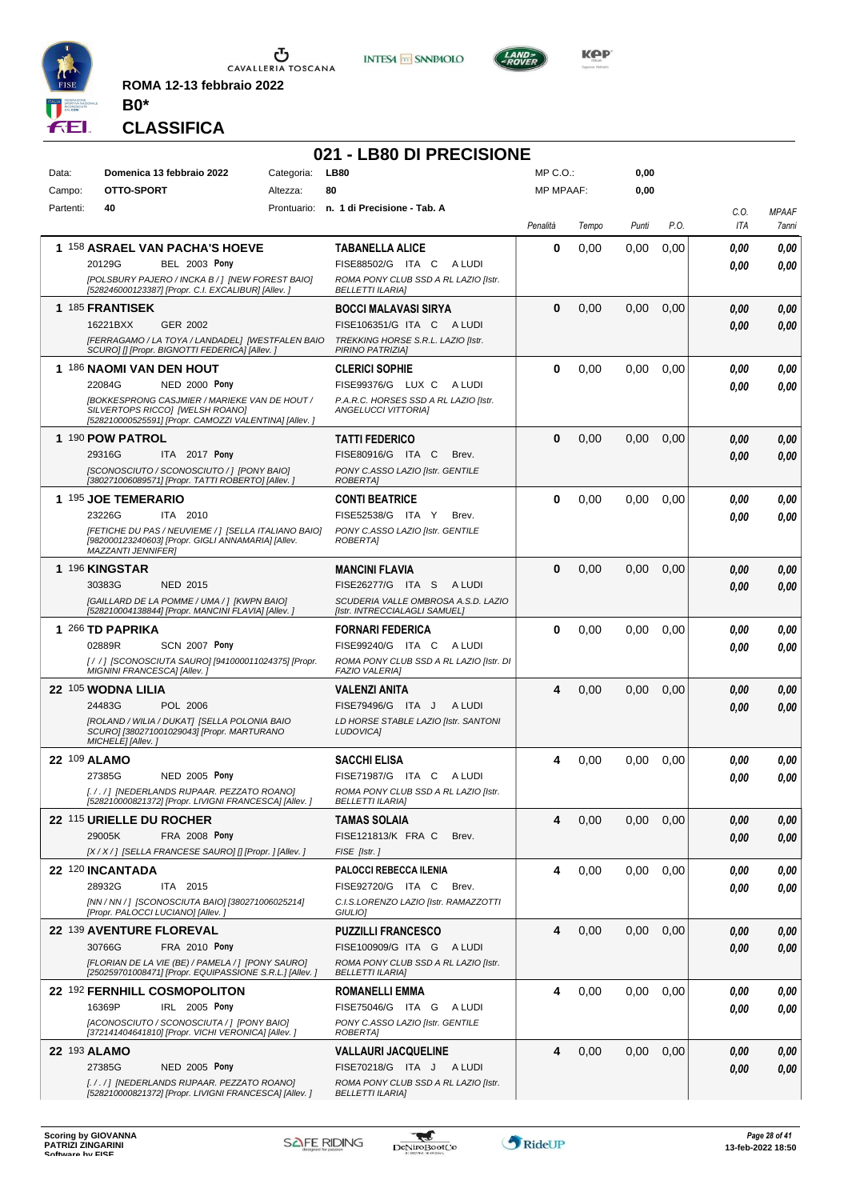ROMA 12-13 febbraio 2022

**B0***

## CLASSIFICA

# 021 - LB80 DI PRECISIONE

| | | | | | |
|---|---|---|---|---|---|
| Data: | Domenica 13 febbraio 2022 | Categoria: | LB80 | MP C.O.: | 0,00 |
| Campo: | OTTO-SPORT | Altezza: | 80 | MP MPAAF: | 0,00 |
| Partenti: | 40 | Prontuario: | n. 1 di Precisione - Tab. A | | |

| Cl. | N. | Cavallo | Cavaliere | Penalità | Tempo | Punti | P.O. | C.O. ITA | MPAAF 7anni |
|---|---|---|---|---|---|---|---|---|---|
| 1 | 158 | **ASRAEL VAN PACHA'S HOEVE**<br>20129G BEL 2003 Pony<br>*[POLSBURY PAJERO / INCKA B / ] [NEW FOREST BAIO] [528246000123387] [Propr. C.I. EXCALIBUR] [Allev. ]* | **TABANELLA ALICE**<br>FISE88502/G ITA C A LUDI<br>*ROMA PONY CLUB SSD A RL LAZIO [Istr. BELLETTI ILARIA]* | 0 | 0,00 | 0,00 | 0,00 | 0,00<br>0,00 | 0,00<br>0,00 |
| 1 | 185 | **FRANTISEK**<br>16221BXX GER 2002<br>*[FERRAGAMO / LA TOYA / LANDADEL] [WESTFALEN BAIO SCURO] [] [Propr. BIGNOTTI FEDERICA] [Allev. ]* | **BOCCI MALAVASI SIRYA**<br>FISE106351/G ITA C A LUDI<br>*TREKKING HORSE S.R.L. LAZIO [Istr. PIRINO PATRIZIA]* | 0 | 0,00 | 0,00 | 0,00 | 0,00<br>0,00 | 0,00<br>0,00 |
| 1 | 186 | **NAOMI VAN DEN HOUT**<br>22084G NED 2000 Pony<br>*[BOKKESPRONG CASJMIER / MARIEKE VAN DE HOUT / SILVERTOPS RICCO] [WELSH ROANO] [528210000525591] [Propr. CAMOZZI VALENTINA] [Allev. ]* | **CLERICI SOPHIE**<br>FISE99376/G LUX C A LUDI<br>*P.A.R.C. HORSES SSD A RL LAZIO [Istr. ANGELUCCI VITTORIA]* | 0 | 0,00 | 0,00 | 0,00 | 0,00<br>0,00 | 0,00<br>0,00 |
| 1 | 190 | **POW PATROL**<br>29316G ITA 2017 Pony<br>*[SCONOSCIUTO / SCONOSCIUTO / ] [PONY BAIO] [380271006089571] [Propr. TATTI ROBERTO] [Allev. ]* | **TATTI FEDERICO**<br>FISE80916/G ITA C Brev.<br>*PONY C.ASSO LAZIO [Istr. GENTILE ROBERTA]* | 0 | 0,00 | 0,00 | 0,00 | 0,00<br>0,00 | 0,00<br>0,00 |
| 1 | 195 | **JOE TEMERARIO**<br>23226G ITA 2010<br>*[FETICHE DU PAS / NEUVIEME / ] [SELLA ITALIANO BAIO] [982000123240603] [Propr. GIGLI ANNAMARIA] [Allev. MAZZANTI JENNIFER]* | **CONTI BEATRICE**<br>FISE52538/G ITA Y Brev.<br>*PONY C.ASSO LAZIO [Istr. GENTILE ROBERTA]* | 0 | 0,00 | 0,00 | 0,00 | 0,00<br>0,00 | 0,00<br>0,00 |
| 1 | 196 | **KINGSTAR**<br>30383G NED 2015<br>*[GAILLARD DE LA POMME / UMA / ] [KWPN BAIO] [528210004138844] [Propr. MANCINI FLAVIA] [Allev. ]* | **MANCINI FLAVIA**<br>FISE26277/G ITA S A LUDI<br>*SCUDERIA VALLE OMBROSA A.S.D. LAZIO [Istr. INTRECCIALAGLI SAMUEL]* | 0 | 0,00 | 0,00 | 0,00 | 0,00<br>0,00 | 0,00<br>0,00 |
| 1 | 266 | **TD PAPRIKA**<br>02889R SCN 2007 Pony<br>*[ / / ] [SCONOSCIUTA SAURO] [941000011024375] [Propr. MIGNINI FRANCESCA] [Allev. ]* | **FORNARI FEDERICA**<br>FISE99240/G ITA C A LUDI<br>*ROMA PONY CLUB SSD A RL LAZIO [Istr. DI FAZIO VALERIA]* | 0 | 0,00 | 0,00 | 0,00 | 0,00<br>0,00 | 0,00<br>0,00 |
| 22 | 105 | **WODNA LILIA**<br>24483G POL 2006<br>*[ROLAND / WILIA / DUKAT] [SELLA POLONIA BAIO SCURO] [380271001029043] [Propr. MARTURANO MICHELE] [Allev. ]* | **VALENZI ANITA**<br>FISE79496/G ITA J A LUDI<br>*LD HORSE STABLE LAZIO [Istr. SANTONI LUDOVICA]* | 4 | 0,00 | 0,00 | 0,00 | 0,00<br>0,00 | 0,00<br>0,00 |
| 22 | 109 | **ALAMO**<br>27385G NED 2005 Pony<br>*[. / . / ] [NEDERLANDS RIJPAAR. PEZZATO ROANO] [528210000821372] [Propr. LIVIGNI FRANCESCA] [Allev. ]* | **SACCHI ELISA**<br>FISE71987/G ITA C A LUDI<br>*ROMA PONY CLUB SSD A RL LAZIO [Istr. BELLETTI ILARIA]* | 4 | 0,00 | 0,00 | 0,00 | 0,00<br>0,00 | 0,00<br>0,00 |
| 22 | 115 | **URIELLE DU ROCHER**<br>29005K FRA 2008 Pony<br>*[X / X / ] [SELLA FRANCESE SAURO] [] [Propr. ] [Allev. ]* | **TAMAS SOLAIA**<br>FISE121813/K FRA C Brev.<br>*FISE [Istr. ]* | 4 | 0,00 | 0,00 | 0,00 | 0,00<br>0,00 | 0,00<br>0,00 |
| 22 | 120 | **INCANTADA**<br>28932G ITA 2015<br>*[NN / NN / ] [SCONOSCIUTA BAIO] [380271006025214] [Propr. PALOCCI LUCIANO] [Allev. ]* | **PALOCCI REBECCA ILENIA**<br>FISE92720/G ITA C Brev.<br>*C.I.S.LORENZO LAZIO [Istr. RAMAZZOTTI GIULIO]* | 4 | 0,00 | 0,00 | 0,00 | 0,00<br>0,00 | 0,00<br>0,00 |
| 22 | 139 | **AVENTURE FLOREVAL**<br>30766G FRA 2010 Pony<br>*[FLORIAN DE LA VIE (BE) / PAMELA / ] [PONY SAURO] [250259701008471] [Propr. EQUIPASSIONE S.R.L.] [Allev. ]* | **PUZZILLI FRANCESCO**<br>FISE100909/G ITA G A LUDI<br>*ROMA PONY CLUB SSD A RL LAZIO [Istr. BELLETTI ILARIA]* | 4 | 0,00 | 0,00 | 0,00 | 0,00<br>0,00 | 0,00<br>0,00 |
| 22 | 192 | **FERNHILL COSMOPOLITON**<br>16369P IRL 2005 Pony<br>*[ACONOSCIUTO / SCONOSCIUTA / ] [PONY BAIO] [372141404641810] [Propr. VICHI VERONICA] [Allev. ]* | **ROMANELLI EMMA**<br>FISE75046/G ITA G A LUDI<br>*PONY C.ASSO LAZIO [Istr. GENTILE ROBERTA]* | 4 | 0,00 | 0,00 | 0,00 | 0,00<br>0,00 | 0,00<br>0,00 |
| 22 | 193 | **ALAMO**<br>27385G NED 2005 Pony<br>*[. / . / ] [NEDERLANDS RIJPAAR. PEZZATO ROANO] [528210000821372] [Propr. LIVIGNI FRANCESCA] [Allev. ]* | **VALLAURI JACQUELINE**<br>FISE70218/G ITA J A LUDI<br>*ROMA PONY CLUB SSD A RL LAZIO [Istr. BELLETTI ILARIA]* | 4 | 0,00 | 0,00 | 0,00 | 0,00<br>0,00 | 0,00<br>0,00 |

Scoring by GIOVANNA PATRIZI ZINGARINI
Software by FISE

13-feb-2022 18:50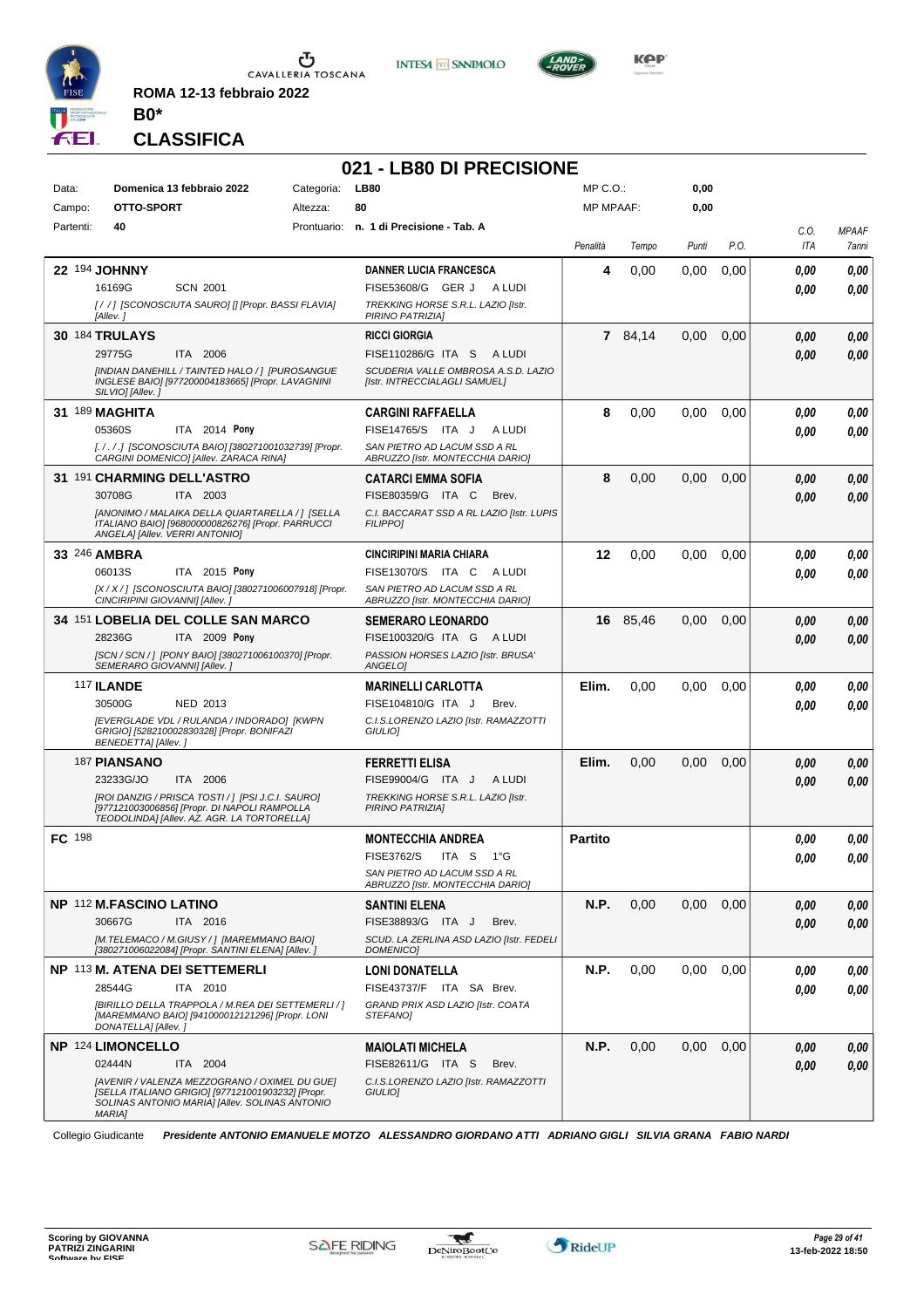ROMA 12-13 febbraio 2022

**B0***

## CLASSIFICA

# 021 - LB80 DI PRECISIONE

| Data: | Domenica 13 febbraio 2022 | Categoria: | LB80 | MP C.O.: | 0,00 |
|---|---|---|---|---|---|
| Campo: | OTTO-SPORT | Altezza: | 80 | MP MPAAF: | 0,00 |
| Partenti: | 40 | Prontuario: | n. 1 di Precisione - Tab. A | | |

| Cl. | N. | Cavallo | Cavaliere | Penalità | Tempo | Punti | P.O. | C.O. ITA | MPAAF 7anni |
|---|---|---|---|---|---|---|---|---|---|
| 22 | 194 | **JOHNNY** 16169G SCN 2001 *[/ / ] [SCONOSCIUTA SAURO] [] [Propr. BASSI FLAVIA] [Allev. ]* | **DANNER LUCIA FRANCESCA** FISE53608/G GER J A LUDI *TREKKING HORSE S.R.L. LAZIO [Istr. PIRINO PATRIZIA]* | 4 | 0,00 | 0,00 | 0,00 | 0,00 / 0,00 | 0,00 / 0,00 |
| 30 | 184 | **TRULAYS** 29775G ITA 2006 *[INDIAN DANEHILL / TAINTED HALO / ] [PUROSANGUE INGLESE BAIO] [977200004183665] [Propr. LAVAGNINI SILVIO] [Allev. ]* | **RICCI GIORGIA** FISE110286/G ITA S A LUDI *SCUDERIA VALLE OMBROSA A.S.D. LAZIO [Istr. INTRECCIALAGLI SAMUEL]* | 7 | 84,14 | 0,00 | 0,00 | 0,00 / 0,00 | 0,00 / 0,00 |
| 31 | 189 | **MAGHITA** 05360S ITA 2014 **Pony** *[. / . / .] [SCONOSCIUTA BAIO] [380271001032739] [Propr. CARGINI DOMENICO] [Allev. ZARACA RINA]* | **CARGINI RAFFAELLA** FISE14765/S ITA J A LUDI *SAN PIETRO AD LACUM SSD A RL ABRUZZO [Istr. MONTECCHIA DARIO]* | 8 | 0,00 | 0,00 | 0,00 | 0,00 / 0,00 | 0,00 / 0,00 |
| 31 | 191 | **CHARMING DELL'ASTRO** 30708G ITA 2003 *[ANONIMO / MALAIKA DELLA QUARTARELLA / ] [SELLA ITALIANO BAIO] [968000000826276] [Propr. PARRUCCI ANGELA] [Allev. VERRI ANTONIO]* | **CATARCI EMMA SOFIA** FISE80359/G ITA C Brev. *C.I. BACCARAT SSD A RL LAZIO [Istr. LUPIS FILIPPO]* | 8 | 0,00 | 0,00 | 0,00 | 0,00 / 0,00 | 0,00 / 0,00 |
| 33 | 246 | **AMBRA** 06013S ITA 2015 **Pony** *[X / X / ] [SCONOSCIUTA BAIO] [380271006007918] [Propr. CINCIRIPINI GIOVANNI] [Allev. ]* | **CINCIRIPINI MARIA CHIARA** FISE13070/S ITA C A LUDI *SAN PIETRO AD LACUM SSD A RL ABRUZZO [Istr. MONTECCHIA DARIO]* | 12 | 0,00 | 0,00 | 0,00 | 0,00 / 0,00 | 0,00 / 0,00 |
| 34 | 151 | **LOBELIA DEL COLLE SAN MARCO** 28236G ITA 2009 **Pony** *[SCN / SCN / ] [PONY BAIO] [380271006100370] [Propr. SEMERARO GIOVANNI] [Allev. ]* | **SEMERARO LEONARDO** FISE100320/G ITA G A LUDI *PASSION HORSES LAZIO [Istr. BRUSA' ANGELO]* | 16 | 85,46 | 0,00 | 0,00 | 0,00 / 0,00 | 0,00 / 0,00 |
| | 117 | **ILANDE** 30500G NED 2013 *[EVERGLADE VDL / RULANDA / INDORADO] [KWPN GRIGIO] [528210002830328] [Propr. BONIFAZI BENEDETTA] [Allev. ]* | **MARINELLI CARLOTTA** FISE104810/G ITA J Brev. *C.I.S.LORENZO LAZIO [Istr. RAMAZZOTTI GIULIO]* | Elim. | 0,00 | 0,00 | 0,00 | 0,00 / 0,00 | 0,00 / 0,00 |
| | 187 | **PIANSANO** 23233G/JO ITA 2006 *[ROI DANZIG / PRISCA TOSTI / ] [PSI J.C.I. SAURO] [977121003006856] [Propr. DI NAPOLI RAMPOLLA TEODOLINDA] [Allev. AZ. AGR. LA TORTORELLA]* | **FERRETTI ELISA** FISE99004/G ITA J A LUDI *TREKKING HORSE S.R.L. LAZIO [Istr. PIRINO PATRIZIA]* | Elim. | 0,00 | 0,00 | 0,00 | 0,00 / 0,00 | 0,00 / 0,00 |
| FC | 198 | | **MONTECCHIA ANDREA** FISE3762/S ITA S 1°G *SAN PIETRO AD LACUM SSD A RL ABRUZZO [Istr. MONTECCHIA DARIO]* | Partito | | | | 0,00 / 0,00 | 0,00 / 0,00 |
| NP | 112 | **M.FASCINO LATINO** 30667G ITA 2016 *[M.TELEMACO / M.GIUSY / ] [MAREMMANO BAIO] [380271006022084] [Propr. SANTINI ELENA] [Allev. ]* | **SANTINI ELENA** FISE38893/G ITA J Brev. *SCUD. LA ZERLINA ASD LAZIO [Istr. FEDELI DOMENICO]* | N.P. | 0,00 | 0,00 | 0,00 | 0,00 / 0,00 | 0,00 / 0,00 |
| NP | 113 | **M. ATENA DEI SETTEMERLI** 28544G ITA 2010 *[BIRILLO DELLA TRAPPOLA / M.REA DEI SETTEMERLI / ] [MAREMMANO BAIO] [941000012121296] [Propr. LONI DONATELLA] [Allev. ]* | **LONI DONATELLA** FISE43737/F ITA SA Brev. *GRAND PRIX ASD LAZIO [Istr. COATA STEFANO]* | N.P. | 0,00 | 0,00 | 0,00 | 0,00 / 0,00 | 0,00 / 0,00 |
| NP | 124 | **LIMONCELLO** 02444N ITA 2004 *[AVENIR / VALENZA MEZZOGRANO / OXIMEL DU GUE] [SELLA ITALIANO GRIGIO] [977121001903232] [Propr. SOLINAS ANTONIO MARIA] [Allev. SOLINAS ANTONIO MARIA]* | **MAIOLATI MICHELA** FISE82611/G ITA S Brev. *C.I.S.LORENZO LAZIO [Istr. RAMAZZOTTI GIULIO]* | N.P. | 0,00 | 0,00 | 0,00 | 0,00 / 0,00 | 0,00 / 0,00 |

Collegio Giudicante *Presidente ANTONIO EMANUELE MOTZO ALESSANDRO GIORDANO ATTI ADRIANO GIGLI SILVIA GRANA FABIO NARDI*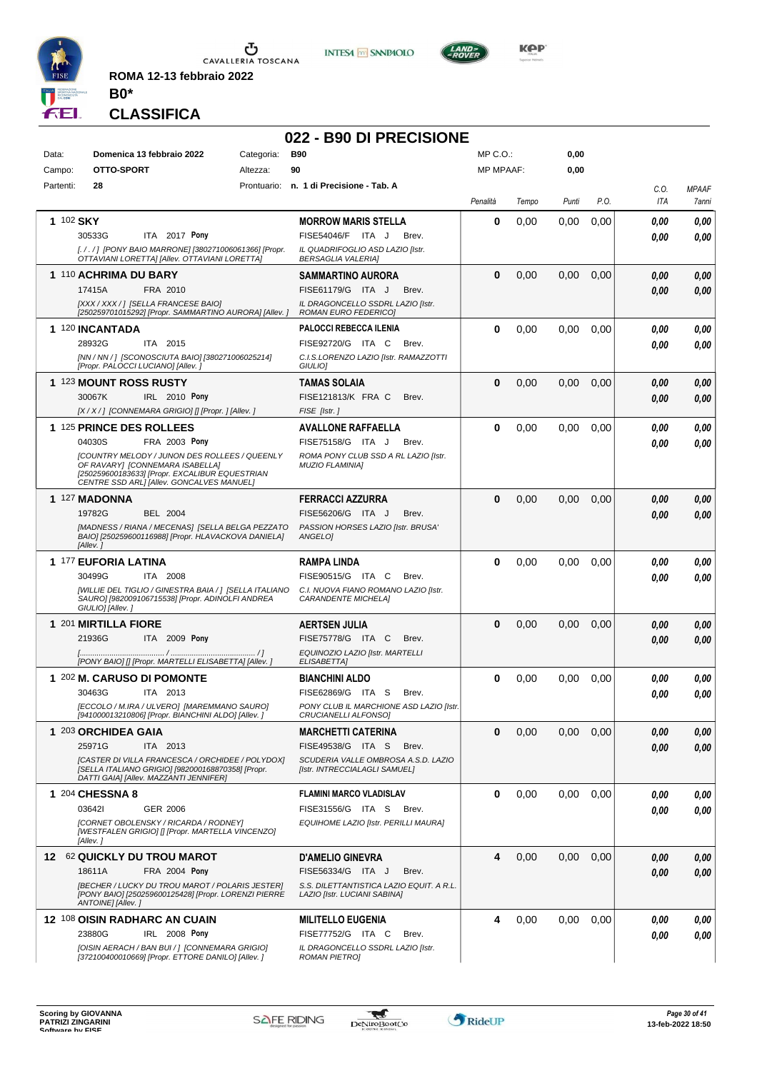ROMA 12-13 febbraio 2022

**B0***

**CLASSIFICA**

# 022 - B90 DI PRECISIONE

| | | | | | |
|---|---|---|---|---|---|
| Data: | Domenica 13 febbraio 2022 | Categoria: | B90 | MP C.O.: | 0,00 |
| Campo: | OTTO-SPORT | Altezza: | 90 | MP MPAAF: | 0,00 |
| Partenti: | 28 | Prontuario: | n. 1 di Precisione - Tab. A | | |

| Class. | Cavallo | Cavaliere | Penalità | Tempo | Punti | P.O. | C.O. ITA | MPAAF 7anni |
|---|---|---|---|---|---|---|---|---|
| 1 | 102 **SKY** 30533G ITA 2017 **Pony** [. / . / ] [PONY BAIO MARRONE] [380271006061366] [Propr. OTTAVIANI LORETTA] [Allev. OTTAVIANI LORETTA] | **MORROW MARIS STELLA** FISE54046/F ITA J Brev. IL QUADRIFOGLIO ASD LAZIO [Istr. BERSAGLIA VALERIA] | 0 | 0,00 | 0,00 | 0,00 | 0,00 / 0,00 | 0,00 / 0,00 |
| 1 | 110 **ACHRIMA DU BARY** 17415A FRA 2010 [XXX / XXX / ] [SELLA FRANCESE BAIO] [250259701015292] [Propr. SAMMARTINO AURORA] [Allev. ] | **SAMMARTINO AURORA** FISE61179/G ITA J Brev. IL DRAGONCELLO SSDRL LAZIO [Istr. ROMAN EURO FEDERICO] | 0 | 0,00 | 0,00 | 0,00 | 0,00 / 0,00 | 0,00 / 0,00 |
| 1 | 120 **INCANTADA** 28932G ITA 2015 [NN / NN / ] [SCONOSCIUTA BAIO] [380271006025214] [Propr. PALOCCI LUCIANO] [Allev. ] | **PALOCCI REBECCA ILENIA** FISE92720/G ITA C Brev. C.I.S.LORENZO LAZIO [Istr. RAMAZZOTTI GIULIO] | 0 | 0,00 | 0,00 | 0,00 | 0,00 / 0,00 | 0,00 / 0,00 |
| 1 | 123 **MOUNT ROSS RUSTY** 30067K IRL 2010 **Pony** [X / X / ] [CONNEMARA GRIGIO] [] [Propr. ] [Allev. ] | **TAMAS SOLAIA** FISE121813/K FRA C Brev. FISE [Istr. ] | 0 | 0,00 | 0,00 | 0,00 | 0,00 / 0,00 | 0,00 / 0,00 |
| 1 | 125 **PRINCE DES ROLLEES** 04030S FRA 2003 **Pony** [COUNTRY MELODY / JUNON DES ROLLEES / QUEENLY OF RAVARY] [CONNEMARA ISABELLA] [250259600183633] [Propr. EXCALIBUR EQUESTRIAN CENTRE SSD ARL] [Allev. GONCALVES MANUEL] | **AVALLONE RAFFAELLA** FISE75158/G ITA J Brev. ROMA PONY CLUB SSD A RL LAZIO [Istr. MUZIO FLAMINIA] | 0 | 0,00 | 0,00 | 0,00 | 0,00 / 0,00 | 0,00 / 0,00 |
| 1 | 127 **MADONNA** 19782G BEL 2004 [MADNESS / RIANA / MECENAS] [SELLA BELGA PEZZATO BAIO] [250259600116988] [Propr. HLAVACKOVA DANIELA] [Allev. ] | **FERRACCI AZZURRA** FISE56206/G ITA J Brev. PASSION HORSES LAZIO [Istr. BRUSA' ANGELO] | 0 | 0,00 | 0,00 | 0,00 | 0,00 / 0,00 | 0,00 / 0,00 |
| 1 | 177 **EUFORIA LATINA** 30499G ITA 2008 [WILLIE DEL TIGLIO / GINESTRA BAIA / ] [SELLA ITALIANO SAURO] [982009106715538] [Propr. ADINOLFI ANDREA GIULIO] [Allev. ] | **RAMPA LINDA** FISE90515/G ITA C Brev. C.I. NUOVA FIANO ROMANO LAZIO [Istr. CARANDENTE MICHELA] | 0 | 0,00 | 0,00 | 0,00 | 0,00 / 0,00 | 0,00 / 0,00 |
| 1 | 201 **MIRTILLA FIORE** 21936G ITA 2009 **Pony** [........................................ / ........................................ / ] [PONY BAIO] [] [Propr. MARTELLI ELISABETTA] [Allev. ] | **AERTSEN JULIA** FISE75778/G ITA C Brev. EQUINOZIO LAZIO [Istr. MARTELLI ELISABETTA] | 0 | 0,00 | 0,00 | 0,00 | 0,00 / 0,00 | 0,00 / 0,00 |
| 1 | 202 **M. CARUSO DI POMONTE** 30463G ITA 2013 [ECCOLO / M.IRA / ULVERO] [MAREMMANO SAURO] [941000013210806] [Propr. BIANCHINI ALDO] [Allev. ] | **BIANCHINI ALDO** FISE62869/G ITA S Brev. PONY CLUB IL MARCHIONE ASD LAZIO [Istr. CRUCIANELLI ALFONSO] | 0 | 0,00 | 0,00 | 0,00 | 0,00 / 0,00 | 0,00 / 0,00 |
| 1 | 203 **ORCHIDEA GAIA** 25971G ITA 2013 [CASTER DI VILLA FRANCESCA / ORCHIDEE / POLYDOX] [SELLA ITALIANO GRIGIO] [982000168870358] [Propr. DATTI GAIA] [Allev. MAZZANTI JENNIFER] | **MARCHETTI CATERINA** FISE49538/G ITA S Brev. SCUDERIA VALLE OMBROSA A.S.D. LAZIO [Istr. INTRECCIALAGLI SAMUEL] | 0 | 0,00 | 0,00 | 0,00 | 0,00 / 0,00 | 0,00 / 0,00 |
| 1 | 204 **CHESSNA 8** 03642I GER 2006 [CORNET OBOLENSKY / RICARDA / RODNEY] [WESTFALEN GRIGIO] [] [Propr. MARTELLA VINCENZO] [Allev. ] | **FLAMINI MARCO VLADISLAV** FISE31556/G ITA S Brev. EQUIHOME LAZIO [Istr. PERILLI MAURA] | 0 | 0,00 | 0,00 | 0,00 | 0,00 / 0,00 | 0,00 / 0,00 |
| 12 | 62 **QUICKLY DU TROU MAROT** 18611A FRA 2004 **Pony** [BECHER / LUCKY DU TROU MAROT / POLARIS JESTER] [PONY BAIO] [250259600125428] [Propr. LORENZI PIERRE ANTOINE] [Allev. ] | **D'AMELIO GINEVRA** FISE56334/G ITA J Brev. S.S. DILETTANTISTICA LAZIO EQUIT. A R.L. LAZIO [Istr. LUCIANI SABINA] | 4 | 0,00 | 0,00 | 0,00 | 0,00 / 0,00 | 0,00 / 0,00 |
| 12 | 108 **OISIN RADHARC AN CUAIN** 23880G IRL 2008 **Pony** [OISIN AERACH / BAN BUI / ] [CONNEMARA GRIGIO] [372100400010669] [Propr. ETTORE DANILO] [Allev. ] | **MILITELLO EUGENIA** FISE77752/G ITA C Brev. IL DRAGONCELLO SSDRL LAZIO [Istr. ROMAN PIETRO] | 4 | 0,00 | 0,00 | 0,00 | 0,00 / 0,00 | 0,00 / 0,00 |

Scoring by GIOVANNA PATRIZI ZINGARINI

13-feb-2022 18:50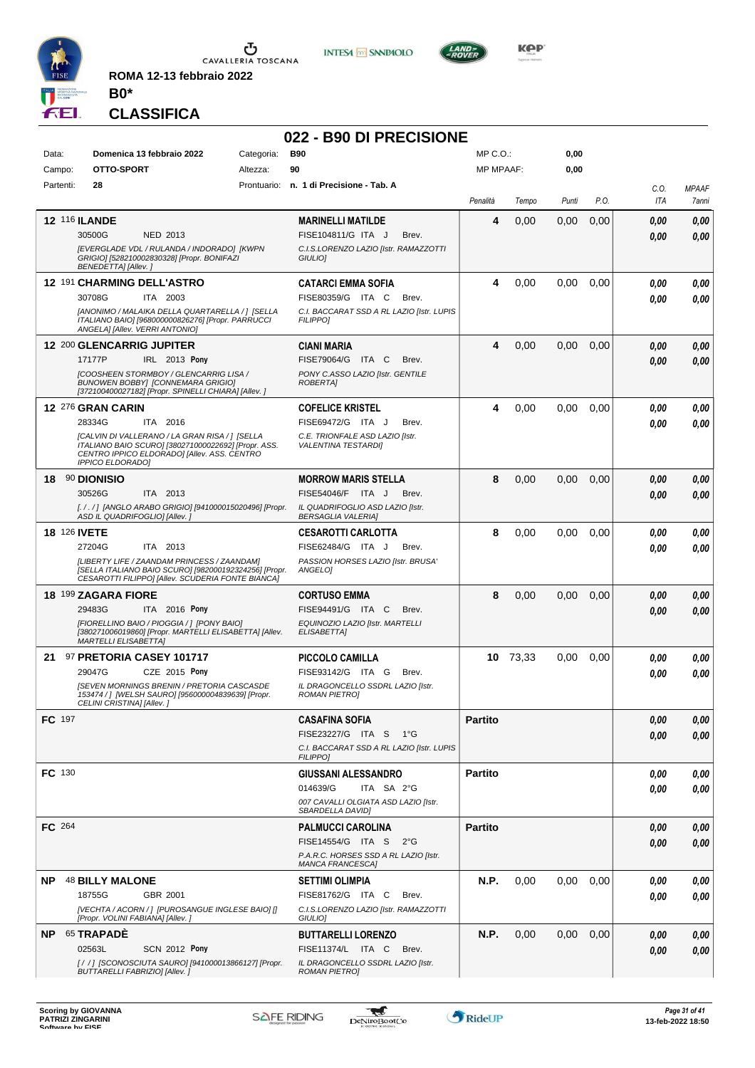**ROMA 12-13 febbraio 2022**

**B0***

## CLASSIFICA

# 022 - B90 DI PRECISIONE

| | | | | | |
|---|---|---|---|---|---|
| Data: | **Domenica 13 febbraio 2022** | Categoria: | **B90** | MP C.O.: | **0,00** |
| Campo: | **OTTO-SPORT** | Altezza: | **90** | MP MPAAF: | **0,00** |
| Partenti: | **28** | Prontuario: | **n. 1 di Precisione - Tab. A** | | |

| Cl. | Cavallo | Cavaliere | Penalità | Tempo | Punti | P.O. | C.O. ITA | MPAAF 7anni |
|---|---|---|---|---|---|---|---|---|
| **12** | 116 **ILANDE** 30500G NED 2013 *[EVERGLADE VDL / RULANDA / INDORADO] [KWPN GRIGIO] [528210002830328] [Propr. BONIFAZI BENEDETTA] [Allev. ]* | **MARINELLI MATILDE** FISE104811/G ITA J Brev. *C.I.S.LORENZO LAZIO [Istr. RAMAZZOTTI GIULIO]* | **4** | 0,00 | 0,00 | 0,00 | **0,00** **0,00** | **0,00** **0,00** |
| **12** | 191 **CHARMING DELL'ASTRO** 30708G ITA 2003 *[ANONIMO / MALAIKA DELLA QUARTARELLA / ] [SELLA ITALIANO BAIO] [968000000826276] [Propr. PARRUCCI ANGELA] [Allev. VERRI ANTONIO]* | **CATARCI EMMA SOFIA** FISE80359/G ITA C Brev. *C.I. BACCARAT SSD A RL LAZIO [Istr. LUPIS FILIPPO]* | **4** | 0,00 | 0,00 | 0,00 | **0,00** **0,00** | **0,00** **0,00** |
| **12** | 200 **GLENCARRIG JUPITER** 17177P IRL 2013 **Pony** *[COOSHEEN STORMBOY / GLENCARRIG LISA / BUNOWEN BOBBY] [CONNEMARA GRIGIO] [372100400027182] [Propr. SPINELLI CHIARA] [Allev. ]* | **CIANI MARIA** FISE79064/G ITA C Brev. *PONY C.ASSO LAZIO [Istr. GENTILE ROBERTA]* | **4** | 0,00 | 0,00 | 0,00 | **0,00** **0,00** | **0,00** **0,00** |
| **12** | 276 **GRAN CARIN** 28334G ITA 2016 *[CALVIN DI VALLERANO / LA GRAN RISA / ] [SELLA ITALIANO BAIO SCURO] [380271000022692] [Propr. ASS. CENTRO IPPICO ELDORADO] [Allev. ASS. CENTRO IPPICO ELDORADO]* | **COFELICE KRISTEL** FISE69472/G ITA J Brev. *C.E. TRIONFALE ASD LAZIO [Istr. VALENTINA TESTARDI]* | **4** | 0,00 | 0,00 | 0,00 | **0,00** **0,00** | **0,00** **0,00** |
| **18** | 90 **DIONISIO** 30526G ITA 2013 *[. / . / ] [ANGLO ARABO GRIGIO] [941000015020496] [Propr. ASD IL QUADRIFOGLIO] [Allev. ]* | **MORROW MARIS STELLA** FISE54046/F ITA J Brev. *IL QUADRIFOGLIO ASD LAZIO [Istr. BERSAGLIA VALERIA]* | **8** | 0,00 | 0,00 | 0,00 | **0,00** **0,00** | **0,00** **0,00** |
| **18** | 126 **IVETE** 27204G ITA 2013 *[LIBERTY LIFE / ZAANDAM PRINCESS / ZAANDAM] [SELLA ITALIANO BAIO SCURO] [982000192324256] [Propr. CESAROTTI FILIPPO] [Allev. SCUDERIA FONTE BIANCA]* | **CESAROTTI CARLOTTA** FISE62484/G ITA J Brev. *PASSION HORSES LAZIO [Istr. BRUSA' ANGELO]* | **8** | 0,00 | 0,00 | 0,00 | **0,00** **0,00** | **0,00** **0,00** |
| **18** | 199 **ZAGARA FIORE** 29483G ITA 2016 **Pony** *[FIORELLINO BAIO / PIOGGIA / ] [PONY BAIO] [380271006019860] [Propr. MARTELLI ELISABETTA] [Allev. MARTELLI ELISABETTA]* | **CORTUSO EMMA** FISE94491/G ITA C Brev. *EQUINOZIO LAZIO [Istr. MARTELLI ELISABETTA]* | **8** | 0,00 | 0,00 | 0,00 | **0,00** **0,00** | **0,00** **0,00** |
| **21** | 97 **PRETORIA CASEY 101717** 29047G CZE 2015 **Pony** *[SEVEN MORNINGS BRENIN / PRETORIA CASCADE 153474 / ] [WELSH SAURO] [956000004839639] [Propr. CELINI CRISTINA] [Allev. ]* | **PICCOLO CAMILLA** FISE93142/G ITA G Brev. *IL DRAGONCELLO SSDRL LAZIO [Istr. ROMAN PIETRO]* | **10** | 73,33 | 0,00 | 0,00 | **0,00** **0,00** | **0,00** **0,00** |
| **FC** | 197 | **CASAFINA SOFIA** FISE23227/G ITA S 1°G *C.I. BACCARAT SSD A RL LAZIO [Istr. LUPIS FILIPPO]* | **Partito** | | | | **0,00** **0,00** | **0,00** **0,00** |
| **FC** | 130 | **GIUSSANI ALESSANDRO** 014639/G ITA SA 2°G *007 CAVALLI OLGIATA ASD LAZIO [Istr. SBARDELLA DAVID]* | **Partito** | | | | **0,00** **0,00** | **0,00** **0,00** |
| **FC** | 264 | **PALMUCCI CAROLINA** FISE14554/G ITA S 2°G *P.A.R.C. HORSES SSD A RL LAZIO [Istr. MANCA FRANCESCA]* | **Partito** | | | | **0,00** **0,00** | **0,00** **0,00** |
| **NP** | 48 **BILLY MALONE** 18755G GBR 2001 *[VECHTA / ACORN / ] [PUROSANGUE INGLESE BAIO] [] [Propr. VOLINI FABIANA] [Allev. ]* | **SETTIMI OLIMPIA** FISE81762/G ITA C Brev. *C.I.S.LORENZO LAZIO [Istr. RAMAZZOTTI GIULIO]* | **N.P.** | 0,00 | 0,00 | 0,00 | **0,00** **0,00** | **0,00** **0,00** |
| **NP** | 65 **TRAPADÈ** 02563L SCN 2012 **Pony** *[ / / ] [SCONOSCIUTA SAURO] [941000013866127] [Propr. BUTTARELLI FABRIZIO] [Allev. ]* | **BUTTARELLI LORENZO** FISE11374/L ITA C Brev. *IL DRAGONCELLO SSDRL LAZIO [Istr. ROMAN PIETRO]* | **N.P.** | 0,00 | 0,00 | 0,00 | **0,00** **0,00** | **0,00** **0,00** |

Scoring by GIOVANNA PATRIZI ZINGARINI

13-feb-2022 18:50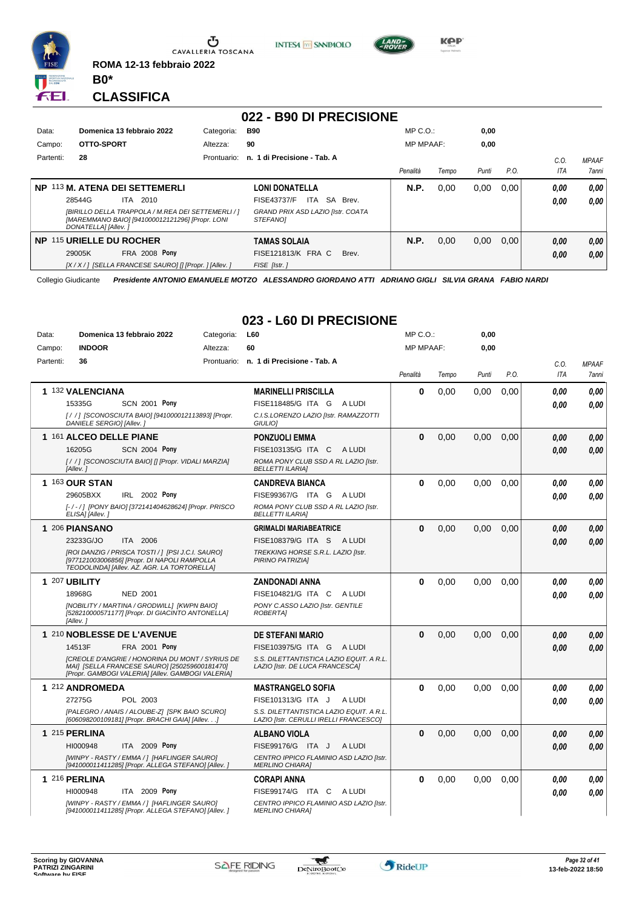ROMA 12-13 febbraio 2022

**B0***

## CLASSIFICA

## 022 - B90 DI PRECISIONE

| | | | |
|---|---|---|---|
| Data: | Domenica 13 febbraio 2022 | Categoria: | B90 |
| Campo: | OTTO-SPORT | Altezza: | 90 |
| Partenti: | 28 | Prontuario: | n. 1 di Precisione - Tab. A |

MP C.O.: 0,00
MP MPAAF: 0,00

| Cl. | Cavallo | Cavaliere | Penalità | Tempo | Punti | P.O. | C.O. ITA | MPAAF 7anni |
|---|---|---|---|---|---|---|---|---|
| NP | 113 **M. ATENA DEI SETTEMERLI** 28544G ITA 2010 *[BIRILLO DELLA TRAPPOLA / M.REA DEI SETTEMERLI / ] [MAREMMANO BAIO] [941000012121296] [Propr. LONI DONATELLA] [Allev. ]* | **LONI DONATELLA** FISE43737/F ITA SA Brev. *GRAND PRIX ASD LAZIO [Istr. COATA STEFANO]* | **N.P.** | 0,00 | 0,00 | 0,00 | 0,00 / 0,00 | 0,00 / 0,00 |
| NP | 115 **URIELLE DU ROCHER** 29005K FRA 2008 **Pony** *[X / X / ] [SELLA FRANCESE SAURO] [] [Propr. ] [Allev. ]* | **TAMAS SOLAIA** FISE121813/K FRA C Brev. *FISE [Istr. ]* | **N.P.** | 0,00 | 0,00 | 0,00 | 0,00 / 0,00 | 0,00 / 0,00 |

Collegio Giudicante *Presidente ANTONIO EMANUELE MOTZO ALESSANDRO GIORDANO ATTI ADRIANO GIGLI SILVIA GRANA FABIO NARDI*

## 023 - L60 DI PRECISIONE

| | | | |
|---|---|---|---|
| Data: | Domenica 13 febbraio 2022 | Categoria: | L60 |
| Campo: | INDOOR | Altezza: | 60 |
| Partenti: | 36 | Prontuario: | n. 1 di Precisione - Tab. A |

MP C.O.: 0,00
MP MPAAF: 0,00

| Cl. | Cavallo | Cavaliere | Penalità | Tempo | Punti | P.O. | C.O. ITA | MPAAF 7anni |
|---|---|---|---|---|---|---|---|---|
| 1 | 132 **VALENCIANA** 15335G SCN 2001 **Pony** *[ / / ] [SCONOSCIUTA BAIO] [941000012113893] [Propr. DANIELE SERGIO] [Allev. ]* | **MARINELLI PRISCILLA** FISE118485/G ITA G A LUDI *C.I.S.LORENZO LAZIO [Istr. RAMAZZOTTI GIULIO]* | **0** | 0,00 | 0,00 | 0,00 | 0,00 / 0,00 | 0,00 / 0,00 |
| 1 | 161 **ALCEO DELLE PIANE** 16205G SCN 2004 **Pony** *[ / / ] [SCONOSCIUTA BAIO] [] [Propr. VIDALI MARZIA] [Allev. ]* | **PONZUOLI EMMA** FISE103135/G ITA C A LUDI *ROMA PONY CLUB SSD A RL LAZIO [Istr. BELLETTI ILARIA]* | **0** | 0,00 | 0,00 | 0,00 | 0,00 / 0,00 | 0,00 / 0,00 |
| 1 | 163 **OUR STAN** 29605BXX IRL 2002 **Pony** *[- / - / ] [PONY BAIO] [372141404628624] [Propr. PRISCO ELISA] [Allev. ]* | **CANDREVA BIANCA** FISE99367/G ITA G A LUDI *ROMA PONY CLUB SSD A RL LAZIO [Istr. BELLETTI ILARIA]* | **0** | 0,00 | 0,00 | 0,00 | 0,00 / 0,00 | 0,00 / 0,00 |
| 1 | 206 **PIANSANO** 23233G/JO ITA 2006 *[ROI DANZIG / PRISCA TOSTI / ] [PSI J.C.I. SAURO] [977121003006856] [Propr. DI NAPOLI RAMPOLLA TEODOLINDA] [Allev. AZ. AGR. LA TORTORELLA]* | **GRIMALDI MARIABEATRICE** FISE108379/G ITA S A LUDI *TREKKING HORSE S.R.L. LAZIO [Istr. PIRINO PATRIZIA]* | **0** | 0,00 | 0,00 | 0,00 | 0,00 / 0,00 | 0,00 / 0,00 |
| 1 | 207 **UBILITY** 18968G NED 2001 *[NOBILITY / MARTINA / GRODWILL] [KWPN BAIO] [528210000571177] [Propr. DI GIACINTO ANTONELLA] [Allev. ]* | **ZANDONADI ANNA** FISE104821/G ITA C A LUDI *PONY C.ASSO LAZIO [Istr. GENTILE ROBERTA]* | **0** | 0,00 | 0,00 | 0,00 | 0,00 / 0,00 | 0,00 / 0,00 |
| 1 | 210 **NOBLESSE DE L'AVENUE** 14513F FRA 2001 **Pony** *[CREOLE D'ANGRIE / HONORINA DU MONT / SYRIUS DE MAI] [SELLA FRANCESE SAURO] [250259600181470] [Propr. GAMBOGI VALERIA] [Allev. GAMBOGI VALERIA]* | **DE STEFANI MARIO** FISE103975/G ITA G A LUDI *S.S. DILETTANTISTICA LAZIO EQUIT. A R.L. LAZIO [Istr. DE LUCA FRANCESCA]* | **0** | 0,00 | 0,00 | 0,00 | 0,00 / 0,00 | 0,00 / 0,00 |
| 1 | 212 **ANDROMEDA** 27275G POL 2003 *[PALEGRO / ANAIS / ALOUBE-Z] [SPK BAIO SCURO] [606098200109181] [Propr. BRACHI GAIA] [Allev. . . .]* | **MASTRANGELO SOFIA** FISE101313/G ITA J A LUDI *S.S. DILETTANTISTICA LAZIO EQUIT. A R.L. LAZIO [Istr. CERULLI IRELLI FRANCESCO]* | **0** | 0,00 | 0,00 | 0,00 | 0,00 / 0,00 | 0,00 / 0,00 |
| 1 | 215 **PERLINA** HI000948 ITA 2009 **Pony** *[WINPY - RASTY / EMMA / ] [HAFLINGER SAURO] [941000011411285] [Propr. ALLEGA STEFANO] [Allev. ]* | **ALBANO VIOLA** FISE99176/G ITA J A LUDI *CENTRO IPPICO FLAMINIO ASD LAZIO [Istr. MERLINO CHIARA]* | **0** | 0,00 | 0,00 | 0,00 | 0,00 / 0,00 | 0,00 / 0,00 |
| 1 | 216 **PERLINA** HI000948 ITA 2009 **Pony** *[WINPY - RASTY / EMMA / ] [HAFLINGER SAURO] [941000011411285] [Propr. ALLEGA STEFANO] [Allev. ]* | **CORAPI ANNA** FISE99174/G ITA C A LUDI *CENTRO IPPICO FLAMINIO ASD LAZIO [Istr. MERLINO CHIARA]* | **0** | 0,00 | 0,00 | 0,00 | 0,00 / 0,00 | 0,00 / 0,00 |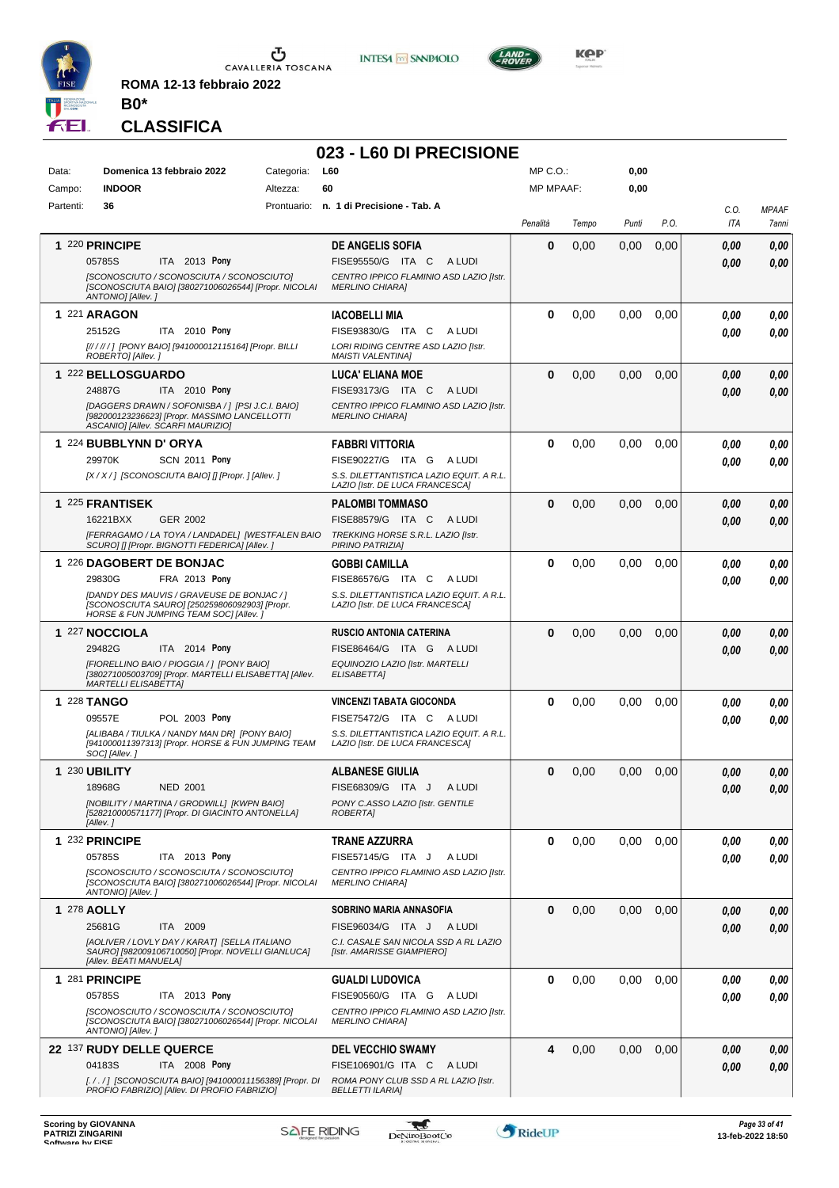ROMA 12-13 febbraio 2022

**B0***

## CLASSIFICA

# 023 - L60 DI PRECISIONE

| | | | | | |
|---|---|---|---|---|---|
| Data: | Domenica 13 febbraio 2022 | Categoria: | L60 | MP C.O.: | 0,00 |
| Campo: | INDOOR | Altezza: | 60 | MP MPAAF: | 0,00 |
| Partenti: | 36 | Prontuario: | n. 1 di Precisione - Tab. A | | |

| Cl. | N. | Cavallo | Cavaliere | Penalità | Tempo | Punti | P.O. | C.O. ITA | MPAAF 7anni |
|---|---|---|---|---|---|---|---|---|---|
| 1 | 220 | **PRINCIPE**<br>05785S ITA 2013 **Pony**<br>*[SCONOSCIUTO / SCONOSCIUTA / SCONOSCIUTO] [SCONOSCIUTA BAIO] [380271006026544] [Propr. NICOLAI ANTONIO] [Allev. ]* | **DE ANGELIS SOFIA**<br>FISE95550/G ITA C A LUDI<br>*CENTRO IPPICO FLAMINIO ASD LAZIO [Istr. MERLINO CHIARA]* | 0 | 0,00 | 0,00 | 0,00 | 0,00<br>0,00 | 0,00<br>0,00 |
| 1 | 221 | **ARAGON**<br>25152G ITA 2010 **Pony**<br>*[/ / / / / ] [PONY BAIO] [941000012115164] [Propr. BILLI ROBERTO] [Allev. ]* | **IACOBELLI MIA**<br>FISE93830/G ITA C A LUDI<br>*LORI RIDING CENTRE ASD LAZIO [Istr. MAISTI VALENTINA]* | 0 | 0,00 | 0,00 | 0,00 | 0,00<br>0,00 | 0,00<br>0,00 |
| 1 | 222 | **BELLOSGUARDO**<br>24887G ITA 2010 **Pony**<br>*[DAGGERS DRAWN / SOFONISBA / ] [PSI J.C.I. BAIO] [982000123236623] [Propr. MASSIMO LANCELLOTTI ASCANIO] [Allev. SCARFI MAURIZIO]* | **LUCA' ELIANA MOE**<br>FISE93173/G ITA C A LUDI<br>*CENTRO IPPICO FLAMINIO ASD LAZIO [Istr. MERLINO CHIARA]* | 0 | 0,00 | 0,00 | 0,00 | 0,00<br>0,00 | 0,00<br>0,00 |
| 1 | 224 | **BUBBLYNN D' ORYA**<br>29970K SCN 2011 **Pony**<br>*[X / X / ] [SCONOSCIUTA BAIO] [] [Propr. ] [Allev. ]* | **FABBRI VITTORIA**<br>FISE90227/G ITA G A LUDI<br>*S.S. DILETTANTISTICA LAZIO EQUIT. A R.L. LAZIO [Istr. DE LUCA FRANCESCA]* | 0 | 0,00 | 0,00 | 0,00 | 0,00<br>0,00 | 0,00<br>0,00 |
| 1 | 225 | **FRANTISEK**<br>16221BXX GER 2002<br>*[FERRAGAMO / LA TOYA / LANDADEL] [WESTFALEN BAIO SCURO] [] [Propr. BIGNOTTI FEDERICA] [Allev. ]* | **PALOMBI TOMMASO**<br>FISE88579/G ITA C A LUDI<br>*TREKKING HORSE S.R.L. LAZIO [Istr. PIRINO PATRIZIA]* | 0 | 0,00 | 0,00 | 0,00 | 0,00<br>0,00 | 0,00<br>0,00 |
| 1 | 226 | **DAGOBERT DE BONJAC**<br>29830G FRA 2013 **Pony**<br>*[DANDY DES MAUVIS / GRAVEUSE DE BONJAC / ] [SCONOSCIUTA SAURO] [250259806092903] [Propr. HORSE & FUN JUMPING TEAM SOC] [Allev. ]* | **GOBBI CAMILLA**<br>FISE86576/G ITA C A LUDI<br>*S.S. DILETTANTISTICA LAZIO EQUIT. A R.L. LAZIO [Istr. DE LUCA FRANCESCA]* | 0 | 0,00 | 0,00 | 0,00 | 0,00<br>0,00 | 0,00<br>0,00 |
| 1 | 227 | **NOCCIOLA**<br>29482G ITA 2014 **Pony**<br>*[FIORELLINO BAIO / PIOGGIA / ] [PONY BAIO] [380271005003709] [Propr. MARTELLI ELISABETTA] [Allev. MARTELLI ELISABETTA]* | **RUSCIO ANTONIA CATERINA**<br>FISE86464/G ITA G A LUDI<br>*EQUINOZIO LAZIO [Istr. MARTELLI ELISABETTA]* | 0 | 0,00 | 0,00 | 0,00 | 0,00<br>0,00 | 0,00<br>0,00 |
| 1 | 228 | **TANGO**<br>09557E POL 2003 **Pony**<br>*[ALIBABA / TIULKA / NANDY MAN DR] [PONY BAIO] [941000011397313] [Propr. HORSE & FUN JUMPING TEAM SOC] [Allev. ]* | **VINCENZI TABATA GIOCONDA**<br>FISE75472/G ITA C A LUDI<br>*S.S. DILETTANTISTICA LAZIO EQUIT. A R.L. LAZIO [Istr. DE LUCA FRANCESCA]* | 0 | 0,00 | 0,00 | 0,00 | 0,00<br>0,00 | 0,00<br>0,00 |
| 1 | 230 | **UBILITY**<br>18968G NED 2001<br>*[NOBILITY / MARTINA / GRODWILL] [KWPN BAIO] [528210000571177] [Propr. DI GIACINTO ANTONELLA] [Allev. ]* | **ALBANESE GIULIA**<br>FISE68309/G ITA J A LUDI<br>*PONY C.ASSO LAZIO [Istr. GENTILE ROBERTA]* | 0 | 0,00 | 0,00 | 0,00 | 0,00<br>0,00 | 0,00<br>0,00 |
| 1 | 232 | **PRINCIPE**<br>05785S ITA 2013 **Pony**<br>*[SCONOSCIUTO / SCONOSCIUTA / SCONOSCIUTO] [SCONOSCIUTA BAIO] [380271006026544] [Propr. NICOLAI ANTONIO] [Allev. ]* | **TRANE AZZURRA**<br>FISE57145/G ITA J A LUDI<br>*CENTRO IPPICO FLAMINIO ASD LAZIO [Istr. MERLINO CHIARA]* | 0 | 0,00 | 0,00 | 0,00 | 0,00<br>0,00 | 0,00<br>0,00 |
| 1 | 278 | **AOLLY**<br>25681G ITA 2009<br>*[AOLIVER / LOVLY DAY / KARAT] [SELLA ITALIANO SAURO] [982009106710050] [Propr. NOVELLI GIANLUCA] [Allev. BEATI MANUELA]* | **SOBRINO MARIA ANNASOFIA**<br>FISE96034/G ITA J A LUDI<br>*C.I. CASALE SAN NICOLA SSD A RL LAZIO [Istr. AMARISSE GIAMPIERO]* | 0 | 0,00 | 0,00 | 0,00 | 0,00<br>0,00 | 0,00<br>0,00 |
| 1 | 281 | **PRINCIPE**<br>05785S ITA 2013 **Pony**<br>*[SCONOSCIUTO / SCONOSCIUTA / SCONOSCIUTO] [SCONOSCIUTA BAIO] [380271006026544] [Propr. NICOLAI ANTONIO] [Allev. ]* | **GUALDI LUDOVICA**<br>FISE90560/G ITA G A LUDI<br>*CENTRO IPPICO FLAMINIO ASD LAZIO [Istr. MERLINO CHIARA]* | 0 | 0,00 | 0,00 | 0,00 | 0,00<br>0,00 | 0,00<br>0,00 |
| 22 | 137 | **RUDY DELLE QUERCE**<br>04183S ITA 2008 **Pony**<br>*[. / . / ] [SCONOSCIUTA BAIO] [941000011156389] [Propr. DI PROFIO FABRIZIO] [Allev. DI PROFIO FABRIZIO]* | **DEL VECCHIO SWAMY**<br>FISE106901/G ITA C A LUDI<br>*ROMA PONY CLUB SSD A RL LAZIO [Istr. BELLETTI ILARIA]* | 4 | 0,00 | 0,00 | 0,00 | 0,00<br>0,00 | 0,00<br>0,00 |

Scoring by GIOVANNA PATRIZI ZINGARINI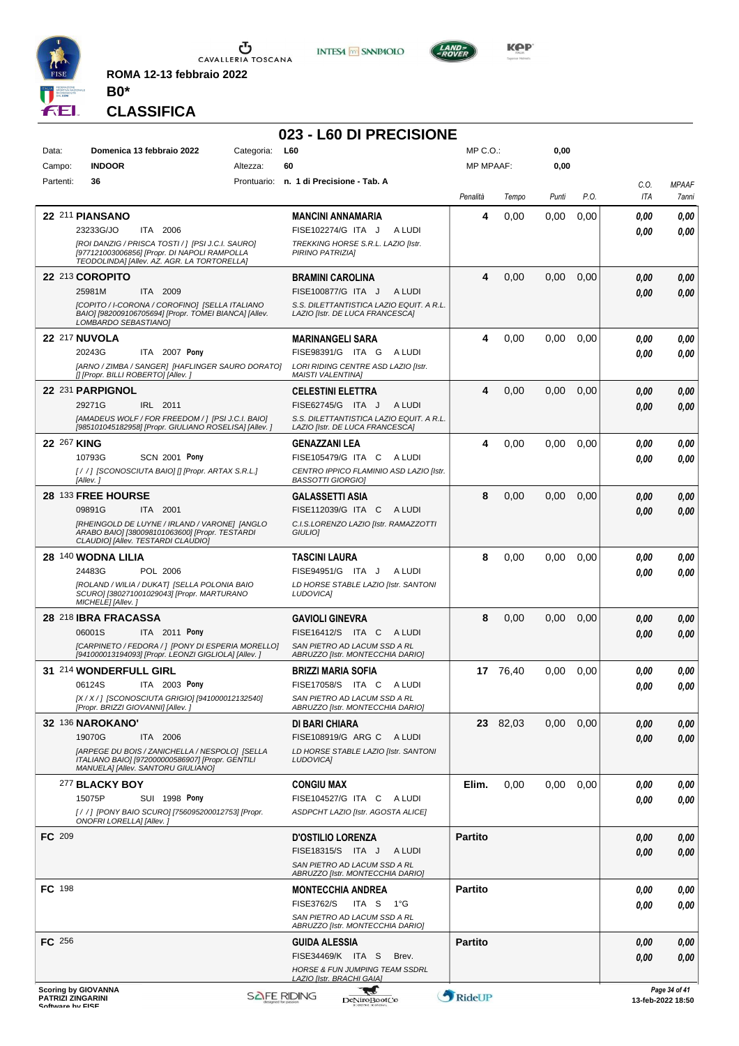ROMA 12-13 febbraio 2022

**B0***

**CLASSIFICA**

# 023 - L60 DI PRECISIONE

| | | | | | |
|---|---|---|---|---|---|
| Data: | Domenica 13 febbraio 2022 | Categoria: | L60 | MP C.O.: | 0,00 |
| Campo: | INDOOR | Altezza: | 60 | MP MPAAF: | 0,00 |
| Partenti: | 36 | Prontuario: | n. 1 di Precisione - Tab. A | | |

| Cl. | N. | Cavallo | Cavaliere | Penalità | Tempo | Punti | P.O. | C.O. ITA | MPAAF 7anni |
|---|---|---|---|---|---|---|---|---|---|
| 22 | 211 | **PIANSANO** 23233G/JO ITA 2006 *[ROI DANZIG / PRISCA TOSTI / ] [PSI J.C.I. SAURO] [977121003006856] [Propr. DI NAPOLI RAMPOLLA TEODOLINDA] [Allev. AZ. AGR. LA TORTORELLA]* | **MANCINI ANNAMARIA** FISE102274/G ITA J A LUDI *TREKKING HORSE S.R.L. LAZIO [Istr. PIRINO PATRIZIA]* | 4 | 0,00 | 0,00 | 0,00 | 0,00 / 0,00 | 0,00 / 0,00 |
| 22 | 213 | **COROPITO** 25981M ITA 2009 *[COPITO / I-CORONA / COROFINO] [SELLA ITALIANO BAIO] [982009106705694] [Propr. TOMEI BIANCA] [Allev. LOMBARDO SEBASTIANO]* | **BRAMINI CAROLINA** FISE100877/G ITA J A LUDI *S.S. DILETTANTISTICA LAZIO EQUIT. A R.L. LAZIO [Istr. DE LUCA FRANCESCA]* | 4 | 0,00 | 0,00 | 0,00 | 0,00 / 0,00 | 0,00 / 0,00 |
| 22 | 217 | **NUVOLA** 20243G ITA 2007 **Pony** *[ARNO / ZIMBA / SANGER] [HAFLINGER SAURO DORATO] [] [Propr. BILLI ROBERTO] [Allev. ]* | **MARINANGELI SARA** FISE98391/G ITA G A LUDI *LORI RIDING CENTRE ASD LAZIO [Istr. MAISTI VALENTINA]* | 4 | 0,00 | 0,00 | 0,00 | 0,00 / 0,00 | 0,00 / 0,00 |
| 22 | 231 | **PARPIGNOL** 29271G IRL 2011 *[AMADEUS WOLF / FOR FREEDOM / ] [PSI J.C.I. BAIO] [985101045182958] [Propr. GIULIANO ROSELISA] [Allev. ]* | **CELESTINI ELETTRA** FISE62745/G ITA J A LUDI *S.S. DILETTANTISTICA LAZIO EQUIT. A R.L. LAZIO [Istr. DE LUCA FRANCESCA]* | 4 | 0,00 | 0,00 | 0,00 | 0,00 / 0,00 | 0,00 / 0,00 |
| 22 | 267 | **KING** 10793G SCN 2001 **Pony** *[ / / ] [SCONOSCIUTA BAIO] [] [Propr. ARTAX S.R.L.] [Allev. ]* | **GENAZZANI LEA** FISE105479/G ITA C A LUDI *CENTRO IPPICO FLAMINIO ASD LAZIO [Istr. BASSOTTI GIORGIO]* | 4 | 0,00 | 0,00 | 0,00 | 0,00 / 0,00 | 0,00 / 0,00 |
| 28 | 133 | **FREE HOURSE** 09891G ITA 2001 *[RHEINGOLD DE LUYNE / IRLAND / VARONE] [ANGLO ARABO BAIO] [380098101063600] [Propr. TESTARDI CLAUDIO] [Allev. TESTARDI CLAUDIO]* | **GALASSETTI ASIA** FISE112039/G ITA C A LUDI *C.I.S.LORENZO LAZIO [Istr. RAMAZZOTTI GIULIO]* | 8 | 0,00 | 0,00 | 0,00 | 0,00 / 0,00 | 0,00 / 0,00 |
| 28 | 140 | **WODNA LILIA** 24483G POL 2006 *[ROLAND / WILIA / DUKAT] [SELLA POLONIA BAIO SCURO] [380271001029043] [Propr. MARTURANO MICHELE] [Allev. ]* | **TASCINI LAURA** FISE94951/G ITA J A LUDI *LD HORSE STABLE LAZIO [Istr. SANTONI LUDOVICA]* | 8 | 0,00 | 0,00 | 0,00 | 0,00 / 0,00 | 0,00 / 0,00 |
| 28 | 218 | **IBRA FRACASSA** 06001S ITA 2011 **Pony** *[CARPINETO / FEDORA / ] [PONY DI ESPERIA MORELLO] [941000013194093] [Propr. LEONZI GIGLIOLA] [Allev. ]* | **GAVIOLI GINEVRA** FISE16412/S ITA C A LUDI *SAN PIETRO AD LACUM SSD A RL ABRUZZO [Istr. MONTECCHIA DARIO]* | 8 | 0,00 | 0,00 | 0,00 | 0,00 / 0,00 | 0,00 / 0,00 |
| 31 | 214 | **WONDERFULL GIRL** 06124S ITA 2003 **Pony** *[X / X / ] [SCONOSCIUTA GRIGIO] [941000012132540] [Propr. BRIZZI GIOVANNI] [Allev. ]* | **BRIZZI MARIA SOFIA** FISE17058/S ITA C A LUDI *SAN PIETRO AD LACUM SSD A RL ABRUZZO [Istr. MONTECCHIA DARIO]* | 17 | 76,40 | 0,00 | 0,00 | 0,00 / 0,00 | 0,00 / 0,00 |
| 32 | 136 | **NAROKANO'** 19070G ITA 2006 *[APREGE DU BOIS / ZANICHELLA / NESPOLO] [SELLA ITALIANO BAIO] [972000000586907] [Propr. GENTILI MANUELA] [Allev. SANTORU GIULIANO]* | **DI BARI CHIARA** FISE108919/G ARG C A LUDI *LD HORSE STABLE LAZIO [Istr. SANTONI LUDOVICA]* | 23 | 82,03 | 0,00 | 0,00 | 0,00 / 0,00 | 0,00 / 0,00 |
| | 277 | **BLACKY BOY** 15075P SUI 1998 **Pony** *[ / / ] [PONY BAIO SCURO] [756095200012753] [Propr. ONOFRI LORELLA] [Allev. ]* | **CONGIU MAX** FISE104527/G ITA C A LUDI *ASDPCHT LAZIO [Istr. AGOSTA ALICE]* | Elim. | 0,00 | 0,00 | 0,00 | 0,00 / 0,00 | 0,00 / 0,00 |
| FC | 209 | | **D'OSTILIO LORENZA** FISE18315/S ITA J A LUDI *SAN PIETRO AD LACUM SSD A RL ABRUZZO [Istr. MONTECCHIA DARIO]* | Partito | | | | 0,00 / 0,00 | 0,00 / 0,00 |
| FC | 198 | | **MONTECCHIA ANDREA** FISE3762/S ITA S 1°G *SAN PIETRO AD LACUM SSD A RL ABRUZZO [Istr. MONTECCHIA DARIO]* | Partito | | | | 0,00 / 0,00 | 0,00 / 0,00 |
| FC | 256 | | **GUIDA ALESSIA** FISE34469/K ITA S Brev. *HORSE & FUN JUMPING TEAM SSDRL LAZIO [Istr. BRACHI GAIA]* | Partito | | | | 0,00 / 0,00 | 0,00 / 0,00 |

Scoring by GIOVANNA PATRIZI ZINGARINI

13-feb-2022 18:50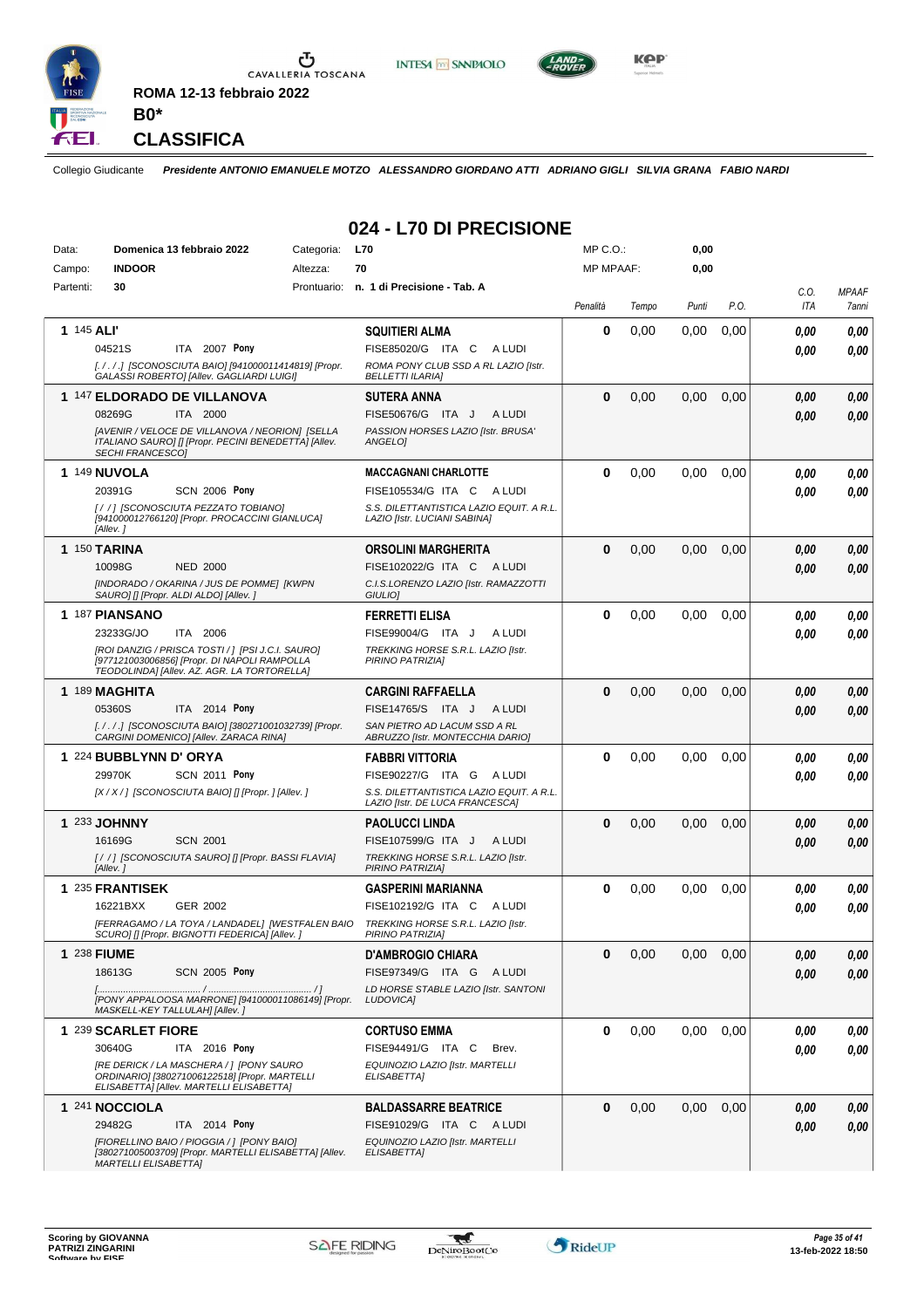ROMA 12-13 febbraio 2022

**B0***

## CLASSIFICA

Collegio Giudicante *Presidente ANTONIO EMANUELE MOTZO ALESSANDRO GIORDANO ATTI ADRIANO GIGLI SILVIA GRANA FABIO NARDI*

# 024 - L70 DI PRECISIONE

| | | | | | |
|---|---|---|---|---|---|
| Data: | **Domenica 13 febbraio 2022** | Categoria: | **L70** | MP C.O.: | **0,00** |
| Campo: | **INDOOR** | Altezza: | **70** | MP MPAAF: | **0,00** |
| Partenti: | **30** | Prontuario: | **n. 1 di Precisione - Tab. A** | | |

| Cl. | Cavallo | Cavaliere | Penalità | Tempo | Punti | P.O. | C.O. ITA | MPAAF 7anni |
|---|---|---|---|---|---|---|---|---|
| 1 | 145 **ALI'** 04521S ITA 2007 **Pony** *[. / . / .] [SCONOSCIUTA BAIO] [941000011414819] [Propr. GALASSI ROBERTO] [Allev. GAGLIARDI LUIGI]* | **SQUITIERI ALMA** FISE85020/G ITA C A LUDI *ROMA PONY CLUB SSD A RL LAZIO [Istr. BELLETTI ILARIA]* | 0 | 0,00 | 0,00 | 0,00 | 0,00 / 0,00 | 0,00 / 0,00 |
| 1 | 147 **ELDORADO DE VILLANOVA** 08269G ITA 2000 *[AVENIR / VELOCE DE VILLANOVA / NEORION] [SELLA ITALIANO SAURO] [] [Propr. PECINI BENEDETTA] [Allev. SECHI FRANCESCO]* | **SUTERA ANNA** FISE50676/G ITA J A LUDI *PASSION HORSES LAZIO [Istr. BRUSA' ANGELO]* | 0 | 0,00 | 0,00 | 0,00 | 0,00 / 0,00 | 0,00 / 0,00 |
| 1 | 149 **NUVOLA** 20391G SCN 2006 **Pony** *[ / / ] [SCONOSCIUTA PEZZATO TOBIANO] [941000012766120] [Propr. PROCACCINI GIANLUCA] [Allev. ]* | **MACCAGNANI CHARLOTTE** FISE105534/G ITA C A LUDI *S.S. DILETTANTISTICA LAZIO EQUIT. A R.L. LAZIO [Istr. LUCIANI SABINA]* | 0 | 0,00 | 0,00 | 0,00 | 0,00 / 0,00 | 0,00 / 0,00 |
| 1 | 150 **TARINA** 10098G NED 2000 *[INDORADO / OKARINA / JUS DE POMME] [KWPN SAURO] [] [Propr. ALDI ALDO] [Allev. ]* | **ORSOLINI MARGHERITA** FISE102022/G ITA C A LUDI *C.I.S.LORENZO LAZIO [Istr. RAMAZZOTTI GIULIO]* | 0 | 0,00 | 0,00 | 0,00 | 0,00 / 0,00 | 0,00 / 0,00 |
| 1 | 187 **PIANSANO** 23233G/JO ITA 2006 *[ROI DANZIG / PRISCA TOSTI / ] [PSI J.C.I. SAURO] [977121003006856] [Propr. DI NAPOLI RAMPOLLA TEODOLINDA] [Allev. AZ. AGR. LA TORTORELLA]* | **FERRETTI ELISA** FISE99004/G ITA J A LUDI *TREKKING HORSE S.R.L. LAZIO [Istr. PIRINO PATRIZIA]* | 0 | 0,00 | 0,00 | 0,00 | 0,00 / 0,00 | 0,00 / 0,00 |
| 1 | 189 **MAGHITA** 05360S ITA 2014 **Pony** *[. / . / .] [SCONOSCIUTA BAIO] [380271001032739] [Propr. CARGINI DOMENICO] [Allev. ZARACA RINA]* | **CARGINI RAFFAELLA** FISE14765/S ITA J A LUDI *SAN PIETRO AD LACUM SSD A RL ABRUZZO [Istr. MONTECCHIA DARIO]* | 0 | 0,00 | 0,00 | 0,00 | 0,00 / 0,00 | 0,00 / 0,00 |
| 1 | 224 **BUBBLYNN D' ORYA** 29970K SCN 2011 **Pony** *[X / X / ] [SCONOSCIUTA BAIO] [] [Propr. ] [Allev. ]* | **FABBRI VITTORIA** FISE90227/G ITA G A LUDI *S.S. DILETTANTISTICA LAZIO EQUIT. A R.L. LAZIO [Istr. DE LUCA FRANCESCA]* | 0 | 0,00 | 0,00 | 0,00 | 0,00 / 0,00 | 0,00 / 0,00 |
| 1 | 233 **JOHNNY** 16169G SCN 2001 *[ / / ] [SCONOSCIUTA SAURO] [] [Propr. BASSI FLAVIA] [Allev. ]* | **PAOLUCCI LINDA** FISE107599/G ITA J A LUDI *TREKKING HORSE S.R.L. LAZIO [Istr. PIRINO PATRIZIA]* | 0 | 0,00 | 0,00 | 0,00 | 0,00 / 0,00 | 0,00 / 0,00 |
| 1 | 235 **FRANTISEK** 16221BXX GER 2002 *[FERRAGAMO / LA TOYA / LANDADEL] [WESTFALEN BAIO SCURO] [] [Propr. BIGNOTTI FEDERICA] [Allev. ]* | **GASPERINI MARIANNA** FISE102192/G ITA C A LUDI *TREKKING HORSE S.R.L. LAZIO [Istr. PIRINO PATRIZIA]* | 0 | 0,00 | 0,00 | 0,00 | 0,00 / 0,00 | 0,00 / 0,00 |
| 1 | 238 **FIUME** 18613G SCN 2005 **Pony** *[....................................... / ....................................... / ] [PONY APPALOOSA MARRONE] [941000011086149] [Propr. MASKELL-KEY TALLULAH] [Allev. ]* | **D'AMBROGIO CHIARA** FISE97349/G ITA G A LUDI *LD HORSE STABLE LAZIO [Istr. SANTONI LUDOVICA]* | 0 | 0,00 | 0,00 | 0,00 | 0,00 / 0,00 | 0,00 / 0,00 |
| 1 | 239 **SCARLET FIORE** 30640G ITA 2016 **Pony** *[RE DERICK / LA MASCHERA / ] [PONY SAURO ORDINARIO] [380271006122518] [Propr. MARTELLI ELISABETTA] [Allev. MARTELLI ELISABETTA]* | **CORTUSO EMMA** FISE94491/G ITA C Brev. *EQUINOZIO LAZIO [Istr. MARTELLI ELISABETTA]* | 0 | 0,00 | 0,00 | 0,00 | 0,00 / 0,00 | 0,00 / 0,00 |
| 1 | 241 **NOCCIOLA** 29482G ITA 2014 **Pony** *[FIORELLINO BAIO / PIOGGIA / ] [PONY BAIO] [380271005003709] [Propr. MARTELLI ELISABETTA] [Allev. MARTELLI ELISABETTA]* | **BALDASSARRE BEATRICE** FISE91029/G ITA C A LUDI *EQUINOZIO LAZIO [Istr. MARTELLI ELISABETTA]* | 0 | 0,00 | 0,00 | 0,00 | 0,00 / 0,00 | 0,00 / 0,00 |

Scoring by GIOVANNA PATRIZI ZINGARINI
Software by FISE

13-feb-2022 18:50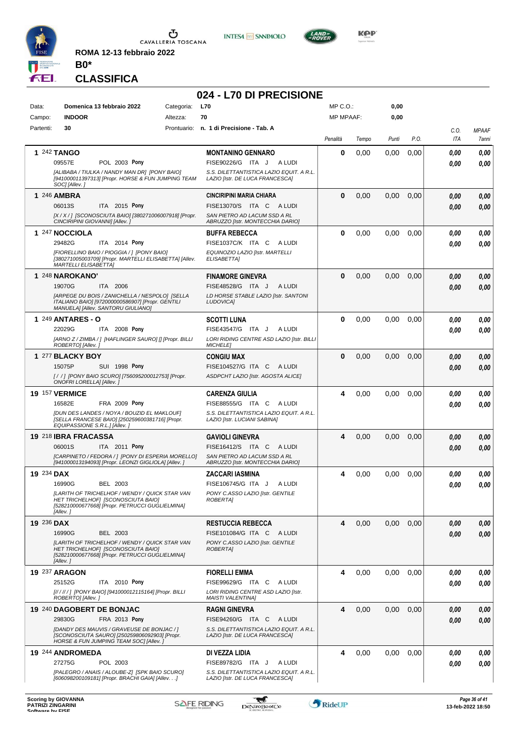ROMA 12-13 febbraio 2022

**B0***

## CLASSIFICA

# 024 - L70 DI PRECISIONE

| Data: | Domenica 13 febbraio 2022 | Categoria: | L70 | MP C.O.: | 0,00 |
|---|---|---|---|---|---|
| Campo: | INDOOR | Altezza: | 70 | MP MPAAF: | 0,00 |
| Partenti: | 30 | Prontuario: | n. 1 di Precisione - Tab. A | | |

| Class. | Cavallo | Cavaliere | Penalità | Tempo | Punti | P.O. | C.O. ITA | MPAAF 7anni |
|---|---|---|---|---|---|---|---|---|
| 1 | 242 **TANGO** 09557E POL 2003 **Pony** [ALIBABA / TIULKA / NANDY MAN DR] [PONY BAIO] [941000011397313] [Propr. HORSE & FUN JUMPING TEAM SOC] [Allev. ] | **MONTANINO GENNARO** FISE90226/G ITA J A LUDI S.S. DILETTANTISTICA LAZIO EQUIT. A R.L. LAZIO [Istr. DE LUCA FRANCESCA] | 0 | 0,00 | 0,00 | 0,00 | 0,00 / 0,00 | 0,00 / 0,00 |
| 1 | 246 **AMBRA** 06013S ITA 2015 **Pony** [X / X / ] [SCONOSCIUTA BAIO] [380271006007918] [Propr. CINCIRIPINI GIOVANNI] [Allev. ] | **CINCIRIPINI MARIA CHIARA** FISE13070/S ITA C A LUDI SAN PIETRO AD LACUM SSD A RL ABRUZZO [Istr. MONTECCHIA DARIO] | 0 | 0,00 | 0,00 | 0,00 | 0,00 / 0,00 | 0,00 / 0,00 |
| 1 | 247 **NOCCIOLA** 29482G ITA 2014 **Pony** [FIORELLINO BAIO / PIOGGIA / ] [PONY BAIO] [380271005003709] [Propr. MARTELLI ELISABETTA] [Allev. MARTELLI ELISABETTA] | **BUFFA REBECCA** FISE1037C/K ITA C A LUDI EQUINOZIO LAZIO [Istr. MARTELLI ELISABETTA] | 0 | 0,00 | 0,00 | 0,00 | 0,00 / 0,00 | 0,00 / 0,00 |
| 1 | 248 **NAROKANO'** 19070G ITA 2006 [ARPEGE DU BOIS / ZANICHELLA / NESPOLO] [SELLA ITALIANO BAIO] [972000000586907] [Propr. GENTILI MANUELA] [Allev. SANTORU GIULIANO] | **FINAMORE GINEVRA** FISE48528/G ITA J A LUDI LD HORSE STABLE LAZIO [Istr. SANTONI LUDOVICA] | 0 | 0,00 | 0,00 | 0,00 | 0,00 / 0,00 | 0,00 / 0,00 |
| 1 | 249 **ANTARES - O** 22029G ITA 2008 **Pony** [ARNO Z / ZIMBA / ] [HAFLINGER SAURO] [] [Propr. BILLI ROBERTO] [Allev. ] | **SCOTTI LUNA** FISE43547/G ITA J A LUDI LORI RIDING CENTRE ASD LAZIO [Istr. BILLI MICHELE] | 0 | 0,00 | 0,00 | 0,00 | 0,00 / 0,00 | 0,00 / 0,00 |
| 1 | 277 **BLACKY BOY** 15075P SUI 1998 **Pony** [ / / ] [PONY BAIO SCURO] [756095200012753] [Propr. ONOFRI LORELLA] [Allev. ] | **CONGIU MAX** FISE104527/G ITA C A LUDI ASDPCHT LAZIO [Istr. AGOSTA ALICE] | 0 | 0,00 | 0,00 | 0,00 | 0,00 / 0,00 | 0,00 / 0,00 |
| 19 | 157 **VERMICE** 16582E FRA 2009 **Pony** [DUN DES LANDES / NOYA / BOUZID EL MAKLOUF] [SELLA FRANCESE BAIO] [250259600381716] [Propr. EQUIPASSIONE S.R.L.] [Allev. ] | **CARENZA GIULIA** FISE88555/G ITA C A LUDI S.S. DILETTANTISTICA LAZIO EQUIT. A R.L. LAZIO [Istr. LUCIANI SABINA] | 4 | 0,00 | 0,00 | 0,00 | 0,00 / 0,00 | 0,00 / 0,00 |
| 19 | 218 **IBRA FRACASSA** 06001S ITA 2011 **Pony** [CARPINETO / FEDORA / ] [PONY DI ESPERIA MORELLO] [941000013194093] [Propr. LEONZI GIGLIOLA] [Allev. ] | **GAVIOLI GINEVRA** FISE16412/S ITA C A LUDI SAN PIETRO AD LACUM SSD A RL ABRUZZO [Istr. MONTECCHIA DARIO] | 4 | 0,00 | 0,00 | 0,00 | 0,00 / 0,00 | 0,00 / 0,00 |
| 19 | 234 **DAX** 16990G BEL 2003 [LARITH OF TRICHELHOF / WENDY / QUICK STAR VAN HET TRICHELHOF] [SCONOSCIUTA BAIO] [528210000677668] [Propr. PETRUCCI GUGLIELMINA] [Allev. ] | **ZACCARI IASMINA** FISE106745/G ITA J A LUDI PONY C.ASSO LAZIO [Istr. GENTILE ROBERTA] | 4 | 0,00 | 0,00 | 0,00 | 0,00 / 0,00 | 0,00 / 0,00 |
| 19 | 236 **DAX** 16990G BEL 2003 [LARITH OF TRICHELHOF / WENDY / QUICK STAR VAN HET TRICHELHOF] [SCONOSCIUTA BAIO] [528210000677668] [Propr. PETRUCCI GUGLIELMINA] [Allev. ] | **RESTUCCIA REBECCA** FISE101084/G ITA C A LUDI PONY C.ASSO LAZIO [Istr. GENTILE ROBERTA] | 4 | 0,00 | 0,00 | 0,00 | 0,00 / 0,00 | 0,00 / 0,00 |
| 19 | 237 **ARAGON** 25152G ITA 2010 **Pony** [// / // / ] [PONY BAIO] [941000012115164] [Propr. BILLI ROBERTO] [Allev. ] | **FIORELLI EMMA** FISE99629/G ITA C A LUDI LORI RIDING CENTRE ASD LAZIO [Istr. MAISTI VALENTINA] | 4 | 0,00 | 0,00 | 0,00 | 0,00 / 0,00 | 0,00 / 0,00 |
| 19 | 240 **DAGOBERT DE BONJAC** 29830G FRA 2013 **Pony** [DANDY DES MAUVIS / GRAVEUSE DE BONJAC / ] [SCONOSCIUTA SAURO] [250259806092903] [Propr. HORSE & FUN JUMPING TEAM SOC] [Allev. ] | **RAGNI GINEVRA** FISE94260/G ITA C A LUDI S.S. DILETTANTISTICA LAZIO EQUIT. A R.L. LAZIO [Istr. DE LUCA FRANCESCA] | 4 | 0,00 | 0,00 | 0,00 | 0,00 / 0,00 | 0,00 / 0,00 |
| 19 | 244 **ANDROMEDA** 27275G POL 2003 [PALEGRO / ANAIS / ALOUBE-Z] [SPK BAIO SCURO] [606098200109181] [Propr. BRACHI GAIA] [Allev. . . .] | **DI VEZZA LIDIA** FISE89782/G ITA J A LUDI S.S. DILETTANTISTICA LAZIO EQUIT. A R.L. LAZIO [Istr. DE LUCA FRANCESCA] | 4 | 0,00 | 0,00 | 0,00 | 0,00 / 0,00 | 0,00 / 0,00 |

Scoring by GIOVANNA PATRIZI ZINGARINI
Software by FISE

13-feb-2022 18:50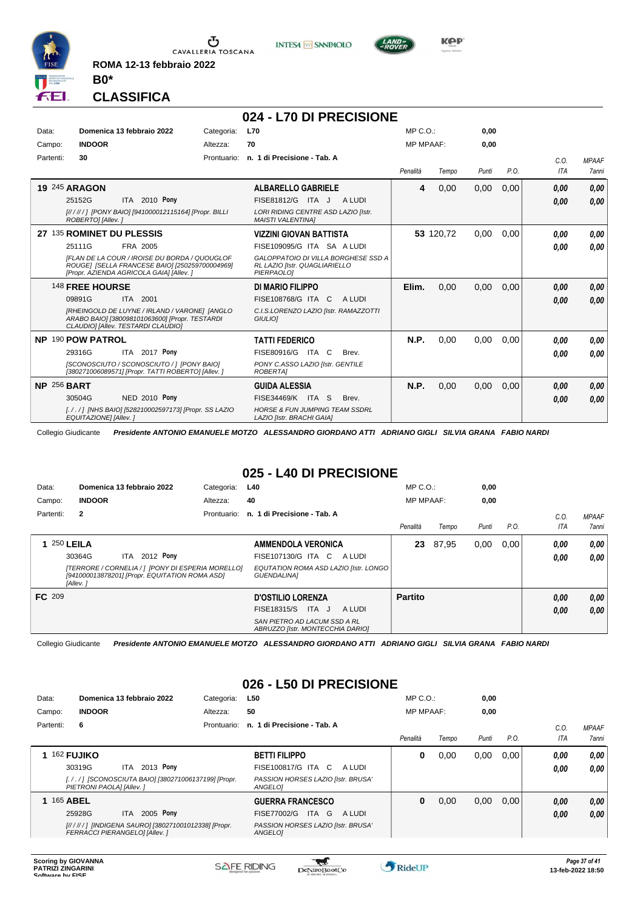ROMA 12-13 febbraio 2022

B0*

CLASSIFICA

## 024 - L70 DI PRECISIONE

| Data: | Domenica 13 febbraio 2022 | Categoria: | L70 | MP C.O.: | 0,00 |
|---|---|---|---|---|---|
| Campo: | INDOOR | Altezza: | 70 | MP MPAAF: | 0,00 |
| Partenti: | 30 | Prontuario: | n. 1 di Precisione - Tab. A | | |

| Pos. | Cavallo | Cavaliere | Penalità | Tempo | Punti | P.O. | C.O. ITA | MPAAF 7anni |
|---|---|---|---|---|---|---|---|---|
| 19 | 245 **ARAGON** 25152G ITA 2010 **Pony** *[//////] [PONY BAIO] [941000012115164] [Propr. BILLI ROBERTO] [Allev. ]* | **ALBARELLO GABRIELE** FISE81812/G ITA J A LUDI *LORI RIDING CENTRE ASD LAZIO [Istr. MAISTI VALENTINA]* | 4 | 0,00 | 0,00 | 0,00 | 0,00 / 0,00 | 0,00 / 0,00 |
| 27 | 135 **ROMINET DU PLESSIS** 25111G FRA 2005 *[FLAN DE LA COUR / IROISE DU BORDA / QUOUGLOF ROUGE] [SELLA FRANCESE BAIO] [250259700004969] [Propr. AZIENDA AGRICOLA GAIA] [Allev. ]* | **VIZZINI GIOVAN BATTISTA** FISE109095/G ITA SA A LUDI *GALOPPATOIO DI VILLA BORGHESE SSD A RL LAZIO [Istr. QUAGLIARIELLO PIERPAOLO]* | 53 | 120,72 | 0,00 | 0,00 | 0,00 / 0,00 | 0,00 / 0,00 |
| | 148 **FREE HOURSE** 09891G ITA 2001 *[RHEINGOLD DE LUYNE / IRLAND / VARONE] [ANGLO ARABO BAIO] [380098101063600] [Propr. TESTARDI CLAUDIO] [Allev. TESTARDI CLAUDIO]* | **DI MARIO FILIPPO** FISE108768/G ITA C A LUDI *C.I.S.LORENZO LAZIO [Istr. RAMAZZOTTI GIULIO]* | Elim. | 0,00 | 0,00 | 0,00 | 0,00 / 0,00 | 0,00 / 0,00 |
| NP | 190 **POW PATROL** 29316G ITA 2017 **Pony** *[SCONOSCIUTO / SCONOSCIUTO / ] [PONY BAIO] [380271006089571] [Propr. TATTI ROBERTO] [Allev. ]* | **TATTI FEDERICO** FISE80916/G ITA C Brev. *PONY C.ASSO LAZIO [Istr. GENTILE ROBERTA]* | N.P. | 0,00 | 0,00 | 0,00 | 0,00 / 0,00 | 0,00 / 0,00 |
| NP | 256 **BART** 30504G NED 2010 **Pony** *[. / . / ] [NHS BAIO] [528210002597173] [Propr. SS LAZIO EQUITAZIONE] [Allev. ]* | **GUIDA ALESSIA** FISE34469/K ITA S Brev. *HORSE & FUN JUMPING TEAM SSDRL LAZIO [Istr. BRACHI GAIA]* | N.P. | 0,00 | 0,00 | 0,00 | 0,00 / 0,00 | 0,00 / 0,00 |

Collegio Giudicante *Presidente ANTONIO EMANUELE MOTZO ALESSANDRO GIORDANO ATTI ADRIANO GIGLI SILVIA GRANA FABIO NARDI*

## 025 - L40 DI PRECISIONE

| Data: | Domenica 13 febbraio 2022 | Categoria: | L40 | MP C.O.: | 0,00 |
|---|---|---|---|---|---|
| Campo: | INDOOR | Altezza: | 40 | MP MPAAF: | 0,00 |
| Partenti: | 2 | Prontuario: | n. 1 di Precisione - Tab. A | | |

| Pos. | Cavallo | Cavaliere | Penalità | Tempo | Punti | P.O. | C.O. ITA | MPAAF 7anni |
|---|---|---|---|---|---|---|---|---|
| 1 | 250 **LEILA** 30364G ITA 2012 **Pony** *[TERRORE / CORNELIA / ] [PONY DI ESPERIA MORELLO] [941000013878201] [Propr. EQUITATION ROMA ASD] [Allev. ]* | **AMMENDOLA VERONICA** FISE107130/G ITA C A LUDI *EQUTATION ROMA ASD LAZIO [Istr. LONGO GUENDALINA]* | 23 | 87,95 | 0,00 | 0,00 | 0,00 / 0,00 | 0,00 / 0,00 |
| FC | 209 | **D'OSTILIO LORENZA** FISE18315/S ITA J A LUDI *SAN PIETRO AD LACUM SSD A RL ABRUZZO [Istr. MONTECCHIA DARIO]* | Partito | | | | 0,00 / 0,00 | 0,00 / 0,00 |

Collegio Giudicante *Presidente ANTONIO EMANUELE MOTZO ALESSANDRO GIORDANO ATTI ADRIANO GIGLI SILVIA GRANA FABIO NARDI*

## 026 - L50 DI PRECISIONE

| Data: | Domenica 13 febbraio 2022 | Categoria: | L50 | MP C.O.: | 0,00 |
|---|---|---|---|---|---|
| Campo: | INDOOR | Altezza: | 50 | MP MPAAF: | 0,00 |
| Partenti: | 6 | Prontuario: | n. 1 di Precisione - Tab. A | | |

| Pos. | Cavallo | Cavaliere | Penalità | Tempo | Punti | P.O. | C.O. ITA | MPAAF 7anni |
|---|---|---|---|---|---|---|---|---|
| 1 | 162 **FUJIKO** 30319G ITA 2013 **Pony** *[. / . / ] [SCONOSCIUTA BAIO] [380271006137199] [Propr. PIETRONI PAOLA] [Allev. ]* | **BETTI FILIPPO** FISE100817/G ITA C A LUDI *PASSION HORSES LAZIO [Istr. BRUSA' ANGELO]* | 0 | 0,00 | 0,00 | 0,00 | 0,00 / 0,00 | 0,00 / 0,00 |
| 1 | 165 **ABEL** 25928G ITA 2005 **Pony** *[//////] [INDIGENA SAURO] [380271001012338] [Propr. FERRACCI PIERANGELO] [Allev. ]* | **GUERRA FRANCESCO** FISE77002/G ITA G A LUDI *PASSION HORSES LAZIO [Istr. BRUSA' ANGELO]* | 0 | 0,00 | 0,00 | 0,00 | 0,00 / 0,00 | 0,00 / 0,00 |

Scoring by GIOVANNA PATRIZI ZINGARINI
Software by FISE

13-feb-2022 18:50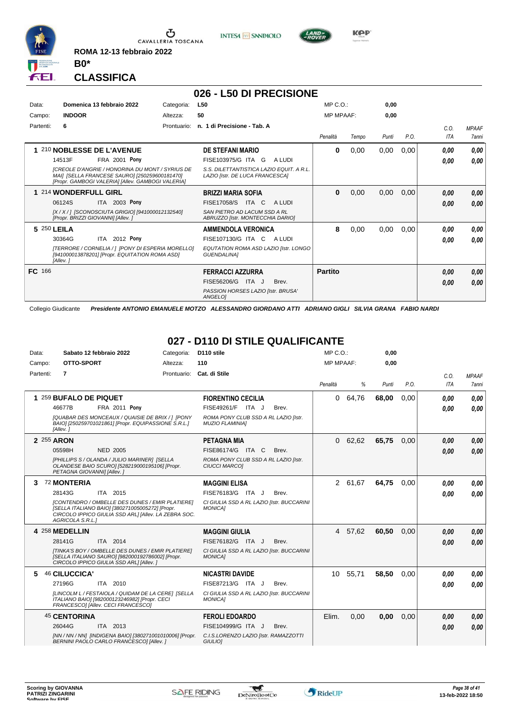ROMA 12-13 febbraio 2022

**B0***

**CLASSIFICA**

## 026 - L50 DI PRECISIONE

| | | | | | |
|---|---|---|---|---|---|
| Data: | Domenica 13 febbraio 2022 | Categoria: | L50 | MP C.O.: | 0,00 |
| Campo: | INDOOR | Altezza: | 50 | MP MPAAF: | 0,00 |
| Partenti: | 6 | Prontuario: | n. 1 di Precisione - Tab. A | | |

| Cl. | Cavallo | Cavaliere | Penalità | Tempo | Punti | P.O. | C.O. ITA | MPAAF 7anni |
|---|---|---|---|---|---|---|---|---|
| 1 | 210 **NOBLESSE DE L'AVENUE** 14513F FRA 2001 **Pony** [CREOLE D'ANGRIE / HONORINA DU MONT / SYRIUS DE MAI] [SELLA FRANCESE SAURO] [250259600181470] [Propr. GAMBOGI VALERIA] [Allev. GAMBOGI VALERIA] | **DE STEFANI MARIO** FISE103975/G ITA G A LUDI S.S. DILETTANTISTICA LAZIO EQUIT. A R.L. LAZIO [Istr. DE LUCA FRANCESCA] | 0 | 0,00 | 0,00 | 0,00 | 0,00 / 0,00 | 0,00 / 0,00 |
| 1 | 214 **WONDERFULL GIRL** 06124S ITA 2003 **Pony** [X / X / ] [SCONOSCIUTA GRIGIO] [941000012132540] [Propr. BRIZZI GIOVANNI] [Allev. ] | **BRIZZI MARIA SOFIA** FISE17058/S ITA C A LUDI SAN PIETRO AD LACUM SSD A RL ABRUZZO [Istr. MONTECCHIA DARIO] | 0 | 0,00 | 0,00 | 0,00 | 0,00 / 0,00 | 0,00 / 0,00 |
| 5 | 250 **LEILA** 30364G ITA 2012 **Pony** [TERRORE / CORNELIA / ] [PONY DI ESPERIA MORELLO] [941000013878201] [Propr. EQUITATION ROMA ASD] [Allev. ] | **AMMENDOLA VERONICA** FISE107130/G ITA C A LUDI EQUTATION ROMA ASD LAZIO [Istr. LONGO GUENDALINA] | 8 | 0,00 | 0,00 | 0,00 | 0,00 / 0,00 | 0,00 / 0,00 |
| FC | 166 | **FERRACCI AZZURRA** FISE56206/G ITA J Brev. PASSION HORSES LAZIO [Istr. BRUSA' ANGELO] | Partito | | | | 0,00 / 0,00 | 0,00 / 0,00 |

Collegio Giudicante *Presidente ANTONIO EMANUELE MOTZO ALESSANDRO GIORDANO ATTI ADRIANO GIGLI SILVIA GRANA FABIO NARDI*

## 027 - D110 DI STILE QUALIFICANTE

| | | | | | |
|---|---|---|---|---|---|
| Data: | Sabato 12 febbraio 2022 | Categoria: | D110 stile | MP C.O.: | 0,00 |
| Campo: | OTTO-SPORT | Altezza: | 110 | MP MPAAF: | 0,00 |
| Partenti: | 7 | Prontuario: | Cat. di Stile | | |

| Cl. | Cavallo | Cavaliere | Penalità | % | Punti | P.O. | C.O. ITA | MPAAF 7anni |
|---|---|---|---|---|---|---|---|---|
| 1 | 259 **BUFALO DE PIQUET** 46677B FRA 2011 **Pony** [QUABAR DES MONCEAUX / QUAISIE DE BRIX / ] [PONY BAIO] [250259701021861] [Propr. EQUIPASSIONE S.R.L.] [Allev. ] | **FIORENTINO CECILIA** FISE49261/F ITA J Brev. ROMA PONY CLUB SSD A RL LAZIO [Istr. MUZIO FLAMINIA] | 0 | 64,76 | 68,00 | 0,00 | 0,00 / 0,00 | 0,00 / 0,00 |
| 2 | 255 **ARON** 05598H NED 2005 [PHILLIPS S / OLANDA / JULIO MARINER] [SELLA OLANDESE BAIO SCURO] [528219000195106] [Propr. PETAGNA GIOVANNI] [Allev. ] | **PETAGNA MIA** FISE86174/G ITA C Brev. ROMA PONY CLUB SSD A RL LAZIO [Istr. CIUCCI MARCO] | 0 | 62,62 | 65,75 | 0,00 | 0,00 / 0,00 | 0,00 / 0,00 |
| 3 | 72 **MONTERIA** 28143G ITA 2015 [CONTENDRO / OMBELLE DES DUNES / EMIR PLATIERE] [SELLA ITALIANO BAIO] [380271005005272] [Propr. CIRCOLO IPPICO GIULIA SSD ARL] [Allev. LA ZEBRA SOC. AGRICOLA S.R.L.] | **MAGGINI ELISA** FISE76183/G ITA J Brev. CI GIULIA SSD A RL LAZIO [Istr. BUCCARINI MONICA] | 2 | 61,67 | 64,75 | 0,00 | 0,00 / 0,00 | 0,00 / 0,00 |
| 4 | 258 **MEDELLIN** 28141G ITA 2014 [TINKA'S BOY / OMBELLE DES DUNES / EMIR PLATIERE] [SELLA ITALIANO SAURO] [982000192786002] [Propr. CIRCOLO IPPICO GIULIA SSD ARL] [Allev. ] | **MAGGINI GIULIA** FISE76182/G ITA J Brev. CI GIULIA SSD A RL LAZIO [Istr. BUCCARINI MONICA] | 4 | 57,62 | 60,50 | 0,00 | 0,00 / 0,00 | 0,00 / 0,00 |
| 5 | 46 **CILUCCICA'** 27196G ITA 2010 [LINCOLM L / FESTAIOLA / QUIDAM DE LA CERE] [SELLA ITALIANO BAIO] [982000123246982] [Propr. CECI FRANCESCO] [Allev. CECI FRANCESCO] | **NICASTRI DAVIDE** FISE87213/G ITA J Brev. CI GIULIA SSD A RL LAZIO [Istr. BUCCARINI MONICA] | 10 | 55,71 | 58,50 | 0,00 | 0,00 / 0,00 | 0,00 / 0,00 |
| | 45 **CENTORINA** 26044G ITA 2013 [NN / NN / NN] [INDIGENA BAIO] [380271001010006] [Propr. BERNINI PAOLO CARLO FRANCESCO] [Allev. ] | **FEROLI EDOARDO** FISE104999/G ITA J Brev. C.I.S.LORENZO LAZIO [Istr. RAMAZZOTTI GIULIO] | Elim. | 0,00 | 0,00 | 0,00 | 0,00 / 0,00 | 0,00 / 0,00 |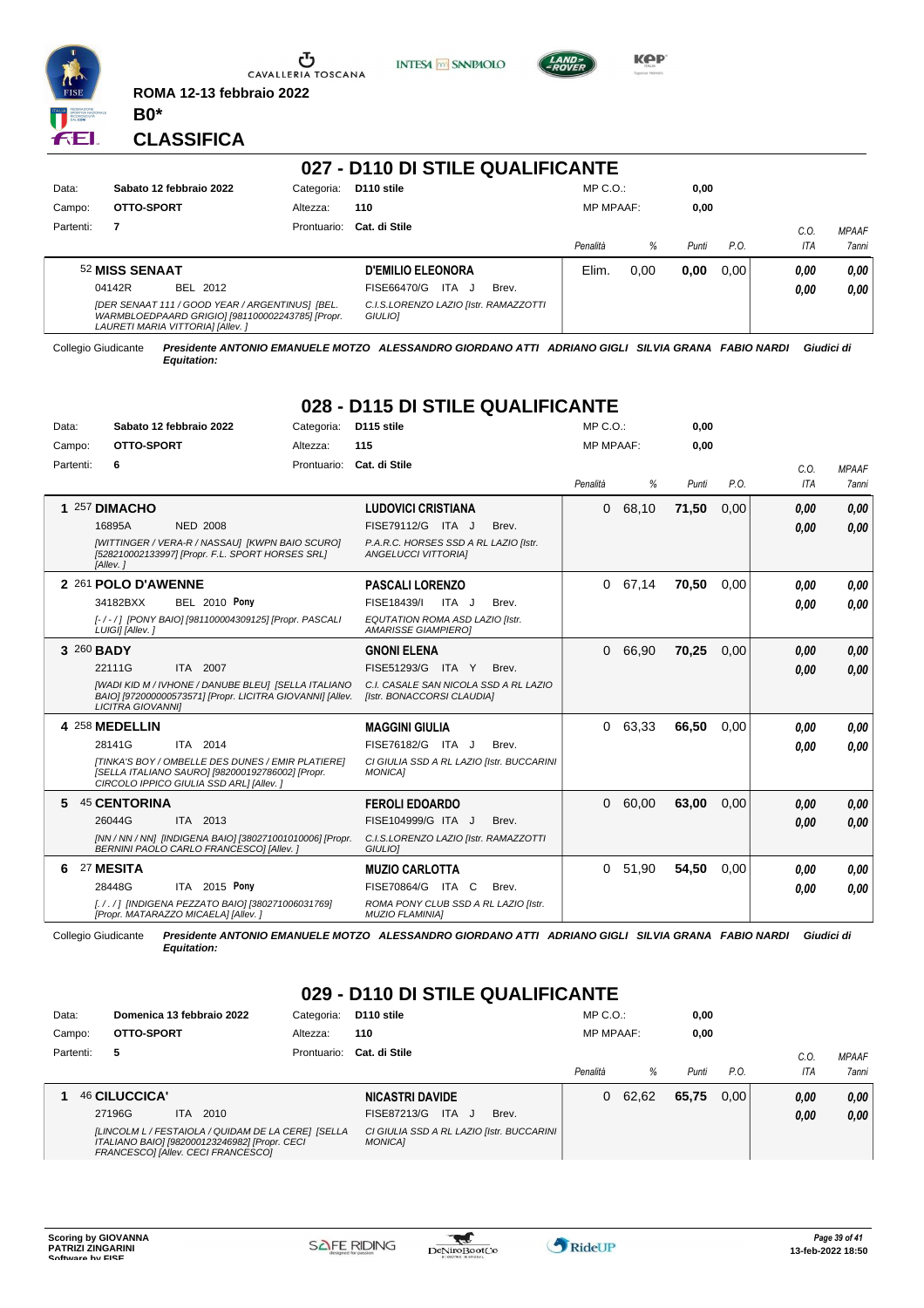ROMA 12-13 febbraio 2022

**B0***

## CLASSIFICA

## 027 - D110 DI STILE QUALIFICANTE

| Data: | Sabato 12 febbraio 2022 | Categoria: | D110 stile | MP C.O.: | 0,00 |
|---|---|---|---|---|---|
| Campo: | OTTO-SPORT | Altezza: | 110 | MP MPAAF: | 0,00 |
| Partenti: | 7 | Prontuario: | Cat. di Stile | | |

| | Cavallo | Cavaliere | Penalità | % | Punti | P.O. | C.O. ITA | MPAAF 7anni |
|---|---|---|---|---|---|---|---|---|
| | 52 **MISS SENAAT** 04142R BEL 2012 *[DER SENAAT 111 / GOOD YEAR / ARGENTINUS] [BEL. WARMBLOEDPAARD GRIGIO] [981100002243785] [Propr. LAURETI MARIA VITTORIA] [Allev. ]* | **D'EMILIO ELEONORA** FISE66470/G ITA J Brev. *C.I.S.LORENZO LAZIO [Istr. RAMAZZOTTI GIULIO]* | Elim. | 0,00 | **0,00** | 0,00 | *0,00* *0,00* | *0,00* *0,00* |

Collegio Giudicante *Presidente ANTONIO EMANUELE MOTZO ALESSANDRO GIORDANO ATTI ADRIANO GIGLI SILVIA GRANA FABIO NARDI Giudici di Equitation:*

## 028 - D115 DI STILE QUALIFICANTE

| Data: | Sabato 12 febbraio 2022 | Categoria: | D115 stile | MP C.O.: | 0,00 |
|---|---|---|---|---|---|
| Campo: | OTTO-SPORT | Altezza: | 115 | MP MPAAF: | 0,00 |
| Partenti: | 6 | Prontuario: | Cat. di Stile | | |

| | Cavallo | Cavaliere | Penalità | % | Punti | P.O. | C.O. ITA | MPAAF 7anni |
|---|---|---|---|---|---|---|---|---|
| 1 | 257 **DIMACHO** 16895A NED 2008 *[WITTINGER / VERA-R / NASSAU] [KWPN BAIO SCURO] [528210002133997] [Propr. F.L. SPORT HORSES SRL] [Allev. ]* | **LUDOVICI CRISTIANA** FISE79112/G ITA J Brev. *P.A.R.C. HORSES SSD A RL LAZIO [Istr. ANGELUCCI VITTORIA]* | 0 | 68,10 | **71,50** | 0,00 | *0,00* *0,00* | *0,00* *0,00* |
| 2 | 261 **POLO D'AWENNE** 34182BXX BEL 2010 **Pony** *[- / - / ] [PONY BAIO] [981100004309125] [Propr. PASCALI LUIGI] [Allev. ]* | **PASCALI LORENZO** FISE18439/I ITA J Brev. *EQUTATION ROMA ASD LAZIO [Istr. AMARISSE GIAMPIERO]* | 0 | 67,14 | **70,50** | 0,00 | *0,00* *0,00* | *0,00* *0,00* |
| 3 | 260 **BADY** 22111G ITA 2007 *[WADI KID M / IVHONE / DANUBE BLEU] [SELLA ITALIANO BAIO] [972000000573571] [Propr. LICITRA GIOVANNI] [Allev. LICITRA GIOVANNI]* | **GNONI ELENA** FISE51293/G ITA Y Brev. *C.I. CASALE SAN NICOLA SSD A RL LAZIO [Istr. BONACCORSI CLAUDIA]* | 0 | 66,90 | **70,25** | 0,00 | *0,00* *0,00* | *0,00* *0,00* |
| 4 | 258 **MEDELLIN** 28141G ITA 2014 *[TINKA'S BOY / OMBELLE DES DUNES / EMIR PLATIERE] [SELLA ITALIANO SAURO] [982000192786002] [Propr. CIRCOLO IPPICO GIULIA SSD ARL] [Allev. ]* | **MAGGINI GIULIA** FISE76182/G ITA J Brev. *CI GIULIA SSD A RL LAZIO [Istr. BUCCARINI MONICA]* | 0 | 63,33 | **66,50** | 0,00 | *0,00* *0,00* | *0,00* *0,00* |
| 5 | 45 **CENTORINA** 26044G ITA 2013 *[NN / NN / NN] [INDIGENA BAIO] [380271001010006] [Propr. BERNINI PAOLO CARLO FRANCESCO] [Allev. ]* | **FEROLI EDOARDO** FISE104999/G ITA J Brev. *C.I.S.LORENZO LAZIO [Istr. RAMAZZOTTI GIULIO]* | 0 | 60,00 | **63,00** | 0,00 | *0,00* *0,00* | *0,00* *0,00* |
| 6 | 27 **MESITA** 28448G ITA 2015 **Pony** *[. / . / ] [INDIGENA PEZZATO BAIO] [380271006031769] [Propr. MATARAZZO MICAELA] [Allev. ]* | **MUZIO CARLOTTA** FISE70864/G ITA C Brev. *ROMA PONY CLUB SSD A RL LAZIO [Istr. MUZIO FLAMINIA]* | 0 | 51,90 | **54,50** | 0,00 | *0,00* *0,00* | *0,00* *0,00* |

Collegio Giudicante *Presidente ANTONIO EMANUELE MOTZO ALESSANDRO GIORDANO ATTI ADRIANO GIGLI SILVIA GRANA FABIO NARDI Giudici di Equitation:*

## 029 - D110 DI STILE QUALIFICANTE

| Data: | Domenica 13 febbraio 2022 | Categoria: | D110 stile | MP C.O.: | 0,00 |
|---|---|---|---|---|---|
| Campo: | OTTO-SPORT | Altezza: | 110 | MP MPAAF: | 0,00 |
| Partenti: | 5 | Prontuario: | Cat. di Stile | | |

| | Cavallo | Cavaliere | Penalità | % | Punti | P.O. | C.O. ITA | MPAAF 7anni |
|---|---|---|---|---|---|---|---|---|
| 1 | 46 **CILUCCICA'** 27196G ITA 2010 *[LINCOLM L / FESTAIOLA / QUIDAM DE LA CERE] [SELLA ITALIANO BAIO] [982000123246982] [Propr. CECI FRANCESCO] [Allev. CECI FRANCESCO]* | **NICASTRI DAVIDE** FISE87213/G ITA J Brev. *CI GIULIA SSD A RL LAZIO [Istr. BUCCARINI MONICA]* | 0 | 62,62 | **65,75** | 0,00 | *0,00* *0,00* | *0,00* *0,00* |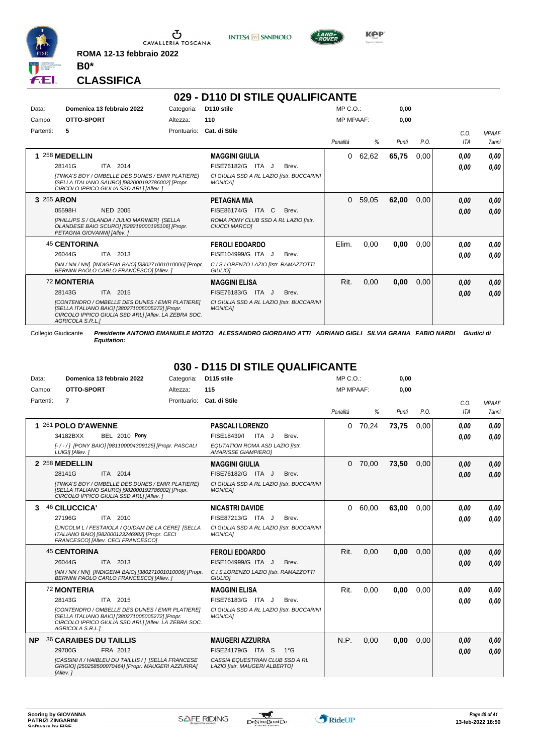ROMA 12-13 febbraio 2022

**B0***

## CLASSIFICA

# 029 - D110 DI STILE QUALIFICANTE

| | | | | | |
|---|---|---|---|---|---|
| Data: | Domenica 13 febbraio 2022 | Categoria: | D110 stile | MP C.O.: | 0,00 |
| Campo: | OTTO-SPORT | Altezza: | 110 | MP MPAAF: | 0,00 |
| Partenti: | 5 | Prontuario: | Cat. di Stile | | |

| Pos. | Cavallo | Cavaliere | Penalità | % | Punti | P.O. | C.O. ITA | MPAAF 7anni |
|---|---|---|---|---|---|---|---|---|
| 1 | 258 **MEDELLIN** 28141G ITA 2014 *[TINKA'S BOY / OMBELLE DES DUNES / EMIR PLATIERE] [SELLA ITALIANO SAURO] [982000192786002] [Propr. CIRCOLO IPPICO GIULIA SSD ARL] [Allev. ]* | **MAGGINI GIULIA** FISE76182/G ITA J Brev. *CI GIULIA SSD A RL LAZIO [Istr. BUCCARINI MONICA]* | 0 | 62,62 | 65,75 | 0,00 | 0,00 / 0,00 | 0,00 / 0,00 |
| 3 | 255 **ARON** 05598H NED 2005 *[PHILLIPS S / OLANDA / JULIO MARINER] [SELLA OLANDESE BAIO SCURO] [528219000195106] [Propr. PETAGNA GIOVANNI] [Allev. ]* | **PETAGNA MIA** FISE86174/G ITA C Brev. *ROMA PONY CLUB SSD A RL LAZIO [Istr. CIUCCI MARCO]* | 0 | 59,05 | 62,00 | 0,00 | 0,00 / 0,00 | 0,00 / 0,00 |
| | 45 **CENTORINA** 26044G ITA 2013 *[NN / NN / NN] [INDIGENA BAIO] [380271001010006] [Propr. BERNINI PAOLO CARLO FRANCESCO] [Allev. ]* | **FEROLI EDOARDO** FISE104999/G ITA J Brev. *C.I.S.LORENZO LAZIO [Istr. RAMAZZOTTI GIULIO]* | Elim. | 0,00 | 0,00 | 0,00 | 0,00 / 0,00 | 0,00 / 0,00 |
| | 72 **MONTERIA** 28143G ITA 2015 *[CONTENDRO / OMBELLE DES DUNES / EMIR PLATIERE] [SELLA ITALIANO BAIO] [380271005005272] [Propr. CIRCOLO IPPICO GIULIA SSD ARL] [Allev. LA ZEBRA SOC. AGRICOLA S.R.L.]* | **MAGGINI ELISA** FISE76183/G ITA J Brev. *CI GIULIA SSD A RL LAZIO [Istr. BUCCARINI MONICA]* | Rit. | 0,00 | 0,00 | 0,00 | 0,00 / 0,00 | 0,00 / 0,00 |

Collegio Giudicante *Presidente ANTONIO EMANUELE MOTZO ALESSANDRO GIORDANO ATTI ADRIANO GIGLI SILVIA GRANA FABIO NARDI Giudici di Equitation:*

# 030 - D115 DI STILE QUALIFICANTE

| | | | | | |
|---|---|---|---|---|---|
| Data: | Domenica 13 febbraio 2022 | Categoria: | D115 stile | MP C.O.: | 0,00 |
| Campo: | OTTO-SPORT | Altezza: | 115 | MP MPAAF: | 0,00 |
| Partenti: | 7 | Prontuario: | Cat. di Stile | | |

| Pos. | Cavallo | Cavaliere | Penalità | % | Punti | P.O. | C.O. ITA | MPAAF 7anni |
|---|---|---|---|---|---|---|---|---|
| 1 | 261 **POLO D'AWENNE** 34182BXX BEL 2010 **Pony** *[- / - / ] [PONY BAIO] [981100004309125] [Propr. PASCALI LUIGI] [Allev. ]* | **PASCALI LORENZO** FISE18439/I ITA J Brev. *EQUTATION ROMA ASD LAZIO [Istr. AMARISSE GIAMPIERO]* | 0 | 70,24 | 73,75 | 0,00 | 0,00 / 0,00 | 0,00 / 0,00 |
| 2 | 258 **MEDELLIN** 28141G ITA 2014 *[TINKA'S BOY / OMBELLE DES DUNES / EMIR PLATIERE] [SELLA ITALIANO SAURO] [982000192786002] [Propr. CIRCOLO IPPICO GIULIA SSD ARL] [Allev. ]* | **MAGGINI GIULIA** FISE76182/G ITA J Brev. *CI GIULIA SSD A RL LAZIO [Istr. BUCCARINI MONICA]* | 0 | 70,00 | 73,50 | 0,00 | 0,00 / 0,00 | 0,00 / 0,00 |
| 3 | 46 **CILUCCICA'** 27196G ITA 2010 *[LINCOLM L / FESTAIOLA / QUIDAM DE LA CERE] [SELLA ITALIANO BAIO] [982000123246982] [Propr. CECI FRANCESCO] [Allev. CECI FRANCESCO]* | **NICASTRI DAVIDE** FISE87213/G ITA J Brev. *CI GIULIA SSD A RL LAZIO [Istr. BUCCARINI MONICA]* | 0 | 60,00 | 63,00 | 0,00 | 0,00 / 0,00 | 0,00 / 0,00 |
| | 45 **CENTORINA** 26044G ITA 2013 *[NN / NN / NN] [INDIGENA BAIO] [380271001010006] [Propr. BERNINI PAOLO CARLO FRANCESCO] [Allev. ]* | **FEROLI EDOARDO** FISE104999/G ITA J Brev. *C.I.S.LORENZO LAZIO [Istr. RAMAZZOTTI GIULIO]* | Rit. | 0,00 | 0,00 | 0,00 | 0,00 / 0,00 | 0,00 / 0,00 |
| | 72 **MONTERIA** 28143G ITA 2015 *[CONTENDRO / OMBELLE DES DUNES / EMIR PLATIERE] [SELLA ITALIANO BAIO] [380271005005272] [Propr. CIRCOLO IPPICO GIULIA SSD ARL] [Allev. LA ZEBRA SOC. AGRICOLA S.R.L.]* | **MAGGINI ELISA** FISE76183/G ITA J Brev. *CI GIULIA SSD A RL LAZIO [Istr. BUCCARINI MONICA]* | Rit. | 0,00 | 0,00 | 0,00 | 0,00 / 0,00 | 0,00 / 0,00 |
| NP | 36 **CARAIBES DU TAILLIS** 29700G FRA 2012 *[CASSINI II / HAIBLEU DU TAILLIS / ] [SELLA FRANCESE GRIGIO] [250258500070464] [Propr. MAUGERI AZZURRA] [Allev. ]* | **MAUGERI AZZURRA** FISE24179/G ITA S 1°G *CASSIA EQUESTRIAN CLUB SSD A RL LAZIO [Istr. MAUGERI ALBERTO]* | N.P. | 0,00 | 0,00 | 0,00 | 0,00 / 0,00 | 0,00 / 0,00 |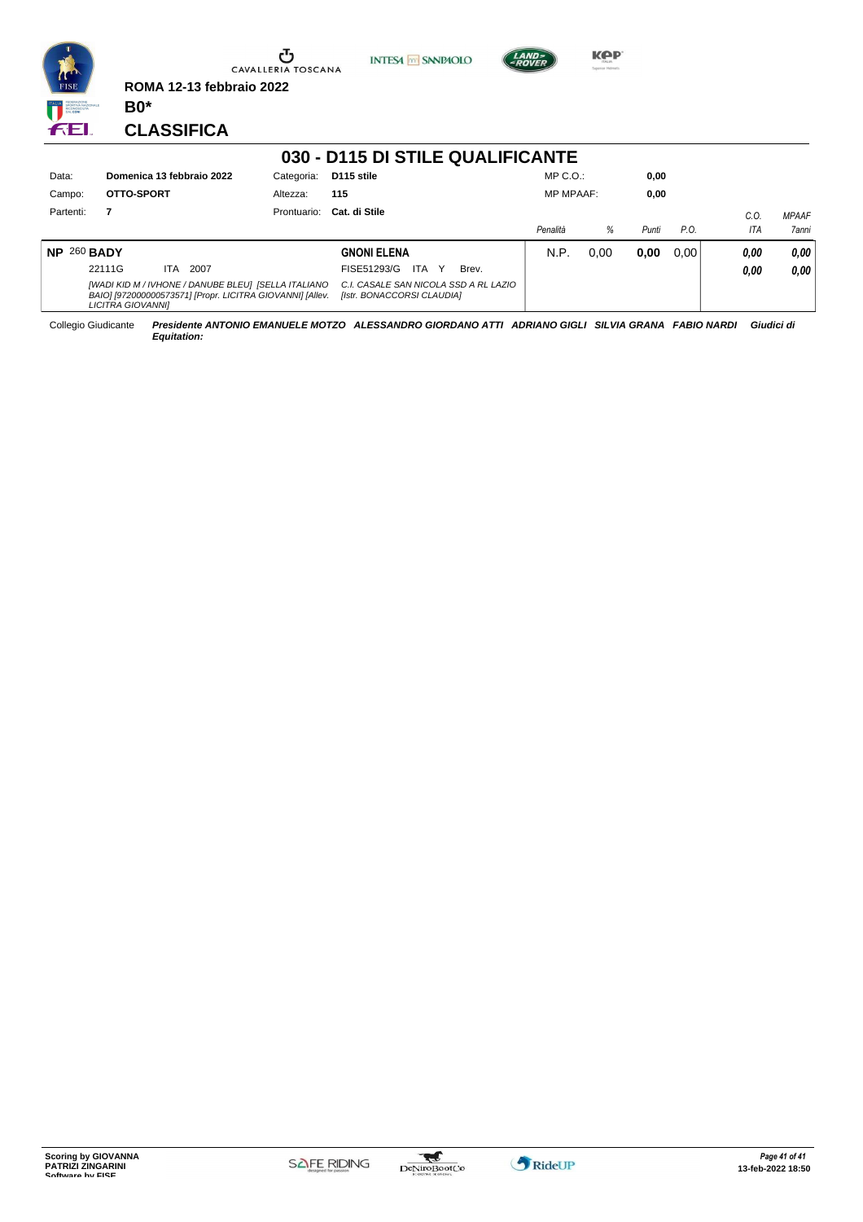ROMA 12-13 febbraio 2022

**B0***

## CLASSIFICA

# 030 - D115 DI STILE QUALIFICANTE

| | | | | | |
|---|---|---|---|---|---|
| Data: | **Domenica 13 febbraio 2022** | Categoria: | **D115 stile** | MP C.O.: | **0,00** |
| Campo: | **OTTO-SPORT** | Altezza: | **115** | MP MPAAF: | **0,00** |
| Partenti: | **7** | Prontuario: | **Cat. di Stile** | | |

| | | | Penalità | % | Punti | P.O. | C.O. ITA | MPAAF 7anni |
|---|---|---|---|---|---|---|---|---|
| **NP** 260 | **BADY** 22111G ITA 2007 *[WADI KID M / IVHONE / DANUBE BLEU] [SELLA ITALIANO BAIO] [972000000573571] [Propr. LICITRA GIOVANNI] [Allev. LICITRA GIOVANNI]* | **GNONI ELENA** FISE51293/G ITA Y Brev. *C.I. CASALE SAN NICOLA SSD A RL LAZIO [Istr. BONACCORSI CLAUDIA]* | N.P. | 0,00 | **0,00** | 0,00 | *0,00* *0,00* | *0,00* *0,00* |

Collegio Giudicante *Presidente ANTONIO EMANUELE MOTZO ALESSANDRO GIORDANO ATTI ADRIANO GIGLI SILVIA GRANA FABIO NARDI Giudici di Equitation:*

Scoring by GIOVANNA PATRIZI ZINGARINI
Software by FISE

13-feb-2022 18:50